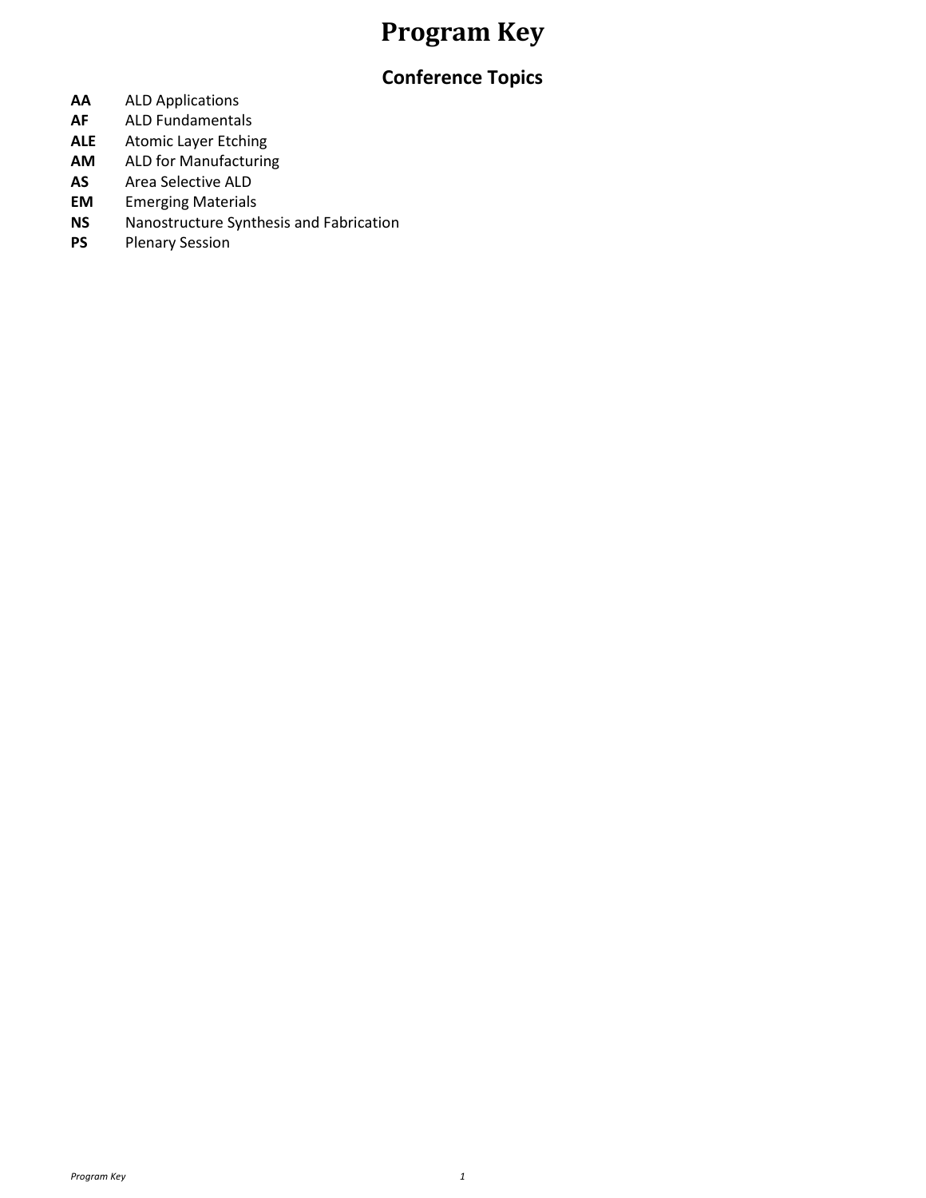# Program Key

## Conference Topics

**AA** ALD Applications
**AF** ALD Fundamentals
**ALE** Atomic Layer Etching
**AM** ALD for Manufacturing
**AS** Area Selective ALD
**EM** Emerging Materials
**NS** Nanostructure Synthesis and Fabrication
**PS** Plenary Session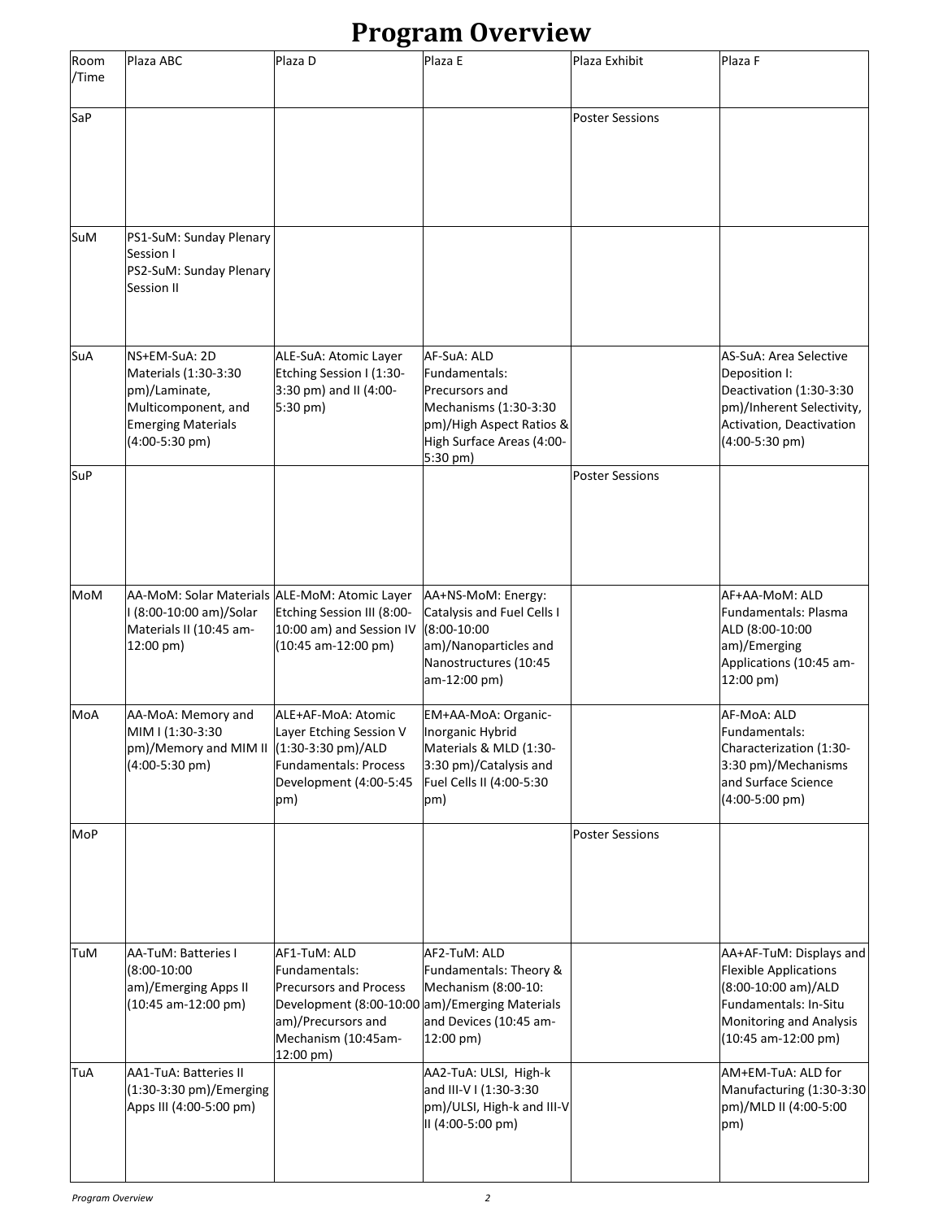# Program Overview

| Room /Time | Plaza ABC | Plaza D | Plaza E | Plaza Exhibit | Plaza F |
|---|---|---|---|---|---|
| SaP | | | | Poster Sessions | |
| SuM | PS1-SuM: Sunday Plenary Session I<br>PS2-SuM: Sunday Plenary Session II | | | | |
| SuA | NS+EM-SuA: 2D Materials (1:30-3:30 pm)/Laminate, Multicomponent, and Emerging Materials (4:00-5:30 pm) | ALE-SuA: Atomic Layer Etching Session I (1:30-3:30 pm) and II (4:00-5:30 pm) | AF-SuA: ALD Fundamentals: Precursors and Mechanisms (1:30-3:30 pm)/High Aspect Ratios & High Surface Areas (4:00-5:30 pm) | | AS-SuA: Area Selective Deposition I: Deactivation (1:30-3:30 pm)/Inherent Selectivity, Activation, Deactivation (4:00-5:30 pm) |
| SuP | | | | Poster Sessions | |
| MoM | AA-MoM: Solar Materials I (8:00-10:00 am)/Solar Materials II (10:45 am-12:00 pm) | ALE-MoM: Atomic Layer Etching Session III (8:00-10:00 am) and Session IV (10:45 am-12:00 pm) | AA+NS-MoM: Energy: Catalysis and Fuel Cells I (8:00-10:00 am)/Nanoparticles and Nanostructures (10:45 am-12:00 pm) | | AF+AA-MoM: ALD Fundamentals: Plasma ALD (8:00-10:00 am)/Emerging Applications (10:45 am-12:00 pm) |
| MoA | AA-MoA: Memory and MIM I (1:30-3:30 pm)/Memory and MIM II (4:00-5:30 pm) | ALE+AF-MoA: Atomic Layer Etching Session V (1:30-3:30 pm)/ALD Fundamentals: Process Development (4:00-5:45 pm) | EM+AA-MoA: Organic-Inorganic Hybrid Materials & MLD (1:30-3:30 pm)/Catalysis and Fuel Cells II (4:00-5:30 pm) | | AF-MoA: ALD Fundamentals: Characterization (1:30-3:30 pm)/Mechanisms and Surface Science (4:00-5:00 pm) |
| MoP | | | | Poster Sessions | |
| TuM | AA-TuM: Batteries I (8:00-10:00 am)/Emerging Apps II (10:45 am-12:00 pm) | AF1-TuM: ALD Fundamentals: Precursors and Process Development (8:00-10:00 am)/Precursors and Mechanism (10:45am-12:00 pm) | AF2-TuM: ALD Fundamentals: Theory & Mechanism (8:00-10: am)/Emerging Materials and Devices (10:45 am-12:00 pm) | | AA+AF-TuM: Displays and Flexible Applications (8:00-10:00 am)/ALD Fundamentals: In-Situ Monitoring and Analysis (10:45 am-12:00 pm) |
| TuA | AA1-TuA: Batteries II (1:30-3:30 pm)/Emerging Apps III (4:00-5:00 pm) | | AA2-TuA: ULSI, High-k and III-V I (1:30-3:30 pm)/ULSI, High-k and III-V II (4:00-5:00 pm) | | AM+EM-TuA: ALD for Manufacturing (1:30-3:30 pm)/MLD II (4:00-5:00 pm) |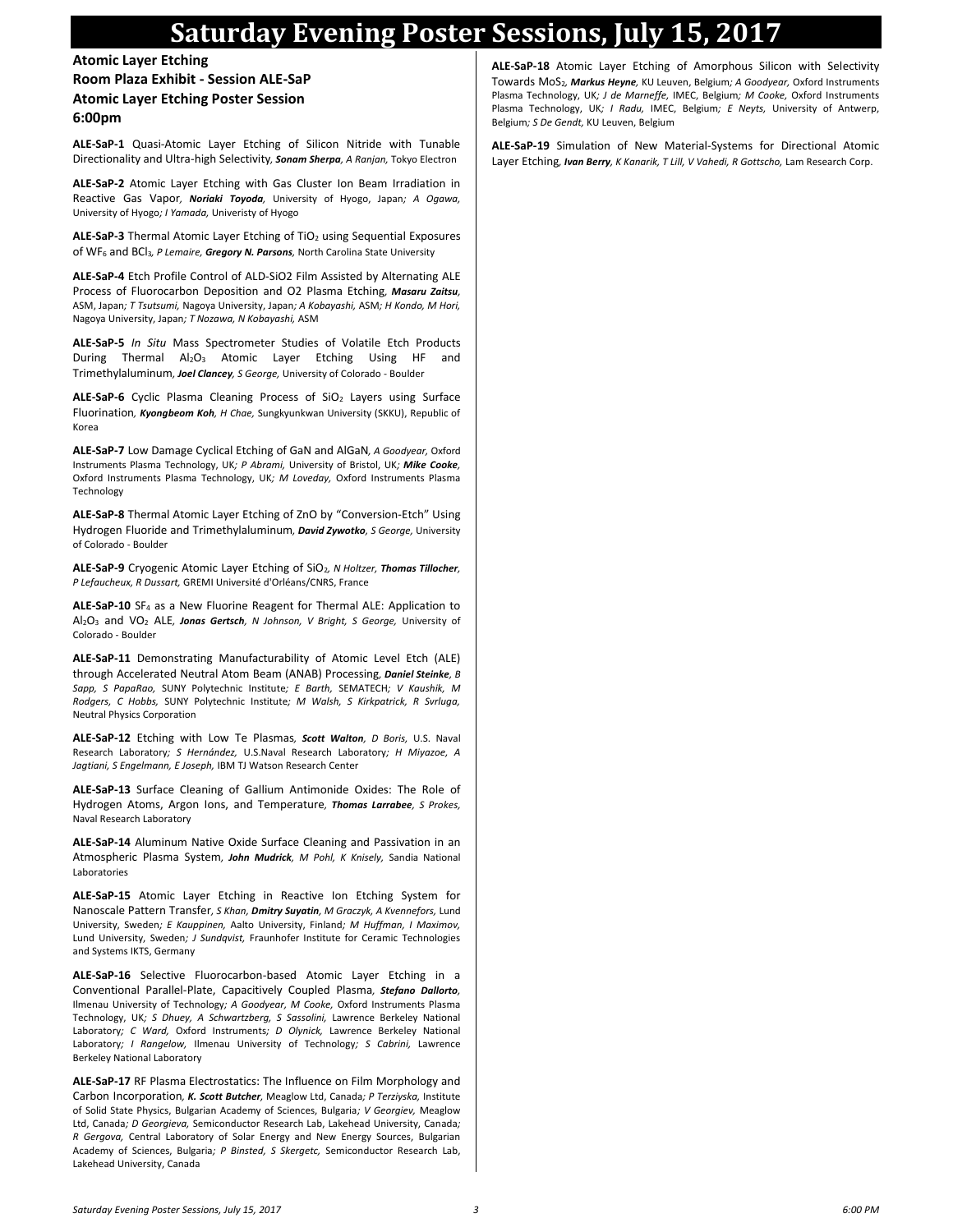# Saturday Evening Poster Sessions, July 15, 2017

### Atomic Layer Etching
### Room Plaza Exhibit - Session ALE-SaP
### Atomic Layer Etching Poster Session
### 6:00pm

**ALE-SaP-1** Quasi-Atomic Layer Etching of Silicon Nitride with Tunable Directionality and Ultra-high Selectivity*, **Sonam Sherpa**, A Ranjan,* Tokyo Electron

**ALE-SaP-2** Atomic Layer Etching with Gas Cluster Ion Beam Irradiation in Reactive Gas Vapor*, **Noriaki Toyoda**,* University of Hyogo, Japan*; A Ogawa,* University of Hyogo*; I Yamada,* Univeristy of Hyogo

**ALE-SaP-3** Thermal Atomic Layer Etching of $TiO_2$ using Sequential Exposures of $WF_6$ and $BCl_3$*, P Lemaire, **Gregory N. Parsons**,* North Carolina State University

**ALE-SaP-4** Etch Profile Control of ALD-SiO2 Film Assisted by Alternating ALE Process of Fluorocarbon Deposition and O2 Plasma Etching*, **Masaru Zaitsu**,* ASM, Japan*; T Tsutsumi,* Nagoya University, Japan*; A Kobayashi,* ASM*; H Kondo, M Hori,* Nagoya University, Japan*; T Nozawa, N Kobayashi,* ASM

**ALE-SaP-5** *In Situ* Mass Spectrometer Studies of Volatile Etch Products During Thermal $Al_2O_3$ Atomic Layer Etching Using HF and Trimethylaluminum*, **Joel Clancey**, S George,* University of Colorado - Boulder

**ALE-SaP-6** Cyclic Plasma Cleaning Process of $SiO_2$ Layers using Surface Fluorination*, **Kyongbeom Koh**, H Chae,* Sungkyunkwan University (SKKU), Republic of Korea

**ALE-SaP-7** Low Damage Cyclical Etching of GaN and AlGaN*, A Goodyear,* Oxford Instruments Plasma Technology, UK*; P Abrami,* University of Bristol, UK*; **Mike Cooke**,* Oxford Instruments Plasma Technology, UK*; M Loveday,* Oxford Instruments Plasma Technology

**ALE-SaP-8** Thermal Atomic Layer Etching of ZnO by "Conversion-Etch" Using Hydrogen Fluoride and Trimethylaluminum*, **David Zywotko**, S George,* University of Colorado - Boulder

**ALE-SaP-9** Cryogenic Atomic Layer Etching of $SiO_2$*, N Holtzer, **Thomas Tillocher**, P Lefaucheux, R Dussart,* GREMI Université d'Orléans/CNRS, France

**ALE-SaP-10** $SF_4$ as a New Fluorine Reagent for Thermal ALE: Application to $Al_2O_3$ and $VO_2$ ALE*, **Jonas Gertsch**, N Johnson, V Bright, S George,* University of Colorado - Boulder

**ALE-SaP-11** Demonstrating Manufacturability of Atomic Level Etch (ALE) through Accelerated Neutral Atom Beam (ANAB) Processing*, **Daniel Steinke**, B Sapp, S PapaRao,* SUNY Polytechnic Institute*; E Barth,* SEMATECH*; V Kaushik, M Rodgers, C Hobbs,* SUNY Polytechnic Institute*; M Walsh, S Kirkpatrick, R Svrluga,* Neutral Physics Corporation

**ALE-SaP-12** Etching with Low Te Plasmas*, **Scott Walton**, D Boris,* U.S. Naval Research Laboratory*; S Hernández,* U.S.Naval Research Laboratory*; H Miyazoe, A Jagtiani, S Engelmann, E Joseph,* IBM TJ Watson Research Center

**ALE-SaP-13** Surface Cleaning of Gallium Antimonide Oxides: The Role of Hydrogen Atoms, Argon Ions, and Temperature*, **Thomas Larrabee**, S Prokes,* Naval Research Laboratory

**ALE-SaP-14** Aluminum Native Oxide Surface Cleaning and Passivation in an Atmospheric Plasma System*, **John Mudrick**, M Pohl, K Knisely,* Sandia National Laboratories

**ALE-SaP-15** Atomic Layer Etching in Reactive Ion Etching System for Nanoscale Pattern Transfer*, S Khan, **Dmitry Suyatin**, M Graczyk, A Kvennefors,* Lund University, Sweden*; E Kauppinen,* Aalto University, Finland*; M Huffman, I Maximov,* Lund University, Sweden*; J Sundqvist,* Fraunhofer Institute for Ceramic Technologies and Systems IKTS, Germany

**ALE-SaP-16** Selective Fluorocarbon-based Atomic Layer Etching in a Conventional Parallel-Plate, Capacitively Coupled Plasma*, **Stefano Dallorto**,* Ilmenau University of Technology*; A Goodyear, M Cooke,* Oxford Instruments Plasma Technology, UK*; S Dhuey, A Schwartzberg, S Sassolini,* Lawrence Berkeley National Laboratory*; C Ward,* Oxford Instruments*; D Olynick,* Lawrence Berkeley National Laboratory*; I Rangelow,* Ilmenau University of Technology*; S Cabrini,* Lawrence Berkeley National Laboratory

**ALE-SaP-17** RF Plasma Electrostatics: The Influence on Film Morphology and Carbon Incorporation*, **K. Scott Butcher**,* Meaglow Ltd, Canada*; P Terziyska,* Institute of Solid State Physics, Bulgarian Academy of Sciences, Bulgaria*; V Georgiev,* Meaglow Ltd, Canada*; D Georgieva,* Semiconductor Research Lab, Lakehead University, Canada*; R Gergova,* Central Laboratory of Solar Energy and New Energy Sources, Bulgarian Academy of Sciences, Bulgaria*; P Binsted, S Skergetc,* Semiconductor Research Lab, Lakehead University, Canada

**ALE-SaP-18** Atomic Layer Etching of Amorphous Silicon with Selectivity Towards $MoS_2$*, **Markus Heyne**,* KU Leuven, Belgium*; A Goodyear,* Oxford Instruments Plasma Technology, UK*; J de Marneffe,* IMEC, Belgium*; M Cooke,* Oxford Instruments Plasma Technology, UK*; I Radu,* IMEC, Belgium*; E Neyts,* University of Antwerp, Belgium*; S De Gendt,* KU Leuven, Belgium

**ALE-SaP-19** Simulation of New Material-Systems for Directional Atomic Layer Etching*, **Ivan Berry**, K Kanarik, T Lill, V Vahedi, R Gottscho,* Lam Research Corp.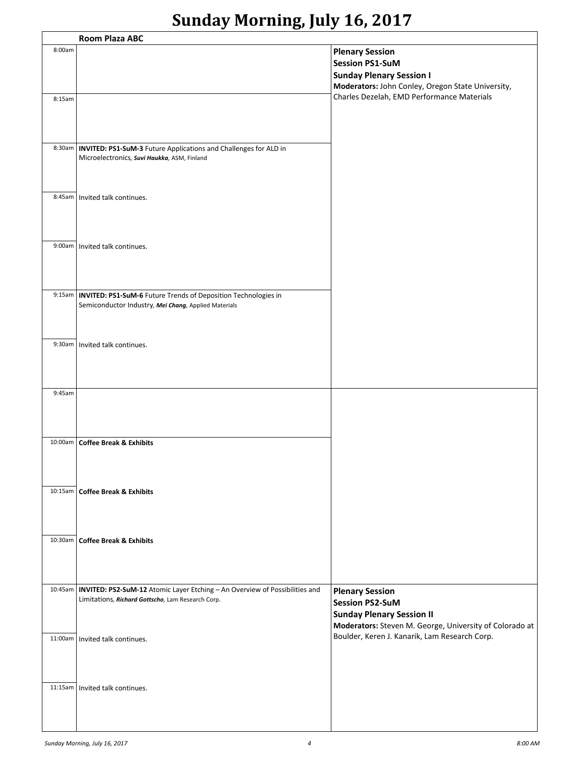# Sunday Morning, July 16, 2017

| | Room Plaza ABC | |
|---|---|---|
| 8:00am | | **Plenary Session** **Session PS1-SuM** **Sunday Plenary Session I** **Moderators:** John Conley, Oregon State University, Charles Dezelah, EMD Performance Materials |
| 8:15am | | |
| 8:30am | **INVITED: PS1-SuM-3** Future Applications and Challenges for ALD in Microelectronics, ***Suvi Haukka***, ASM, Finland | |
| 8:45am | Invited talk continues. | |
| 9:00am | Invited talk continues. | |
| 9:15am | **INVITED: PS1-SuM-6** Future Trends of Deposition Technologies in Semiconductor Industry, ***Mei Chang***, Applied Materials | |
| 9:30am | Invited talk continues. | |
| 9:45am | | |
| 10:00am | **Coffee Break & Exhibits** | |
| 10:15am | **Coffee Break & Exhibits** | |
| 10:30am | **Coffee Break & Exhibits** | |
| 10:45am | **INVITED: PS2-SuM-12** Atomic Layer Etching – An Overview of Possibilities and Limitations, ***Richard Gottscho***, Lam Research Corp. | **Plenary Session** **Session PS2-SuM** **Sunday Plenary Session II** **Moderators:** Steven M. George, University of Colorado at Boulder, Keren J. Kanarik, Lam Research Corp. |
| 11:00am | Invited talk continues. | |
| 11:15am | Invited talk continues. | |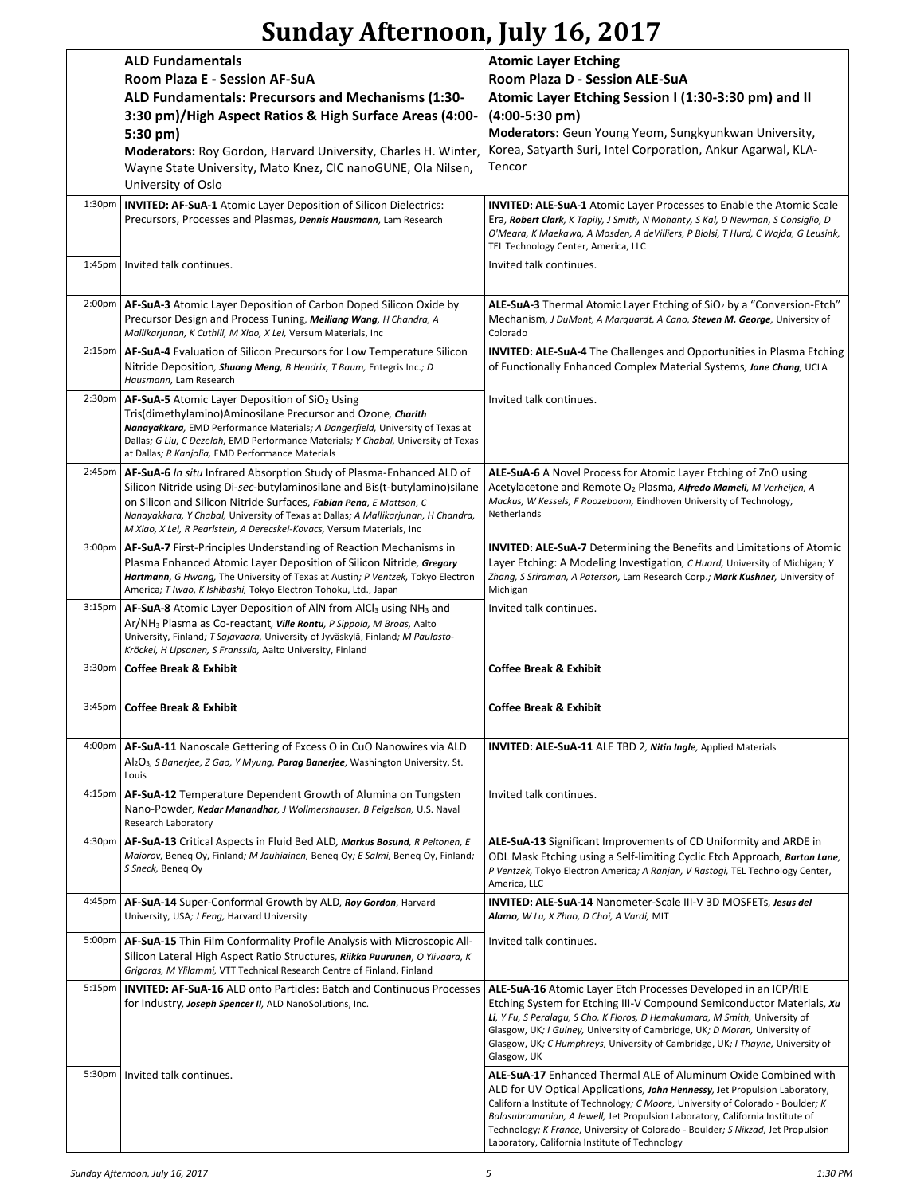# Sunday Afternoon, July 16, 2017

| | **ALD Fundamentals**<br>**Room Plaza E - Session AF-SuA**<br>**ALD Fundamentals: Precursors and Mechanisms (1:30-3:30 pm)/High Aspect Ratios & High Surface Areas (4:00-5:30 pm)**<br>**Moderators:** Roy Gordon, Harvard University, Charles H. Winter, Wayne State University, Mato Knez, CIC nanoGUNE, Ola Nilsen, University of Oslo | **Atomic Layer Etching**<br>**Room Plaza D - Session ALE-SuA**<br>**Atomic Layer Etching Session I (1:30-3:30 pm) and II (4:00-5:30 pm)**<br>**Moderators:** Geun Young Yeom, Sungkyunkwan University, Korea, Satyarth Suri, Intel Corporation, Ankur Agarwal, KLA-Tencor |
|---|---|---|
| 1:30pm | **INVITED: AF-SuA-1** Atomic Layer Deposition of Silicon Dielectrics: Precursors, Processes and Plasmas, ***Dennis Hausmann***, Lam Research | **INVITED: ALE-SuA-1** Atomic Layer Processes to Enable the Atomic Scale Era, ***Robert Clark***, *K Tapily, J Smith, N Mohanty, S Kal, D Newman, S Consiglio, D O'Meara, K Maekawa, A Mosden, A deVilliers, P Biolsi, T Hurd, C Wajda, G Leusink,* TEL Technology Center, America, LLC |
| 1:45pm | Invited talk continues. | Invited talk continues. |
| 2:00pm | **AF-SuA-3** Atomic Layer Deposition of Carbon Doped Silicon Oxide by Precursor Design and Process Tuning, ***Meiliang Wang***, *H Chandra, A Mallikarjunan, K Cuthill, M Xiao, X Lei,* Versum Materials, Inc | **ALE-SuA-3** Thermal Atomic Layer Etching of $SiO_2$ by a "Conversion-Etch" Mechanism, *J DuMont, A Marquardt, A Cano,* ***Steven M. George***, University of Colorado |
| 2:15pm | **AF-SuA-4** Evaluation of Silicon Precursors for Low Temperature Silicon Nitride Deposition, ***Shuang Meng***, *B Hendrix, T Baum,* Entegris Inc.; *D Hausmann,* Lam Research | **INVITED: ALE-SuA-4** The Challenges and Opportunities in Plasma Etching of Functionally Enhanced Complex Material Systems, ***Jane Chang***, UCLA |
| 2:30pm | **AF-SuA-5** Atomic Layer Deposition of $SiO_2$ Using Tris(dimethylamino)Aminosilane Precursor and Ozone, ***Charith Nanayakkara***, EMD Performance Materials; *A Dangerfield,* University of Texas at Dallas; *G Liu, C Dezelah,* EMD Performance Materials; *Y Chabal,* University of Texas at Dallas; *R Kanjolia,* EMD Performance Materials | Invited talk continues. |
| 2:45pm | **AF-SuA-6** *In situ* Infrared Absorption Study of Plasma-Enhanced ALD of Silicon Nitride using Di-*sec*-butylaminosilane and Bis(t-butylamino)silane on Silicon and Silicon Nitride Surfaces, ***Fabian Pena***, *E Mattson, C Nanayakkara, Y Chabal,* University of Texas at Dallas; *A Mallikarjunan, H Chandra, M Xiao, X Lei, R Pearlstein, A Derecskei-Kovacs,* Versum Materials, Inc | **ALE-SuA-6** A Novel Process for Atomic Layer Etching of ZnO using Acetylacetone and Remote $O_2$ Plasma, ***Alfredo Mameli***, *M Verheijen, A Mackus, W Kessels, F Roozeboom,* Eindhoven University of Technology, Netherlands |
| 3:00pm | **AF-SuA-7** First-Principles Understanding of Reaction Mechanisms in Plasma Enhanced Atomic Layer Deposition of Silicon Nitride, ***Gregory Hartmann***, *G Hwang,* The University of Texas at Austin; *P Ventzek,* Tokyo Electron America; *T Iwao, K Ishibashi,* Tokyo Electron Tohoku, Ltd., Japan | **INVITED: ALE-SuA-7** Determining the Benefits and Limitations of Atomic Layer Etching: A Modeling Investigation, *C Huard,* University of Michigan; *Y Zhang, S Sriraman, A Paterson,* Lam Research Corp.; ***Mark Kushner***, University of Michigan |
| 3:15pm | **AF-SuA-8** Atomic Layer Deposition of AlN from $AlCl_3$ using $NH_3$ and $Ar/NH_3$ Plasma as Co-reactant, ***Ville Rontu***, *P Sippola, M Broas,* Aalto University, Finland; *T Sajavaara,* University of Jyväskylä, Finland; *M Paulasto-Kröckel, H Lipsanen, S Franssila,* Aalto University, Finland | Invited talk continues. |
| 3:30pm | **Coffee Break & Exhibit** | **Coffee Break & Exhibit** |
| 3:45pm | **Coffee Break & Exhibit** | **Coffee Break & Exhibit** |
| 4:00pm | **AF-SuA-11** Nanoscale Gettering of Excess O in CuO Nanowires via ALD $Al_2O_3$, *S Banerjee, Z Gao, Y Myung,* ***Parag Banerjee***, Washington University, St. Louis | **INVITED: ALE-SuA-11** ALE TBD 2, ***Nitin Ingle***, Applied Materials |
| 4:15pm | **AF-SuA-12** Temperature Dependent Growth of Alumina on Tungsten Nano-Powder, ***Kedar Manandhar***, *J Wollmershauser, B Feigelson,* U.S. Naval Research Laboratory | Invited talk continues. |
| 4:30pm | **AF-SuA-13** Critical Aspects in Fluid Bed ALD, ***Markus Bosund***, *R Peltonen, E Maiorov,* Beneq Oy, Finland; *M Jauhiainen,* Beneq Oy; *E Salmi,* Beneq Oy, Finland; *S Sneck,* Beneq Oy | **ALE-SuA-13** Significant Improvements of CD Uniformity and ARDE in ODL Mask Etching using a Self-limiting Cyclic Etch Approach, ***Barton Lane***, *P Ventzek,* Tokyo Electron America; *A Ranjan, V Rastogi,* TEL Technology Center, America, LLC |
| 4:45pm | **AF-SuA-14** Super-Conformal Growth by ALD, ***Roy Gordon***, Harvard University, USA; *J Feng,* Harvard University | **INVITED: ALE-SuA-14** Nanometer-Scale III-V 3D MOSFETs, ***Jesus del Alamo***, *W Lu, X Zhao, D Choi, A Vardi,* MIT |
| 5:00pm | **AF-SuA-15** Thin Film Conformality Profile Analysis with Microscopic All-Silicon Lateral High Aspect Ratio Structures, ***Riikka Puurunen***, *O Ylivaara, K Grigoras, M Ylilammi,* VTT Technical Research Centre of Finland, Finland | Invited talk continues. |
| 5:15pm | **INVITED: AF-SuA-16** ALD onto Particles: Batch and Continuous Processes for Industry, ***Joseph Spencer II***, ALD NanoSolutions, Inc. | **ALE-SuA-16** Atomic Layer Etch Processes Developed in an ICP/RIE Etching System for Etching III-V Compound Semiconductor Materials, ***Xu Li***, *Y Fu, S Peralagu, S Cho, K Floros, D Hemakumara, M Smith,* University of Glasgow, UK; *I Guiney,* University of Cambridge, UK; *D Moran,* University of Glasgow, UK; *C Humphreys,* University of Cambridge, UK; *I Thayne,* University of Glasgow, UK |
| 5:30pm | Invited talk continues. | **ALE-SuA-17** Enhanced Thermal ALE of Aluminum Oxide Combined with ALD for UV Optical Applications, ***John Hennessy***, Jet Propulsion Laboratory, California Institute of Technology; *C Moore,* University of Colorado - Boulder; *K Balasubramanian, A Jewell,* Jet Propulsion Laboratory, California Institute of Technology; *K France,* University of Colorado - Boulder; *S Nikzad,* Jet Propulsion Laboratory, California Institute of Technology |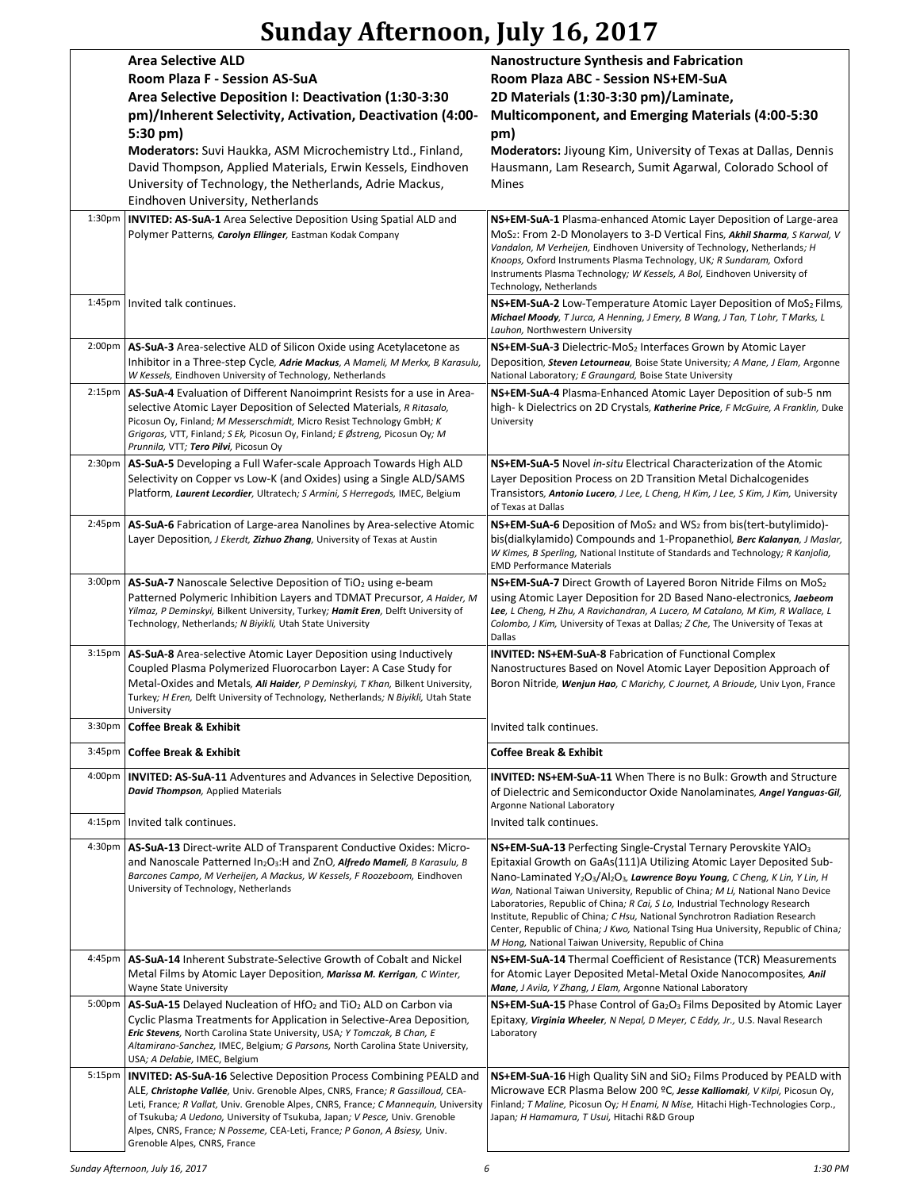# Sunday Afternoon, July 16, 2017

| | **Area Selective ALD**<br>**Room Plaza F - Session AS-SuA**<br>**Area Selective Deposition I: Deactivation (1:30-3:30 pm)/Inherent Selectivity, Activation, Deactivation (4:00-5:30 pm)**<br>**Moderators:** Suvi Haukka, ASM Microchemistry Ltd., Finland, David Thompson, Applied Materials, Erwin Kessels, Eindhoven University of Technology, the Netherlands, Adrie Mackus, Eindhoven University, Netherlands | **Nanostructure Synthesis and Fabrication**<br>**Room Plaza ABC - Session NS+EM-SuA**<br>**2D Materials (1:30-3:30 pm)/Laminate, Multicomponent, and Emerging Materials (4:00-5:30 pm)**<br>**Moderators:** Jiyoung Kim, University of Texas at Dallas, Dennis Hausmann, Lam Research, Sumit Agarwal, Colorado School of Mines |
|---|---|---|
| 1:30pm | **INVITED: AS-SuA-1** Area Selective Deposition Using Spatial ALD and Polymer Patterns, ***Carolyn Ellinger***, Eastman Kodak Company | **NS+EM-SuA-1** Plasma-enhanced Atomic Layer Deposition of Large-area $MoS_2$: From 2-D Monolayers to 3-D Vertical Fins, ***Akhil Sharma***, *S Karwal, V Vandalon, M Verheijen,* Eindhoven University of Technology, Netherlands*; H Knoops,* Oxford Instruments Plasma Technology, UK*; R Sundaram,* Oxford Instruments Plasma Technology*; W Kessels, A Bol,* Eindhoven University of Technology, Netherlands |
| 1:45pm | Invited talk continues. | **NS+EM-SuA-2** Low-Temperature Atomic Layer Deposition of $MoS_2$ Films, ***Michael Moody***, *T Jurca, A Henning, J Emery, B Wang, J Tan, T Lohr, T Marks, L Lauhon,* Northwestern University |
| 2:00pm | **AS-SuA-3** Area-selective ALD of Silicon Oxide using Acetylacetone as Inhibitor in a Three-step Cycle, ***Adrie Mackus***, *A Mameli, M Merkx, B Karasulu, W Kessels,* Eindhoven University of Technology, Netherlands | **NS+EM-SuA-3** Dielectric-$MoS_2$ Interfaces Grown by Atomic Layer Deposition, ***Steven Letourneau***, Boise State University*; A Mane, J Elam,* Argonne National Laboratory*; E Graungard,* Boise State University |
| 2:15pm | **AS-SuA-4** Evaluation of Different Nanoimprint Resists for a use in Area-selective Atomic Layer Deposition of Selected Materials, *R Ritasalo,* Picosun Oy, Finland*; M Messerschmidt,* Micro Resist Technology GmbH*; K Grigoras,* VTT, Finland*; S Ek,* Picosun Oy, Finland*; E Østreng,* Picosun Oy*; M Prunnila,* VTT*;* ***Tero Pilvi***, Picosun Oy | **NS+EM-SuA-4** Plasma-Enhanced Atomic Layer Deposition of sub-5 nm high- k Dielectrics on 2D Crystals, ***Katherine Price***, *F McGuire, A Franklin,* Duke University |
| 2:30pm | **AS-SuA-5** Developing a Full Wafer-scale Approach Towards High ALD Selectivity on Copper vs Low-K (and Oxides) using a Single ALD/SAMS Platform, ***Laurent Lecordier***, Ultratech*; S Armini, S Herregods,* IMEC, Belgium | **NS+EM-SuA-5** Novel *in-situ* Electrical Characterization of the Atomic Layer Deposition Process on 2D Transition Metal Dichalcogenides Transistors, ***Antonio Lucero***, *J Lee, L Cheng, H Kim, J Lee, S Kim, J Kim,* University of Texas at Dallas |
| 2:45pm | **AS-SuA-6** Fabrication of Large-area Nanolines by Area-selective Atomic Layer Deposition, *J Ekerdt,* ***Zizhuo Zhang***, University of Texas at Austin | **NS+EM-SuA-6** Deposition of $MoS_2$ and $WS_2$ from bis(tert-butylimido)-bis(dialkylamido) Compounds and 1-Propanethiol, ***Berc Kalanyan***, *J Maslar, W Kimes, B Sperling,* National Institute of Standards and Technology*; R Kanjolia,* EMD Performance Materials |
| 3:00pm | **AS-SuA-7** Nanoscale Selective Deposition of $TiO_2$ using e-beam Patterned Polymeric Inhibition Layers and TDMAT Precursor, *A Haider, M Yilmaz, P Deminskyi,* Bilkent University, Turkey*;* ***Hamit Eren***, Delft University of Technology, Netherlands*; N Biyikli,* Utah State University | **NS+EM-SuA-7** Direct Growth of Layered Boron Nitride Films on $MoS_2$ using Atomic Layer Deposition for 2D Based Nano-electronics, ***Jaebeom Lee***, *L Cheng, H Zhu, A Ravichandran, A Lucero, M Catalano, M Kim, R Wallace, L Colombo, J Kim,* University of Texas at Dallas*; Z Che,* The University of Texas at Dallas |
| 3:15pm | **AS-SuA-8** Area-selective Atomic Layer Deposition using Inductively Coupled Plasma Polymerized Fluorocarbon Layer: A Case Study for Metal-Oxides and Metals, ***Ali Haider***, *P Deminskyi, T Khan,* Bilkent University, Turkey*; H Eren,* Delft University of Technology, Netherlands*; N Biyikli,* Utah State University | **INVITED: NS+EM-SuA-8** Fabrication of Functional Complex Nanostructures Based on Novel Atomic Layer Deposition Approach of Boron Nitride, ***Wenjun Hao***, *C Marichy, C Journet, A Brioude,* Univ Lyon, France |
| 3:30pm | **Coffee Break & Exhibit** | Invited talk continues. |
| 3:45pm | **Coffee Break & Exhibit** | **Coffee Break & Exhibit** |
| 4:00pm | **INVITED: AS-SuA-11** Adventures and Advances in Selective Deposition, ***David Thompson***, Applied Materials | **INVITED: NS+EM-SuA-11** When There is no Bulk: Growth and Structure of Dielectric and Semiconductor Oxide Nanolaminates, ***Angel Yanguas-Gil***, Argonne National Laboratory |
| 4:15pm | Invited talk continues. | Invited talk continues. |
| 4:30pm | **AS-SuA-13** Direct-write ALD of Transparent Conductive Oxides: Micro- and Nanoscale Patterned $In_2O_3$:H and ZnO, ***Alfredo Mameli***, *B Karasulu, B Barcones Campo, M Verheijen, A Mackus, W Kessels, F Roozeboom,* Eindhoven University of Technology, Netherlands | **NS+EM-SuA-13** Perfecting Single-Crystal Ternary Perovskite $YAlO_3$ Epitaxial Growth on GaAs(111)A Utilizing Atomic Layer Deposited Sub-Nano-Laminated $Y_2O_3/Al_2O_3$, ***Lawrence Boyu Young***, *C Cheng, K Lin, Y Lin, H Wan,* National Taiwan University, Republic of China*; M Li,* National Nano Device Laboratories, Republic of China*; R Cai, S Lo,* Industrial Technology Research Institute, Republic of China*; C Hsu,* National Synchrotron Radiation Research Center, Republic of China*; J Kwo,* National Tsing Hua University, Republic of China*; M Hong,* National Taiwan University, Republic of China |
| 4:45pm | **AS-SuA-14** Inherent Substrate-Selective Growth of Cobalt and Nickel Metal Films by Atomic Layer Deposition, ***Marissa M. Kerrigan***, *C Winter,* Wayne State University | **NS+EM-SuA-14** Thermal Coefficient of Resistance (TCR) Measurements for Atomic Layer Deposited Metal-Metal Oxide Nanocomposites, ***Anil Mane***, *J Avila, Y Zhang, J Elam,* Argonne National Laboratory |
| 5:00pm | **AS-SuA-15** Delayed Nucleation of $HfO_2$ and $TiO_2$ ALD on Carbon via Cyclic Plasma Treatments for Application in Selective-Area Deposition, ***Eric Stevens***, North Carolina State University, USA*; Y Tomczak, B Chan, E Altamirano-Sanchez,* IMEC, Belgium*; G Parsons,* North Carolina State University, USA*; A Delabie,* IMEC, Belgium | **NS+EM-SuA-15** Phase Control of $Ga_2O_3$ Films Deposited by Atomic Layer Epitaxy, ***Virginia Wheeler***, *N Nepal, D Meyer, C Eddy, Jr.,* U.S. Naval Research Laboratory |
| 5:15pm | **INVITED: AS-SuA-16** Selective Deposition Process Combining PEALD and ALE, ***Christophe Vallée***, Univ. Grenoble Alpes, CNRS, France*; R Gassilloud,* CEA-Leti, France*; R Vallat,* Univ. Grenoble Alpes, CNRS, France*; C Mannequin,* University of Tsukuba*; A Uedono,* University of Tsukuba, Japan*; V Pesce,* Univ. Grenoble Alpes, CNRS, France*; N Posseme,* CEA-Leti, France*; P Gonon, A Bsiesy,* Univ. Grenoble Alpes, CNRS, France | **NS+EM-SuA-16** High Quality SiN and $SiO_2$ Films Produced by PEALD with Microwave ECR Plasma Below 200 ºC, ***Jesse Kalliomaki***, *V Kilpi,* Picosun Oy, Finland*; T Maline,* Picosun Oy*; H Enami, N Mise,* Hitachi High-Technologies Corp., Japan*; H Hamamura, T Usui,* Hitachi R&D Group |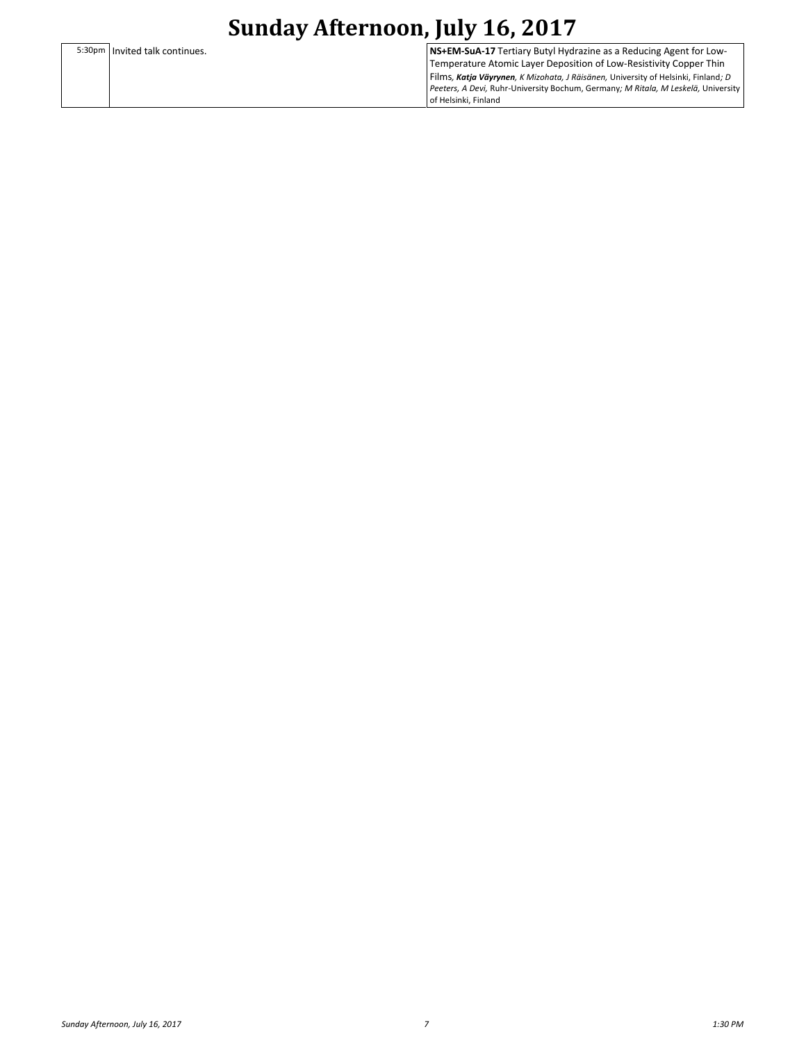# Sunday Afternoon, July 16, 2017

| | | |
|---|---|---|
| 5:30pm | Invited talk continues. | **NS+EM-SuA-17** Tertiary Butyl Hydrazine as a Reducing Agent for Low-Temperature Atomic Layer Deposition of Low-Resistivity Copper Thin Films, ***Katja Väyrynen***, *K Mizohata, J Räisänen,* University of Helsinki, Finland*; D Peeters, A Devi,* Ruhr-University Bochum, Germany*; M Ritala, M Leskelä,* University of Helsinki, Finland |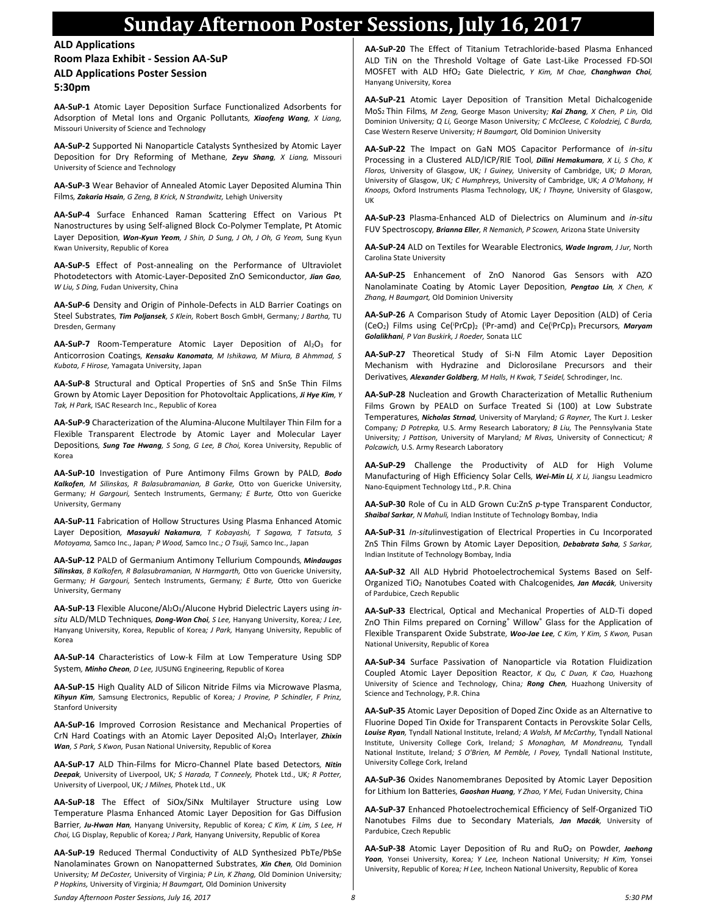# Sunday Afternoon Poster Sessions, July 16, 2017

## ALD Applications
### Room Plaza Exhibit - Session AA-SuP
### ALD Applications Poster Session
### 5:30pm

**AA-SuP-1** Atomic Layer Deposition Surface Functionalized Adsorbents for Adsorption of Metal Ions and Organic Pollutants, ***Xiaofeng Wang**, X Liang,* Missouri University of Science and Technology

**AA-SuP-2** Supported Ni Nanoparticle Catalysts Synthesized by Atomic Layer Deposition for Dry Reforming of Methane, ***Zeyu Shang**, X Liang,* Missouri University of Science and Technology

**AA-SuP-3** Wear Behavior of Annealed Atomic Layer Deposited Alumina Thin Films, ***Zakaria Hsain**, G Zeng, B Krick, N Strandwitz,* Lehigh University

**AA-SuP-4** Surface Enhanced Raman Scattering Effect on Various Pt Nanostructures by using Self-aligned Block Co-Polymer Template, Pt Atomic Layer Deposition, ***Won-Kyun Yeom**, J Shin, D Sung, J Oh, J Oh, G Yeom,* Sung Kyun Kwan University, Republic of Korea

**AA-SuP-5** Effect of Post-annealing on the Performance of Ultraviolet Photodetectors with Atomic-Layer-Deposited ZnO Semiconductor, ***Jian Gao**, W Liu, S Ding,* Fudan University, China

**AA-SuP-6** Density and Origin of Pinhole-Defects in ALD Barrier Coatings on Steel Substrates, ***Tim Poljansek**, S Klein,* Robert Bosch GmbH, Germany; *J Bartha,* TU Dresden, Germany

**AA-SuP-7** Room-Temperature Atomic Layer Deposition of $Al_2O_3$ for Anticorrosion Coatings, ***Kensaku Kanomata**, M Ishikawa, M Miura, B Ahmmad, S Kubota, F Hirose,* Yamagata University, Japan

**AA-SuP-8** Structural and Optical Properties of SnS and SnSe Thin Films Grown by Atomic Layer Deposition for Photovoltaic Applications, ***Ji Hye Kim**, Y Tak, H Park,* ISAC Research Inc., Republic of Korea

**AA-SuP-9** Characterization of the Alumina-Alucone Multilayer Thin Film for a Flexible Transparent Electrode by Atomic Layer and Molecular Layer Depositions, ***Sung Tae Hwang**, S Song, G Lee, B Choi,* Korea University, Republic of Korea

**AA-SuP-10** Investigation of Pure Antimony Films Grown by PALD, ***Bodo Kalkofen**, M Silinskas, R Balasubramanian, B Garke,* Otto von Guericke University, Germany; *H Gargouri,* Sentech Instruments, Germany; *E Burte,* Otto von Guericke University, Germany

**AA-SuP-11** Fabrication of Hollow Structures Using Plasma Enhanced Atomic Layer Deposition, ***Masayuki Nakamura**, T Kobayashi, T Sagawa, T Tatsuta, S Motoyama,* Samco Inc., Japan; *P Wood,* Samco Inc.; *O Tsuji,* Samco Inc., Japan

**AA-SuP-12** PALD of Germanium Antimony Tellurium Compounds, ***Mindaugas Silinskas**, B Kalkofen, R Balasubramanian, N Harmgarth,* Otto von Guericke University, Germany; *H Gargouri,* Sentech Instruments, Germany; *E Burte,* Otto von Guericke University, Germany

**AA-SuP-13** Flexible Alucone/$Al_2O_3$/Alucone Hybrid Dielectric Layers using *in-situ* ALD/MLD Techniques, ***Dong-Won Choi**, S Lee,* Hanyang University, Korea; *J Lee,* Hanyang University, Korea, Republic of Korea; *J Park,* Hanyang University, Republic of Korea

**AA-SuP-14** Characteristics of Low-k Film at Low Temperature Using SDP System, ***Minho Cheon**, D Lee,* JUSUNG Engineering, Republic of Korea

**AA-SuP-15** High Quality ALD of Silicon Nitride Films via Microwave Plasma, ***Kihyun Kim**,* Samsung Electronics, Republic of Korea; *J Provine, P Schindler, F Prinz,* Stanford University

**AA-SuP-16** Improved Corrosion Resistance and Mechanical Properties of CrN Hard Coatings with an Atomic Layer Deposited $Al_2O_3$ Interlayer, ***Zhixin Wan**, S Park, S Kwon,* Pusan National University, Republic of Korea

**AA-SuP-17** ALD Thin-Films for Micro-Channel Plate based Detectors, ***Nitin Deepak**,* University of Liverpool, UK; *S Harada, T Conneely,* Photek Ltd., UK; *R Potter,* University of Liverpool, UK; *J Milnes,* Photek Ltd., UK

**AA-SuP-18** The Effect of SiOx/SiNx Multilayer Structure using Low Temperature Plasma Enhanced Atomic Layer Deposition for Gas Diffusion Barrier, ***Ju-Hwan Han**,* Hanyang University, Republic of Korea; *C Kim, K Lim, S Lee, H Choi,* LG Display, Republic of Korea; *J Park,* Hanyang University, Republic of Korea

**AA-SuP-19** Reduced Thermal Conductivity of ALD Synthesized PbTe/PbSe Nanolaminates Grown on Nanopatterned Substrates, ***Xin Chen**,* Old Dominion University; *M DeCoster,* University of Virginia; *P Lin, K Zhang,* Old Dominion University; *P Hopkins,* University of Virginia; *H Baumgart,* Old Dominion University

**AA-SuP-20** The Effect of Titanium Tetrachloride-based Plasma Enhanced ALD TiN on the Threshold Voltage of Gate Last-Like Processed FD-SOI MOSFET with ALD $HfO_2$ Gate Dielectric, *Y Kim, M Chae, **Changhwan Choi**,* Hanyang University, Korea

**AA-SuP-21** Atomic Layer Deposition of Transition Metal Dichalcogenide $MoS_2$ Thin Films, *M Zeng,* George Mason University; ***Kai Zhang**, X Chen, P Lin,* Old Dominion University; *Q Li,* George Mason University; *C McCleese, C Kolodziej, C Burda,* Case Western Reserve University; *H Baumgart,* Old Dominion University

**AA-SuP-22** The Impact on GaN MOS Capacitor Performance of *in-situ* Processing in a Clustered ALD/ICP/RIE Tool, ***Dilini Hemakumara**, X Li, S Cho, K Floros,* University of Glasgow, UK; *I Guiney,* University of Cambridge, UK; *D Moran,* University of Glasgow, UK; *C Humphreys,* University of Cambridge, UK; *A O'Mahony, H Knoops,* Oxford Instruments Plasma Technology, UK; *I Thayne,* University of Glasgow, UK

**AA-SuP-23** Plasma-Enhanced ALD of Dielectrics on Aluminum and *in-situ* FUV Spectroscopy, ***Brianna Eller**, R Nemanich, P Scowen,* Arizona State University

**AA-SuP-24** ALD on Textiles for Wearable Electronics, ***Wade Ingram**, J Jur,* North Carolina State University

**AA-SuP-25** Enhancement of ZnO Nanorod Gas Sensors with AZO Nanolaminate Coating by Atomic Layer Deposition, ***Pengtao Lin**, X Chen, K Zhang, H Baumgart,* Old Dominion University

**AA-SuP-26** A Comparison Study of Atomic Layer Deposition (ALD) of Ceria ($CeO_2$) Films using Ce($^i$PrCp)$_2$ ($^i$Pr-amd) and Ce($^i$PrCp)$_3$ Precursors, ***Maryam Golalikhani**, P Van Buskirk, J Roeder,* Sonata LLC

**AA-SuP-27** Theoretical Study of Si-N Film Atomic Layer Deposition Mechanism with Hydrazine and Diclorosilane Precursors and their Derivatives, ***Alexander Goldberg**, M Halls, H Kwak, T Seidel,* Schrodinger, Inc.

**AA-SuP-28** Nucleation and Growth Characterization of Metallic Ruthenium Films Grown by PEALD on Surface Treated Si (100) at Low Substrate Temperatures, ***Nicholas Strnad**,* University of Maryland; *G Rayner,* The Kurt J. Lesker Company; *D Potrepka,* U.S. Army Research Laboratory; *B Liu,* The Pennsylvania State University; *J Pattison,* University of Maryland; *M Rivas,* University of Connecticut; *R Polcawich,* U.S. Army Research Laboratory

**AA-SuP-29** Challenge the Productivity of ALD for High Volume Manufacturing of High Efficiency Solar Cells, ***Wei-Min Li**, X Li,* Jiangsu Leadmicro Nano-Equipment Technology Ltd., P.R. China

**AA-SuP-30** Role of Cu in ALD Grown Cu:ZnS *p*-type Transparent Conductor, ***Shaibal Sarkar**, N Mahuli,* Indian Institute of Technology Bombay, India

**AA-SuP-31** *In-situ*Investigation of Electrical Properties in Cu Incorporated ZnS Thin Films Grown by Atomic Layer Deposition, ***Debabrata Saha**, S Sarkar,* Indian Institute of Technology Bombay, India

**AA-SuP-32** All ALD Hybrid Photoelectrochemical Systems Based on Self-Organized $TiO_2$ Nanotubes Coated with Chalcogenides, ***Jan Macák**,* University of Pardubice, Czech Republic

**AA-SuP-33** Electrical, Optical and Mechanical Properties of ALD-Ti doped ZnO Thin Films prepared on Corning® Willow® Glass for the Application of Flexible Transparent Oxide Substrate, ***Woo-Jae Lee**, C Kim, Y Kim, S Kwon,* Pusan National University, Republic of Korea

**AA-SuP-34** Surface Passivation of Nanoparticle via Rotation Fluidization Coupled Atomic Layer Deposition Reactor, *K Qu, C Duan, K Cao,* Huazhong University of Science and Technology, China; ***Rong Chen**,* Huazhong University of Science and Technology, P.R. China

**AA-SuP-35** Atomic Layer Deposition of Doped Zinc Oxide as an Alternative to Fluorine Doped Tin Oxide for Transparent Contacts in Perovskite Solar Cells, ***Louise Ryan**,* Tyndall National Institute, Ireland; *A Walsh, M McCarthy,* Tyndall National Institute, University College Cork, Ireland; *S Monaghan, M Mondreanu,* Tyndall National Institute, Ireland; *S O'Brien, M Pemble, I Povey,* Tyndall National Institute, University College Cork, Ireland

**AA-SuP-36** Oxides Nanomembranes Deposited by Atomic Layer Deposition for Lithium Ion Batteries, ***Gaoshan Huang**, Y Zhao, Y Mei,* Fudan University, China

**AA-SuP-37** Enhanced Photoelectrochemical Efficiency of Self-Organized TiO Nanotubes Films due to Secondary Materials, ***Jan Macák**,* University of Pardubice, Czech Republic

**AA-SuP-38** Atomic Layer Deposition of Ru and $RuO_2$ on Powder, ***Jaehong Yoon**,* Yonsei University, Korea; *Y Lee,* Incheon National University; *H Kim,* Yonsei University, Republic of Korea; *H Lee,* Incheon National University, Republic of Korea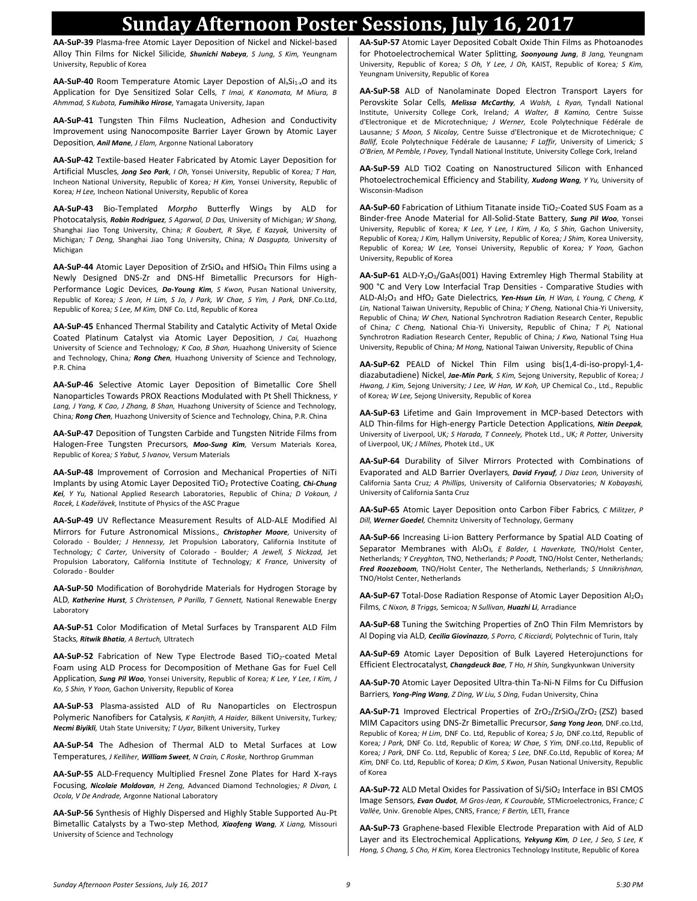# Sunday Afternoon Poster Sessions, July 16, 2017

**AA-SuP-39** Plasma-free Atomic Layer Deposition of Nickel and Nickel-based Alloy Thin Films for Nickel Silicide, ***Shunichi Nabeya***, *S Jung, S Kim,* Yeungnam University, Republic of Korea

**AA-SuP-40** Room Temperature Atomic Layer Depostion of $Al_xSi_{1-x}O$ and its Application for Dye Sensitized Solar Cells, *T Imai, K Kanomata, M Miura, B Ahmmad, S Kubota,* ***Fumihiko Hirose***, Yamagata University, Japan

**AA-SuP-41** Tungsten Thin Films Nucleation, Adhesion and Conductivity Improvement using Nanocomposite Barrier Layer Grown by Atomic Layer Deposition, ***Anil Mane***, *J Elam,* Argonne National Laboratory

**AA-SuP-42** Textile-based Heater Fabricated by Atomic Layer Deposition for Artificial Muscles, ***Jong Seo Park***, *I Oh,* Yonsei University, Republic of Korea*; T Han,* Incheon National University, Republic of Korea*; H Kim,* Yonsei University, Republic of Korea*; H Lee,* Incheon National University, Republic of Korea

**AA-SuP-43** Bio-Templated *Morpho* Butterfly Wings by ALD for Photocatalysis, ***Robin Rodriguez***, *S Agarwal, D Das,* University of Michigan*; W Shang,* Shanghai Jiao Tong University, China*; R Goubert, R Skye, E Kazyak,* University of Michigan*; T Deng,* Shanghai Jiao Tong University, China*; N Dasgupta,* University of Michigan

**AA-SuP-44** Atomic Layer Deposition of $ZrSiO_4$ and $HfSiO_4$ Thin Films using a Newly Designed DNS-Zr and DNS-Hf Bimetallic Precursors for High-Performance Logic Devices, ***Da-Young Kim***, *S Kwon,* Pusan National University, Republic of Korea*; S Jeon, H Lim, S Jo, J Park, W Chae, S Yim, J Park,* DNF.Co.Ltd, Republic of Korea*; S Lee, M Kim,* DNF Co. Ltd, Republic of Korea

**AA-SuP-45** Enhanced Thermal Stability and Catalytic Activity of Metal Oxide Coated Platinum Catalyst via Atomic Layer Deposition, *J Cai,* Huazhong University of Science and Technology*; K Cao, B Shan,* Huazhong University of Science and Technology, China*;* ***Rong Chen***, Huazhong University of Science and Technology, P.R. China

**AA-SuP-46** Selective Atomic Layer Deposition of Bimetallic Core Shell Nanoparticles Towards PROX Reactions Modulated with Pt Shell Thickness, *Y Lang, J Yang, K Cao, J Zhang, B Shan,* Huazhong University of Science and Technology, China*;* ***Rong Chen***, Huazhong University of Science and Technology, China, P.R. China

**AA-SuP-47** Deposition of Tungsten Carbide and Tungsten Nitride Films from Halogen-Free Tungsten Precursors, ***Moo-Sung Kim***, Versum Materials Korea, Republic of Korea*; S Yabut, S Ivanov,* Versum Materials

**AA-SuP-48** Improvement of Corrosion and Mechanical Properties of NiTi Implants by using Atomic Layer Deposited $TiO_2$ Protective Coating, ***Chi-Chung Kei***, *Y Yu,* National Applied Research Laboratories, Republic of China*; D Vokoun, J Racek, L Kadeřávek,* Institute of Physics of the ASC Prague

**AA-SuP-49** UV Reflectance Measurement Results of ALD-ALE Modified Al Mirrors for Future Astronomical Missions., ***Christopher Moore***, University of Colorado - Boulder*; J Hennessy,* Jet Propulsion Laboratory, California Institute of Technology*; C Carter,* University of Colorado - Boulder*; A Jewell, S Nickzad,* Jet Propulsion Laboratory, California Institute of Technology*; K France,* University of Colorado - Boulder

**AA-SuP-50** Modification of Borohydride Materials for Hydrogen Storage by ALD, ***Katherine Hurst***, *S Christensen, P Parilla, T Gennett,* National Renewable Energy Laboratory

**AA-SuP-51** Color Modification of Metal Surfaces by Transparent ALD Film Stacks, ***Ritwik Bhatia***, *A Bertuch,* Ultratech

**AA-SuP-52** Fabrication of New Type Electrode Based $TiO_2$-coated Metal Foam using ALD Process for Decomposition of Methane Gas for Fuel Cell Application, ***Sung Pil Woo***, Yonsei University, Republic of Korea*; K Lee, Y Lee, I Kim, J Ko, S Shin, Y Yoon,* Gachon University, Republic of Korea

**AA-SuP-53** Plasma-assisted ALD of Ru Nanoparticles on Electrospun Polymeric Nanofibers for Catalysis, *K Ranjith, A Haider,* Bilkent University, Turkey*;* ***Necmi Biyikli***, Utah State University*; T Uyar,* Bilkent University, Turkey

**AA-SuP-54** The Adhesion of Thermal ALD to Metal Surfaces at Low Temperatures, *J Kelliher,* ***William Sweet***, *N Crain, C Roske,* Northrop Grumman

**AA-SuP-55** ALD-Frequency Multiplied Fresnel Zone Plates for Hard X-rays Focusing, ***Nicolaie Moldovan***, *H Zeng,* Advanced Diamond Technologies*; R Divan, L Ocola, V De Andrade,* Argonne National Laboratory

**AA-SuP-56** Synthesis of Highly Dispersed and Highly Stable Supported Au-Pt Bimetallic Catalysts by a Two-step Method, ***Xiaofeng Wang***, *X Liang,* Missouri University of Science and Technology

**AA-SuP-57** Atomic Layer Deposited Cobalt Oxide Thin Films as Photoanodes for Photoelectrochemical Water Splitting, ***Soonyoung Jung***, *B Jang,* Yeungnam University, Republic of Korea*; S Oh, Y Lee, J Oh,* KAIST, Republic of Korea*; S Kim,* Yeungnam University, Republic of Korea

**AA-SuP-58** ALD of Nanolaminate Doped Electron Transport Layers for Perovskite Solar Cells, ***Melissa McCarthy***, *A Walsh, L Ryan,* Tyndall National Institute, University College Cork, Ireland*; A Walter, B Kamino,* Centre Suisse d'Electronique et de Microtechnique*; J Werner,* Ecole Polytechnique Fédérale de Lausanne*; S Moon, S Nicolay,* Centre Suisse d'Electronique et de Microtechnique*; C Ballif,* Ecole Polytechnique Fédérale de Lausanne*; F Laffir,* University of Limerick*; S O'Brien, M Pemble, I Povey,* Tyndall National Institute, University College Cork, Ireland

**AA-SuP-59** ALD TiO2 Coating on Nanostructured Silicon with Enhanced Photoelectrochemical Efficiency and Stability, ***Xudong Wang***, *Y Yu,* University of Wisconsin-Madison

**AA-SuP-60** Fabrication of Lithium Titanate inside $TiO_2$-Coated SUS Foam as a Binder-free Anode Material for All-Solid-State Battery, ***Sung Pil Woo***, Yonsei University, Republic of Korea*; K Lee, Y Lee, I Kim, J Ko, S Shin,* Gachon University, Republic of Korea*; J Kim,* Hallym University, Republic of Korea*; J Shim,* Korea University, Republic of Korea*; W Lee,* Yonsei University, Republic of Korea*; Y Yoon,* Gachon University, Republic of Korea

**AA-SuP-61** ALD-$Y_2O_3$/GaAs(001) Having Extremley High Thermal Stability at 900 °C and Very Low Interfacial Trap Densities - Comparative Studies with ALD-$Al_2O_3$ and $HfO_2$ Gate Dielectrics, ***Yen-Hsun Lin***, *H Wan, L Young, C Cheng, K Lin,* National Taiwan University, Republic of China*; Y Cheng,* National Chia-Yi University, Republic of China*; W Chen,* National Synchrotron Radiation Research Center, Republic of China*; C Cheng,* National Chia-Yi University, Republic of China*; T Pi,* National Synchrotron Radiation Research Center, Republic of China*; J Kwo,* National Tsing Hua University, Republic of China*; M Hong,* National Taiwan University, Republic of China

**AA-SuP-62** PEALD of Nickel Thin Film using bis(1,4-di-iso-propyl-1,4-diazabutadiene) Nickel, ***Jae-Min Park***, *S Kim,* Sejong University, Republic of Korea*; J Hwang, J Kim,* Sejong University*; J Lee, W Han, W Koh,* UP Chemical Co., Ltd., Republic of Korea*; W Lee,* Sejong University, Republic of Korea

**AA-SuP-63** Lifetime and Gain Improvement in MCP-based Detectors with ALD Thin-films for High-energy Particle Detection Applications, ***Nitin Deepak***, University of Liverpool, UK*; S Harada, T Conneely,* Photek Ltd., UK*; R Potter,* University of Liverpool, UK*; J Milnes,* Photek Ltd., UK

**AA-SuP-64** Durability of Silver Mirrors Protected with Combinations of Evaporated and ALD Barrier Overlayers, ***David Fryauf***, *J Diaz Leon,* University of California Santa Cruz*; A Phillips,* University of California Observatories*; N Kobayashi,* University of California Santa Cruz

**AA-SuP-65** Atomic Layer Deposition onto Carbon Fiber Fabrics, *C Militzer, P Dill,* ***Werner Goedel***, Chemnitz University of Technology, Germany

**AA-SuP-66** Increasing Li-ion Battery Performance by Spatial ALD Coating of Separator Membranes with $Al_2O_3$, *E Balder, L Haverkate,* TNO/Holst Center, Netherlands*; Y Creyghton,* TNO, Netherlands*; P Poodt,* TNO/Holst Center, Netherlands*;* ***Fred Roozeboom***, TNO/Holst Center, The Netherlands, Netherlands*; S Unnikrishnan,* TNO/Holst Center, Netherlands

**AA-SuP-67** Total-Dose Radiation Response of Atomic Layer Deposition $Al_2O_3$ Films, *C Nixon, B Triggs,* Semicoa*; N Sullivan,* ***Huazhi Li***, Arradiance

**AA-SuP-68** Tuning the Switching Properties of ZnO Thin Film Memristors by Al Doping via ALD, ***Cecilia Giovinazzo***, *S Porro, C Ricciardi,* Polytechnic of Turin, Italy

**AA-SuP-69** Atomic Layer Deposition of Bulk Layered Heterojunctions for Efficient Electrocatalyst, ***Changdeuck Bae***, *T Ho, H Shin,* Sungkyunkwan University

**AA-SuP-70** Atomic Layer Deposited Ultra-thin Ta-Ni-N Films for Cu Diffusion Barriers, ***Yong-Ping Wang***, *Z Ding, W Liu, S Ding,* Fudan University, China

**AA-SuP-71** Improved Electrical Properties of $ZrO_2/ZrSiO_4/ZrO_2$ (ZSZ) based MIM Capacitors using DNS-Zr Bimetallic Precursor, ***Sang Yong Jeon***, DNF.co.Ltd, Republic of Korea*; H Lim,* DNF Co. Ltd, Republic of Korea*; S Jo,* DNF.co.Ltd, Republic of Korea*; J Park,* DNF Co. Ltd, Republic of Korea*; W Chae, S Yim,* DNF.co.Ltd, Republic of Korea*; J Park,* DNF Co. Ltd, Republic of Korea*; S Lee,* DNF.Co.Ltd, Republic of Korea*; M Kim,* DNF Co. Ltd, Republic of Korea*; D Kim, S Kwon,* Pusan National University, Republic of Korea

**AA-SuP-72** ALD Metal Oxides for Passivation of Si/$SiO_2$ Interface in BSI CMOS Image Sensors, ***Evan Oudot***, *M Gros-Jean, K Courouble,* STMicroelectronics, France*; C Vallée,* Univ. Grenoble Alpes, CNRS, France*; F Bertin,* LETI, France

**AA-SuP-73** Graphene-based Flexible Electrode Preparation with Aid of ALD Layer and its Electrochemical Applications, ***Yekyung Kim***, *D Lee, J Seo, S Lee, K Hong, S Chang, S Cho, H Kim,* Korea Electronics Technology Institute, Republic of Korea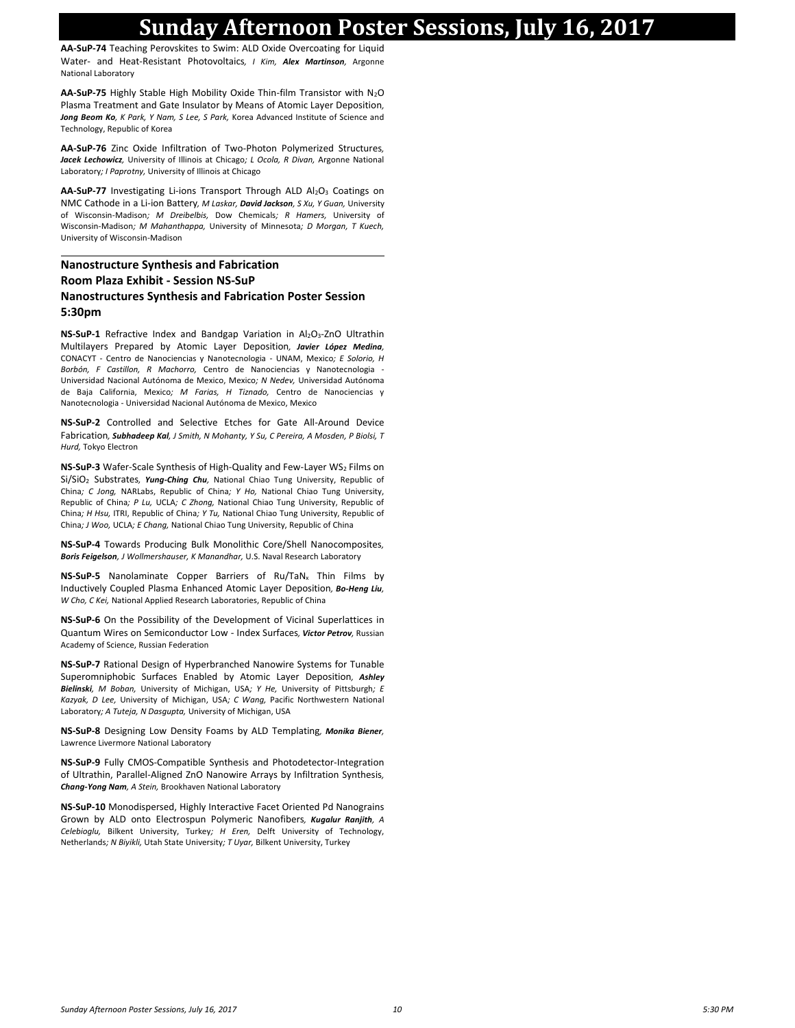**AA-SuP-74** Teaching Perovskites to Swim: ALD Oxide Overcoating for Liquid Water- and Heat-Resistant Photovoltaics*, I Kim, **Alex Martinson**,* Argonne National Laboratory

**AA-SuP-75** Highly Stable High Mobility Oxide Thin-film Transistor with $N_2O$ Plasma Treatment and Gate Insulator by Means of Atomic Layer Deposition*, **Jong Beom Ko**, K Park, Y Nam, S Lee, S Park,* Korea Advanced Institute of Science and Technology, Republic of Korea

**AA-SuP-76** Zinc Oxide Infiltration of Two-Photon Polymerized Structures*, **Jacek Lechowicz**,* University of Illinois at Chicago*; L Ocola, R Divan,* Argonne National Laboratory*; I Paprotny,* University of Illinois at Chicago

**AA-SuP-77** Investigating Li-ions Transport Through ALD $Al_2O_3$ Coatings on NMC Cathode in a Li-ion Battery*, M Laskar, **David Jackson**, S Xu, Y Guan,* University of Wisconsin-Madison*; M Dreibelbis,* Dow Chemicals*; R Hamers,* University of Wisconsin-Madison*; M Mahanthappa,* University of Minnesota*; D Morgan, T Kuech,* University of Wisconsin-Madison

## Nanostructure Synthesis and Fabrication
## Room Plaza Exhibit - Session NS-SuP
## Nanostructures Synthesis and Fabrication Poster Session
## 5:30pm

**NS-SuP-1** Refractive Index and Bandgap Variation in $Al_2O_3$-ZnO Ultrathin Multilayers Prepared by Atomic Layer Deposition*, **Javier López Medina**,* CONACYT - Centro de Nanociencias y Nanotecnologia - UNAM, Mexico*; E Solorio, H Borbón, F Castillon, R Machorro,* Centro de Nanociencias y Nanotecnologia - Universidad Nacional Autónoma de Mexico, Mexico*; N Nedev,* Universidad Autónoma de Baja California, Mexico*; M Farias, H Tiznado,* Centro de Nanociencias y Nanotecnologia - Universidad Nacional Autónoma de Mexico, Mexico

**NS-SuP-2** Controlled and Selective Etches for Gate All-Around Device Fabrication*, **Subhadeep Kal**, J Smith, N Mohanty, Y Su, C Pereira, A Mosden, P Biolsi, T Hurd,* Tokyo Electron

**NS-SuP-3** Wafer-Scale Synthesis of High-Quality and Few-Layer $WS_2$ Films on $Si/SiO_2$ Substrates*, **Yung-Ching Chu**,* National Chiao Tung University, Republic of China*; C Jong,* NARLabs, Republic of China*; Y Ho,* National Chiao Tung University, Republic of China*; P Lu,* UCLA*; C Zhong,* National Chiao Tung University, Republic of China*; H Hsu,* ITRI, Republic of China*; Y Tu,* National Chiao Tung University, Republic of China*; J Woo,* UCLA*; E Chang,* National Chiao Tung University, Republic of China

**NS-SuP-4** Towards Producing Bulk Monolithic Core/Shell Nanocomposites*, **Boris Feigelson**, J Wollmershauser, K Manandhar,* U.S. Naval Research Laboratory

**NS-SuP-5** Nanolaminate Copper Barriers of Ru/$TaN_x$ Thin Films by Inductively Coupled Plasma Enhanced Atomic Layer Deposition*, **Bo-Heng Liu**, W Cho, C Kei,* National Applied Research Laboratories, Republic of China

**NS-SuP-6** On the Possibility of the Development of Vicinal Superlattices in Quantum Wires on Semiconductor Low - Index Surfaces*, **Victor Petrov**,* Russian Academy of Science, Russian Federation

**NS-SuP-7** Rational Design of Hyperbranched Nanowire Systems for Tunable Superomniphobic Surfaces Enabled by Atomic Layer Deposition*, **Ashley Bielinski**, M Boban,* University of Michigan, USA*; Y He,* University of Pittsburgh*; E Kazyak, D Lee,* University of Michigan, USA*; C Wang,* Pacific Northwestern National Laboratory*; A Tuteja, N Dasgupta,* University of Michigan, USA

**NS-SuP-8** Designing Low Density Foams by ALD Templating*, **Monika Biener**,* Lawrence Livermore National Laboratory

**NS-SuP-9** Fully CMOS-Compatible Synthesis and Photodetector-Integration of Ultrathin, Parallel-Aligned ZnO Nanowire Arrays by Infiltration Synthesis*, **Chang-Yong Nam**, A Stein,* Brookhaven National Laboratory

**NS-SuP-10** Monodispersed, Highly Interactive Facet Oriented Pd Nanograins Grown by ALD onto Electrospun Polymeric Nanofibers*, **Kugalur Ranjith**, A Celebioglu,* Bilkent University, Turkey*; H Eren,* Delft University of Technology, Netherlands*; N Biyikli,* Utah State University*; T Uyar,* Bilkent University, Turkey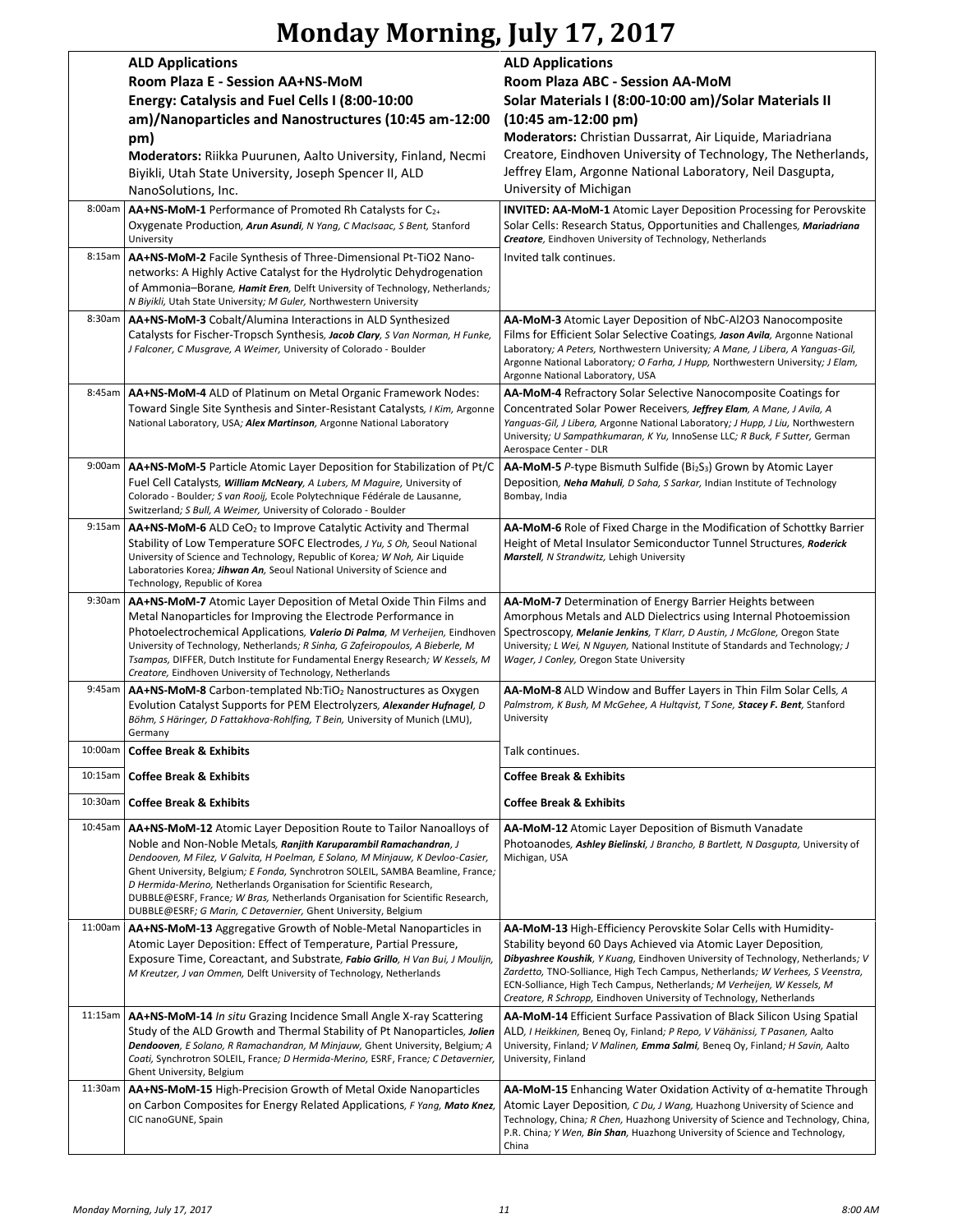# Monday Morning, July 17, 2017

| | ALD Applications<br>Room Plaza E - Session AA+NS-MoM<br>Energy: Catalysis and Fuel Cells I (8:00-10:00 am)/Nanoparticles and Nanostructures (10:45 am-12:00 pm)<br>Moderators: Riikka Puurunen, Aalto University, Finland, Necmi Biyikli, Utah State University, Joseph Spencer II, ALD NanoSolutions, Inc. | ALD Applications<br>Room Plaza ABC - Session AA-MoM<br>Solar Materials I (8:00-10:00 am)/Solar Materials II (10:45 am-12:00 pm)<br>Moderators: Christian Dussarrat, Air Liquide, Mariadriana Creatore, Eindhoven University of Technology, The Netherlands, Jeffrey Elam, Argonne National Laboratory, Neil Dasgupta, University of Michigan |
|---|---|---|
| 8:00am | **AA+NS-MoM-1** Performance of Promoted Rh Catalysts for $C_{2+}$ Oxygenate Production, ***Arun Asundi***, *N Yang, C MacIsaac, S Bent,* Stanford University | **INVITED: AA-MoM-1** Atomic Layer Deposition Processing for Perovskite Solar Cells: Research Status, Opportunities and Challenges, ***Mariadriana Creatore***, Eindhoven University of Technology, Netherlands |
| 8:15am | **AA+NS-MoM-2** Facile Synthesis of Three-Dimensional Pt-TiO2 Nano-networks: A Highly Active Catalyst for the Hydrolytic Dehydrogenation of Ammonia–Borane, ***Hamit Eren***, Delft University of Technology, Netherlands; *N Biyikli,* Utah State University; *M Guler,* Northwestern University | Invited talk continues. |
| 8:30am | **AA+NS-MoM-3** Cobalt/Alumina Interactions in ALD Synthesized Catalysts for Fischer-Tropsch Synthesis, ***Jacob Clary***, *S Van Norman, H Funke, J Falconer, C Musgrave, A Weimer,* University of Colorado - Boulder | **AA-MoM-3** Atomic Layer Deposition of NbC-Al2O3 Nanocomposite Films for Efficient Solar Selective Coatings, ***Jason Avila***, Argonne National Laboratory; *A Peters,* Northwestern University; *A Mane, J Libera, A Yanguas-Gil,* Argonne National Laboratory; *O Farha, J Hupp,* Northwestern University; *J Elam,* Argonne National Laboratory, USA |
| 8:45am | **AA+NS-MoM-4** ALD of Platinum on Metal Organic Framework Nodes: Toward Single Site Synthesis and Sinter-Resistant Catalysts, *I Kim,* Argonne National Laboratory, USA; ***Alex Martinson***, Argonne National Laboratory | **AA-MoM-4** Refractory Solar Selective Nanocomposite Coatings for Concentrated Solar Power Receivers, ***Jeffrey Elam***, *A Mane, J Avila, A Yanguas-Gil, J Libera,* Argonne National Laboratory; *J Hupp, J Liu,* Northwestern University; *U Sampathkumaran, K Yu,* InnoSense LLC; *R Buck, F Sutter,* German Aerospace Center - DLR |
| 9:00am | **AA+NS-MoM-5** Particle Atomic Layer Deposition for Stabilization of Pt/C Fuel Cell Catalysts, ***William McNeary***, *A Lubers, M Maguire,* University of Colorado - Boulder; *S van Rooij,* Ecole Polytechnique Fédérale de Lausanne, Switzerland; *S Bull, A Weimer,* University of Colorado - Boulder | **AA-MoM-5** *P*-type Bismuth Sulfide ($Bi_2S_3$) Grown by Atomic Layer Deposition, ***Neha Mahuli***, *D Saha, S Sarkar,* Indian Institute of Technology Bombay, India |
| 9:15am | **AA+NS-MoM-6** ALD $CeO_2$ to Improve Catalytic Activity and Thermal Stability of Low Temperature SOFC Electrodes, *J Yu, S Oh,* Seoul National University of Science and Technology, Republic of Korea; *W Noh,* Air Liquide Laboratories Korea; ***Jihwan An***, Seoul National University of Science and Technology, Republic of Korea | **AA-MoM-6** Role of Fixed Charge in the Modification of Schottky Barrier Height of Metal Insulator Semiconductor Tunnel Structures, ***Roderick Marstell***, *N Strandwitz,* Lehigh University |
| 9:30am | **AA+NS-MoM-7** Atomic Layer Deposition of Metal Oxide Thin Films and Metal Nanoparticles for Improving the Electrode Performance in Photoelectrochemical Applications, ***Valerio Di Palma***, *M Verheijen,* Eindhoven University of Technology, Netherlands; *R Sinha, G Zafeiropoulos, A Bieberle, M Tsampas,* DIFFER, Dutch Institute for Fundamental Energy Research; *W Kessels, M Creatore,* Eindhoven University of Technology, Netherlands | **AA-MoM-7** Determination of Energy Barrier Heights between Amorphous Metals and ALD Dielectrics using Internal Photoemission Spectroscopy, ***Melanie Jenkins***, *T Klarr, D Austin, J McGlone,* Oregon State University; *L Wei, N Nguyen,* National Institute of Standards and Technology; *J Wager, J Conley,* Oregon State University |
| 9:45am | **AA+NS-MoM-8** Carbon-templated Nb:$TiO_2$ Nanostructures as Oxygen Evolution Catalyst Supports for PEM Electrolyzers, ***Alexander Hufnagel***, *D Böhm, S Häringer, D Fattakhova-Rohlfing, T Bein,* University of Munich (LMU), Germany | **AA-MoM-8** ALD Window and Buffer Layers in Thin Film Solar Cells, *A Palmstrom, K Bush, M McGehee, A Hultqvist, T Sone,* ***Stacey F. Bent***, Stanford University |
| 10:00am | **Coffee Break & Exhibits** | Talk continues. |
| 10:15am | **Coffee Break & Exhibits** | **Coffee Break & Exhibits** |
| 10:30am | **Coffee Break & Exhibits** | **Coffee Break & Exhibits** |
| 10:45am | **AA+NS-MoM-12** Atomic Layer Deposition Route to Tailor Nanoalloys of Noble and Non-Noble Metals, ***Ranjith Karuparambil Ramachandran***, *J Dendooven, M Filez, V Galvita, H Poelman, E Solano, M Minjauw, K Devloo-Casier,* Ghent University, Belgium; *E Fonda,* Synchrotron SOLEIL, SAMBA Beamline, France; *D Hermida-Merino,* Netherlands Organisation for Scientific Research, DUBBLE@ESRF, France; *W Bras,* Netherlands Organisation for Scientific Research, DUBBLE@ESRF; *G Marin, C Detavernier,* Ghent University, Belgium | **AA-MoM-12** Atomic Layer Deposition of Bismuth Vanadate Photoanodes, ***Ashley Bielinski***, *J Brancho, B Bartlett, N Dasgupta,* University of Michigan, USA |
| 11:00am | **AA+NS-MoM-13** Aggregative Growth of Noble-Metal Nanoparticles in Atomic Layer Deposition: Effect of Temperature, Partial Pressure, Exposure Time, Coreactant, and Substrate, ***Fabio Grillo***, *H Van Bui, J Moulijn, M Kreutzer, J van Ommen,* Delft University of Technology, Netherlands | **AA-MoM-13** High-Efficiency Perovskite Solar Cells with Humidity-Stability beyond 60 Days Achieved via Atomic Layer Deposition, ***Dibyashree Koushik***, *Y Kuang,* Eindhoven University of Technology, Netherlands; *V Zardetto,* TNO-Solliance, High Tech Campus, Netherlands; *W Verhees, S Veenstra,* ECN-Solliance, High Tech Campus, Netherlands; *M Verheijen, W Kessels, M Creatore, R Schropp,* Eindhoven University of Technology, Netherlands |
| 11:15am | **AA+NS-MoM-14** *In situ* Grazing Incidence Small Angle X-ray Scattering Study of the ALD Growth and Thermal Stability of Pt Nanoparticles, ***Jolien Dendooven***, *E Solano, R Ramachandran, M Minjauw,* Ghent University, Belgium; *A Coati,* Synchrotron SOLEIL, France; *D Hermida-Merino,* ESRF, France; *C Detavernier,* Ghent University, Belgium | **AA-MoM-14** Efficient Surface Passivation of Black Silicon Using Spatial ALD, *I Heikkinen,* Beneq Oy, Finland; *P Repo, V Vähänissi, T Pasanen,* Aalto University, Finland; *V Malinen,* ***Emma Salmi***, Beneq Oy, Finland; *H Savin,* Aalto University, Finland |
| 11:30am | **AA+NS-MoM-15** High-Precision Growth of Metal Oxide Nanoparticles on Carbon Composites for Energy Related Applications, *F Yang,* ***Mato Knez***, CIC nanoGUNE, Spain | **AA-MoM-15** Enhancing Water Oxidation Activity of α-hematite Through Atomic Layer Deposition, *C Du, J Wang,* Huazhong University of Science and Technology, China; *R Chen,* Huazhong University of Science and Technology, China, P.R. China; *Y Wen,* ***Bin Shan***, Huazhong University of Science and Technology, China |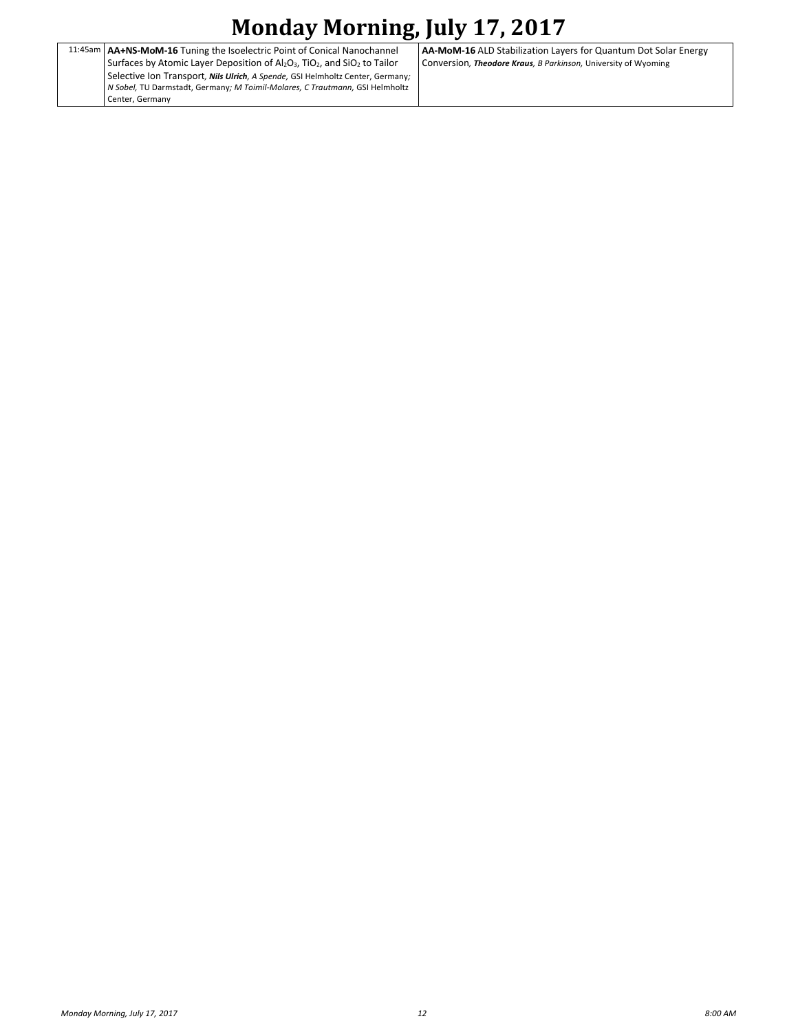# Monday Morning, July 17, 2017

| | | |
|---|---|---|
| 11:45am | **AA+NS-MoM-16** Tuning the Isoelectric Point of Conical Nanochannel Surfaces by Atomic Layer Deposition of $Al_2O_3$, $TiO_2$, and $SiO_2$ to Tailor Selective Ion Transport, ***Nils Ulrich***, *A Spende*, GSI Helmholtz Center, Germany; *N Sobel*, TU Darmstadt, Germany; *M Toimil-Molares, C Trautmann*, GSI Helmholtz Center, Germany | **AA-MoM-16** ALD Stabilization Layers for Quantum Dot Solar Energy Conversion, ***Theodore Kraus***, *B Parkinson*, University of Wyoming |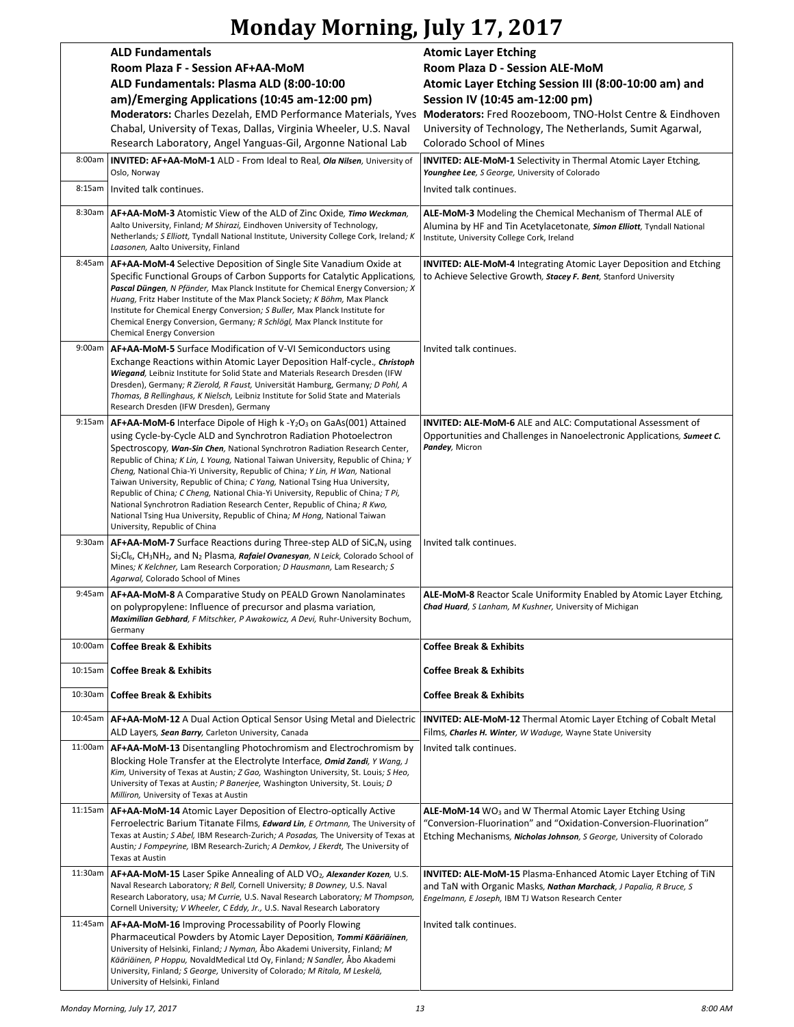# Monday Morning, July 17, 2017

| | ALD Fundamentals<br>Room Plaza F - Session AF+AA-MoM<br>ALD Fundamentals: Plasma ALD (8:00-10:00 am)/Emerging Applications (10:45 am-12:00 pm)<br>Moderators: Charles Dezelah, EMD Performance Materials, Yves Chabal, University of Texas, Dallas, Virginia Wheeler, U.S. Naval Research Laboratory, Angel Yanguas-Gil, Argonne National Lab | Atomic Layer Etching<br>Room Plaza D - Session ALE-MoM<br>Atomic Layer Etching Session III (8:00-10:00 am) and Session IV (10:45 am-12:00 pm)<br>Moderators: Fred Roozeboom, TNO-Holst Centre & Eindhoven University of Technology, The Netherlands, Sumit Agarwal, Colorado School of Mines |
|---|---|---|
| 8:00am | **INVITED: AF+AA-MoM-1** ALD - From Ideal to Real, ***Ola Nilsen***, University of Oslo, Norway | **INVITED: ALE-MoM-1** Selectivity in Thermal Atomic Layer Etching, ***Younghee Lee***, *S George*, University of Colorado |
| 8:15am | Invited talk continues. | Invited talk continues. |
| 8:30am | **AF+AA-MoM-3** Atomistic View of the ALD of Zinc Oxide, ***Timo Weckman***, Aalto University, Finland; *M Shirazi*, Eindhoven University of Technology, Netherlands; *S Elliott*, Tyndall National Institute, University College Cork, Ireland; *K Laasonen*, Aalto University, Finland | **ALE-MoM-3** Modeling the Chemical Mechanism of Thermal ALE of Alumina by HF and Tin Acetylacetonate, ***Simon Elliott***, Tyndall National Institute, University College Cork, Ireland |
| 8:45am | **AF+AA-MoM-4** Selective Deposition of Single Site Vanadium Oxide at Specific Functional Groups of Carbon Supports for Catalytic Applications, ***Pascal Düngen***, *N Pfänder*, Max Planck Institute for Chemical Energy Conversion; *X Huang*, Fritz Haber Institute of the Max Planck Society; *K Böhm*, Max Planck Institute for Chemical Energy Conversion; *S Buller*, Max Planck Institute for Chemical Energy Conversion, Germany; *R Schlögl*, Max Planck Institute for Chemical Energy Conversion | **INVITED: ALE-MoM-4** Integrating Atomic Layer Deposition and Etching to Achieve Selective Growth, ***Stacey F. Bent***, Stanford University |
| 9:00am | **AF+AA-MoM-5** Surface Modification of V-VI Semiconductors using Exchange Reactions within Atomic Layer Deposition Half-cycle., ***Christoph Wiegand***, Leibniz Institute for Solid State and Materials Research Dresden (IFW Dresden), Germany; *R Zierold*, *R Faust*, Universität Hamburg, Germany; *D Pohl*, *A Thomas*, *B Rellinghaus*, *K Nielsch*, Leibniz Institute for Solid State and Materials Research Dresden (IFW Dresden), Germany | Invited talk continues. |
| 9:15am | **AF+AA-MoM-6** Interface Dipole of High k -$Y_2O_3$ on GaAs(001) Attained using Cycle-by-Cycle ALD and Synchrotron Radiation Photoelectron Spectroscopy, ***Wan-Sin Chen***, National Synchrotron Radiation Research Center, Republic of China; *K Lin*, *L Young*, National Taiwan University, Republic of China; *Y Cheng*, National Chia-Yi University, Republic of China; *Y Lin*, *H Wan*, National Taiwan University, Republic of China; *C Yang*, National Tsing Hua University, Republic of China; *C Cheng*, National Chia-Yi University, Republic of China; *T Pi*, National Synchrotron Radiation Research Center, Republic of China; *R Kwo*, National Tsing Hua University, Republic of China; *M Hong*, National Taiwan University, Republic of China | **INVITED: ALE-MoM-6** ALE and ALC: Computational Assessment of Opportunities and Challenges in Nanoelectronic Applications, ***Sumeet C. Pandey***, Micron |
| 9:30am | **AF+AA-MoM-7** Surface Reactions during Three-step ALD of $SiC_xN_y$ using $Si_2Cl_6$, $CH_3NH_2$, and $N_2$ Plasma, ***Rafaiel Ovanesyan***, *N Leick*, Colorado School of Mines; *K Kelchner*, Lam Research Corporation; *D Hausmann*, Lam Research; *S Agarwal*, Colorado School of Mines | Invited talk continues. |
| 9:45am | **AF+AA-MoM-8** A Comparative Study on PEALD Grown Nanolaminates on polypropylene: Influence of precursor and plasma variation, ***Maximilian Gebhard***, *F Mitschker*, *P Awakowicz*, *A Devi*, Ruhr-University Bochum, Germany | **ALE-MoM-8** Reactor Scale Uniformity Enabled by Atomic Layer Etching, ***Chad Huard***, *S Lanham*, *M Kushner*, University of Michigan |
| 10:00am | **Coffee Break & Exhibits** | **Coffee Break & Exhibits** |
| 10:15am | **Coffee Break & Exhibits** | **Coffee Break & Exhibits** |
| 10:30am | **Coffee Break & Exhibits** | **Coffee Break & Exhibits** |
| 10:45am | **AF+AA-MoM-12** A Dual Action Optical Sensor Using Metal and Dielectric ALD Layers, ***Sean Barry***, Carleton University, Canada | **INVITED: ALE-MoM-12** Thermal Atomic Layer Etching of Cobalt Metal Films, ***Charles H. Winter***, *W Waduge*, Wayne State University |
| 11:00am | **AF+AA-MoM-13** Disentangling Photochromism and Electrochromism by Blocking Hole Transfer at the Electrolyte Interface, ***Omid Zandi***, *Y Wang*, *J Kim*, University of Texas at Austin; *Z Gao*, Washington University, St. Louis; *S Heo*, University of Texas at Austin; *P Banerjee*, Washington University, St. Louis; *D Milliron*, University of Texas at Austin | Invited talk continues. |
| 11:15am | **AF+AA-MoM-14** Atomic Layer Deposition of Electro-optically Active Ferroelectric Barium Titanate Films, ***Edward Lin***, *E Ortmann*, The University of Texas at Austin; *S Abel*, IBM Research-Zurich; *A Posadas*, The University of Texas at Austin; *J Fompeyrine*, IBM Research-Zurich; *A Demkov*, *J Ekerdt*, The University of Texas at Austin | **ALE-MoM-14** $WO_3$ and W Thermal Atomic Layer Etching Using "Conversion-Fluorination" and "Oxidation-Conversion-Fluorination" Etching Mechanisms, ***Nicholas Johnson***, *S George*, University of Colorado |
| 11:30am | **AF+AA-MoM-15** Laser Spike Annealing of ALD $VO_2$, ***Alexander Kozen***, U.S. Naval Research Laboratory; *R Bell*, Cornell University; *B Downey*, U.S. Naval Research Laboratory, usa; *M Currie*, U.S. Naval Research Laboratory; *M Thompson*, Cornell University; *V Wheeler*, *C Eddy, Jr.*, U.S. Naval Research Laboratory | **INVITED: ALE-MoM-15** Plasma-Enhanced Atomic Layer Etching of TiN and TaN with Organic Masks, ***Nathan Marchack***, *J Papalia*, *R Bruce*, *S Engelmann*, *E Joseph*, IBM TJ Watson Research Center |
| 11:45am | **AF+AA-MoM-16** Improving Processability of Poorly Flowing Pharmaceutical Powders by Atomic Layer Deposition, ***Tommi Kääriäinen***, University of Helsinki, Finland; *J Nyman*, Åbo Akademi University, Finland; *M Kääriäinen*, *P Hoppu*, NovaldMedical Ltd Oy, Finland; *N Sandler*, Åbo Akademi University, Finland; *S George*, University of Colorado; *M Ritala*, *M Leskelä*, University of Helsinki, Finland | Invited talk continues. |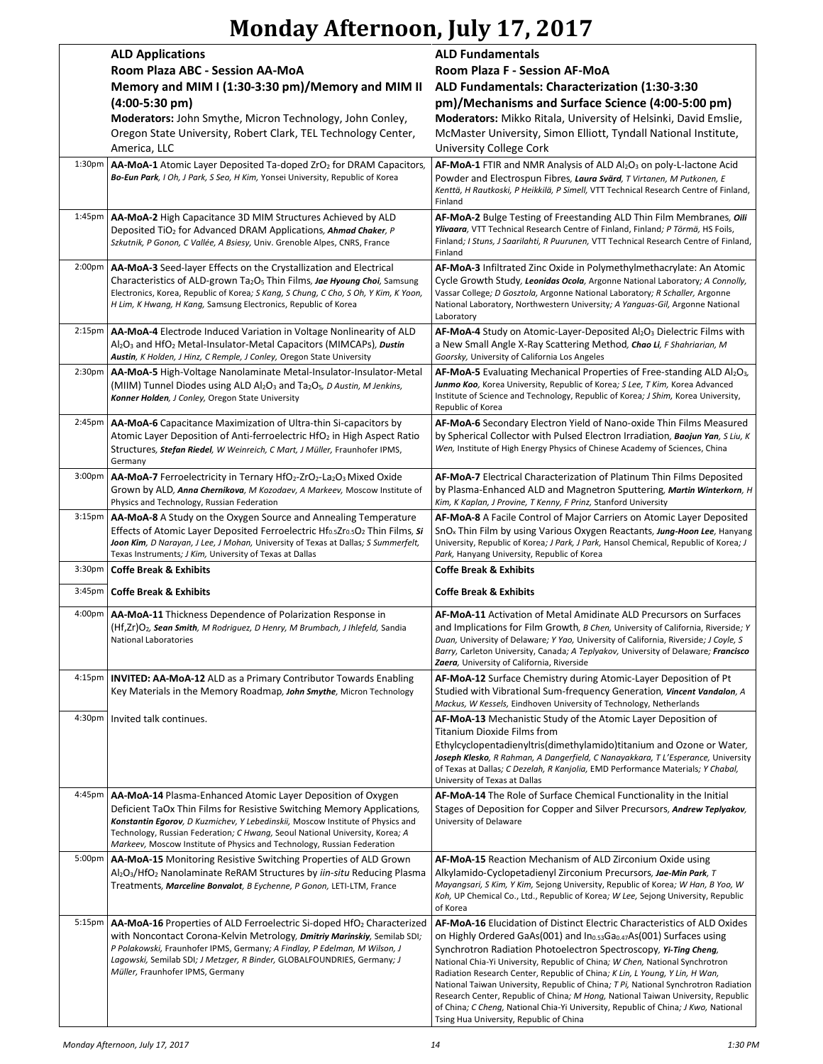# Monday Afternoon, July 17, 2017

| | **ALD Applications**<br>**Room Plaza ABC - Session AA-MoA**<br>**Memory and MIM I (1:30-3:30 pm)/Memory and MIM II (4:00-5:30 pm)**<br>**Moderators:** John Smythe, Micron Technology, John Conley, Oregon State University, Robert Clark, TEL Technology Center, America, LLC | **ALD Fundamentals**<br>**Room Plaza F - Session AF-MoA**<br>**ALD Fundamentals: Characterization (1:30-3:30 pm)/Mechanisms and Surface Science (4:00-5:00 pm)**<br>**Moderators:** Mikko Ritala, University of Helsinki, David Emslie, McMaster University, Simon Elliott, Tyndall National Institute, University College Cork |
|---|---|---|
| 1:30pm | **AA-MoA-1** Atomic Layer Deposited Ta-doped $ZrO_2$ for DRAM Capacitors, ***Bo-Eun Park**, I Oh, J Park, S Seo, H Kim,* Yonsei University, Republic of Korea | **AF-MoA-1** FTIR and NMR Analysis of ALD $Al_2O_3$ on poly-L-lactone Acid Powder and Electrospun Fibres, ***Laura Svärd**, T Virtanen, M Putkonen, E Kenttä, H Rautkoski, P Heikkilä, P Simell,* VTT Technical Research Centre of Finland, Finland |
| 1:45pm | **AA-MoA-2** High Capacitance 3D MIM Structures Achieved by ALD Deposited $TiO_2$ for Advanced DRAM Applications, ***Ahmad Chaker**, P Szkutnik, P Gonon, C Vallée, A Bsiesy,* Univ. Grenoble Alpes, CNRS, France | **AF-MoA-2** Bulge Testing of Freestanding ALD Thin Film Membranes, ***Oili Ylivaara**,* VTT Technical Research Centre of Finland, Finland*; P Törmä,* HS Foils, Finland*; I Stuns, J Saarilahti, R Puurunen,* VTT Technical Research Centre of Finland, Finland |
| 2:00pm | **AA-MoA-3** Seed-layer Effects on the Crystallization and Electrical Characteristics of ALD-grown $Ta_2O_5$ Thin Films, ***Jae Hyoung Choi**,* Samsung Electronics, Korea, Republic of Korea*; S Kang, S Chung, C Cho, S Oh, Y Kim, K Yoon, H Lim, K Hwang, H Kang,* Samsung Electronics, Republic of Korea | **AF-MoA-3** Infiltrated Zinc Oxide in Polymethylmethacrylate: An Atomic Cycle Growth Study, ***Leonidas Ocola**,* Argonne National Laboratory*; A Connolly,* Vassar College*; D Gosztola,* Argonne National Laboratory*; R Schaller,* Argonne National Laboratory, Northwestern University*; A Yanguas-Gil,* Argonne National Laboratory |
| 2:15pm | **AA-MoA-4** Electrode Induced Variation in Voltage Nonlinearity of ALD $Al_2O_3$ and $HfO_2$ Metal-Insulator-Metal Capacitors (MIMCAPs), ***Dustin Austin**, K Holden, J Hinz, C Remple, J Conley,* Oregon State University | **AF-MoA-4** Study on Atomic-Layer-Deposited $Al_2O_3$ Dielectric Films with a New Small Angle X-Ray Scattering Method, ***Chao Li**, F Shahriarian, M Goorsky,* University of California Los Angeles |
| 2:30pm | **AA-MoA-5** High-Voltage Nanolaminate Metal-Insulator-Insulator-Metal (MIIM) Tunnel Diodes using ALD $Al_2O_3$ and $Ta_2O_5$, *D Austin, M Jenkins,* ***Konner Holden**, J Conley,* Oregon State University | **AF-MoA-5** Evaluating Mechanical Properties of Free-standing ALD $Al_2O_3$, ***Junmo Koo**,* Korea University, Republic of Korea*; S Lee, T Kim,* Korea Advanced Institute of Science and Technology, Republic of Korea*; J Shim,* Korea University, Republic of Korea |
| 2:45pm | **AA-MoA-6** Capacitance Maximization of Ultra-thin Si-capacitors by Atomic Layer Deposition of Anti-ferroelectric $HfO_2$ in High Aspect Ratio Structures, ***Stefan Riedel**, W Weinreich, C Mart, J Müller,* Fraunhofer IPMS, Germany | **AF-MoA-6** Secondary Electron Yield of Nano-oxide Thin Films Measured by Spherical Collector with Pulsed Electron Irradiation, ***Baojun Yan**, S Liu, K Wen,* Institute of High Energy Physics of Chinese Academy of Sciences, China |
| 3:00pm | **AA-MoA-7** Ferroelectricity in Ternary $HfO_2$-$ZrO_2$-$La_2O_3$ Mixed Oxide Grown by ALD, ***Anna Chernikova**, M Kozodaev, A Markeev,* Moscow Institute of Physics and Technology, Russian Federation | **AF-MoA-7** Electrical Characterization of Platinum Thin Films Deposited by Plasma-Enhanced ALD and Magnetron Sputtering, ***Martin Winterkorn**, H Kim, K Kaplan, J Provine, T Kenny, F Prinz,* Stanford University |
| 3:15pm | **AA-MoA-8** A Study on the Oxygen Source and Annealing Temperature Effects of Atomic Layer Deposited Ferroelectric $Hf_{0.5}Zr_{0.5}O_2$ Thin Films, ***Si Joon Kim**, D Narayan, J Lee, J Mohan,* University of Texas at Dallas*; S Summerfelt,* Texas Instruments*; J Kim,* University of Texas at Dallas | **AF-MoA-8** A Facile Control of Major Carriers on Atomic Layer Deposited $SnO_x$ Thin Film by using Various Oxygen Reactants, ***Jung-Hoon Lee**,* Hanyang University, Republic of Korea*; J Park, J Park,* Hansol Chemical, Republic of Korea*; J Park,* Hanyang University, Republic of Korea |
| 3:30pm | **Coffe Break & Exhibits** | **Coffe Break & Exhibits** |
| 3:45pm | **Coffe Break & Exhibits** | **Coffe Break & Exhibits** |
| 4:00pm | **AA-MoA-11** Thickness Dependence of Polarization Response in $(Hf,Zr)O_2$, ***Sean Smith**, M Rodriguez, D Henry, M Brumbach, J Ihlefeld,* Sandia National Laboratories | **AF-MoA-11** Activation of Metal Amidinate ALD Precursors on Surfaces and Implications for Film Growth, *B Chen,* University of California, Riverside*; Y Duan,* University of Delaware*; Y Yao,* University of California, Riverside*; J Coyle, S Barry,* Carleton University, Canada*; A Teplyakov,* University of Delaware*;* ***Francisco Zaera**,* University of California, Riverside |
| 4:15pm | **INVITED: AA-MoA-12** ALD as a Primary Contributor Towards Enabling Key Materials in the Memory Roadmap, ***John Smythe**,* Micron Technology | **AF-MoA-12** Surface Chemistry during Atomic-Layer Deposition of Pt Studied with Vibrational Sum-frequency Generation, ***Vincent Vandalon**, A Mackus, W Kessels,* Eindhoven University of Technology, Netherlands |
| 4:30pm | Invited talk continues. | **AF-MoA-13** Mechanistic Study of the Atomic Layer Deposition of Titanium Dioxide Films from Ethylcyclopentadienyltris(dimethylamido)titanium and Ozone or Water, ***Joseph Klesko**, R Rahman, A Dangerfield, C Nanayakkara, T L'Esperance,* University of Texas at Dallas*; C Dezelah, R Kanjolia,* EMD Performance Materials*; Y Chabal,* University of Texas at Dallas |
| 4:45pm | **AA-MoA-14** Plasma-Enhanced Atomic Layer Deposition of Oxygen Deficient TaOx Thin Films for Resistive Switching Memory Applications, ***Konstantin Egorov**, D Kuzmichev, Y Lebedinskii,* Moscow Institute of Physics and Technology, Russian Federation*; C Hwang,* Seoul National University, Korea*; A Markeev,* Moscow Institute of Physics and Technology, Russian Federation | **AF-MoA-14** The Role of Surface Chemical Functionality in the Initial Stages of Deposition for Copper and Silver Precursors, ***Andrew Teplyakov**,* University of Delaware |
| 5:00pm | **AA-MoA-15** Monitoring Resistive Switching Properties of ALD Grown $Al_2O_3$/$HfO_2$ Nanolaminate ReRAM Structures by *iin-situ* Reducing Plasma Treatments, ***Marceline Bonvalot**, B Eychenne, P Gonon,* LETI-LTM, France | **AF-MoA-15** Reaction Mechanism of ALD Zirconium Oxide using Alkylamido-Cyclopetadienyl Zirconium Precursors, ***Jae-Min Park**, T Mayangsari, S Kim, Y Kim,* Sejong University, Republic of Korea*; W Han, B Yoo, W Koh,* UP Chemical Co., Ltd., Republic of Korea*; W Lee,* Sejong University, Republic of Korea |
| 5:15pm | **AA-MoA-16** Properties of ALD Ferroelectric Si-doped $HfO_2$ Characterized with Noncontact Corona-Kelvin Metrology, ***Dmitriy Marinskiy**,* Semilab SDI*; P Polakowski,* Fraunhofer IPMS, Germany*; A Findlay, P Edelman, M Wilson, J Lagowski,* Semilab SDI*; J Metzger, R Binder,* GLOBALFOUNDRIES, Germany*; J Müller,* Fraunhofer IPMS, Germany | **AF-MoA-16** Elucidation of Distinct Electric Characteristics of ALD Oxides on Highly Ordered GaAs(001) and $In_{0.53}Ga_{0.47}As(001)$ Surfaces using Synchrotron Radiation Photoelectron Spectroscopy, ***Yi-Ting Cheng**,* National Chia-Yi University, Republic of China*; W Chen,* National Synchrotron Radiation Research Center, Republic of China*; K Lin, L Young, Y Lin, H Wan,* National Taiwan University, Republic of China*; T Pi,* National Synchrotron Radiation Research Center, Republic of China*; M Hong,* National Taiwan University, Republic of China*; C Cheng,* National Chia-Yi University, Republic of China*; J Kwo,* National Tsing Hua University, Republic of China |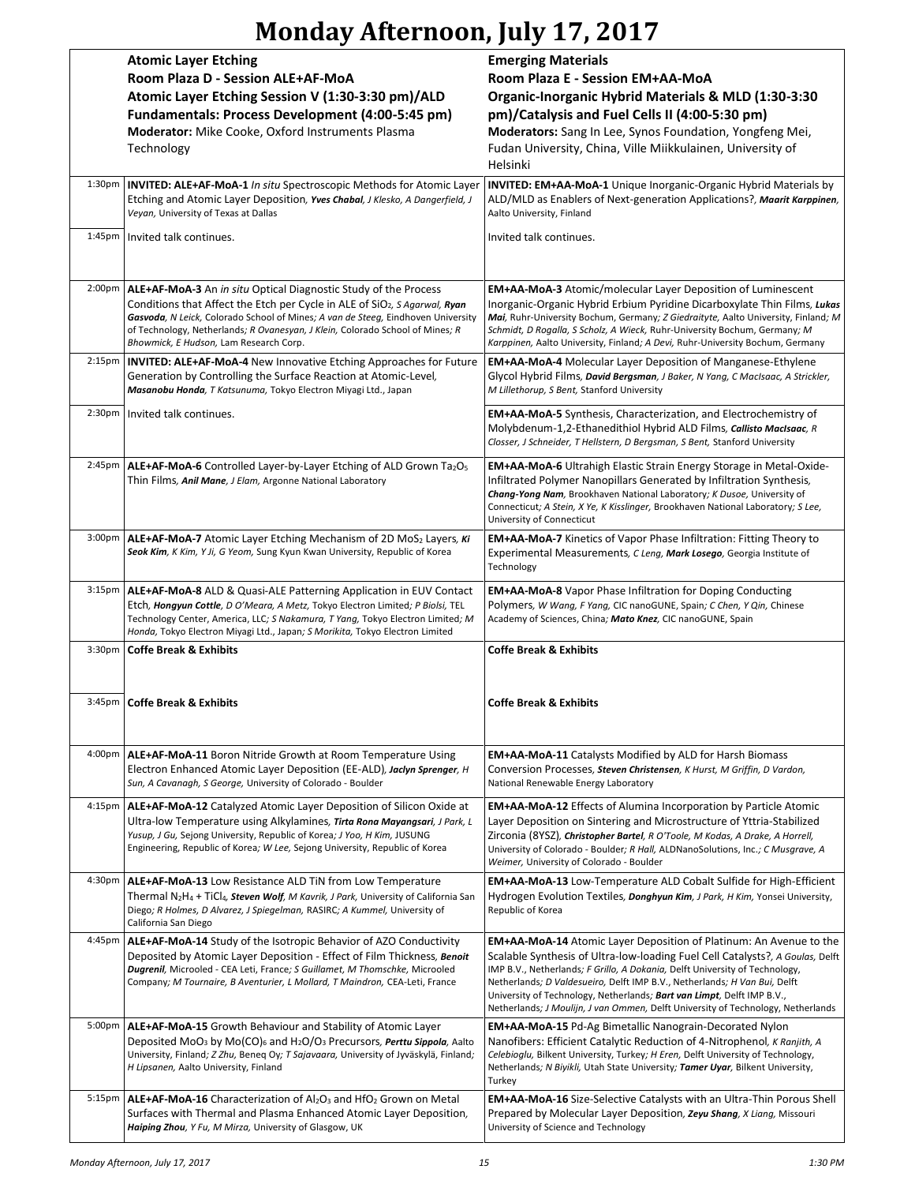# Monday Afternoon, July 17, 2017

| | **Atomic Layer Etching**<br>**Room Plaza D - Session ALE+AF-MoA**<br>**Atomic Layer Etching Session V (1:30-3:30 pm)/ALD Fundamentals: Process Development (4:00-5:45 pm)**<br>**Moderator:** Mike Cooke, Oxford Instruments Plasma Technology | **Emerging Materials**<br>**Room Plaza E - Session EM+AA-MoA**<br>**Organic-Inorganic Hybrid Materials & MLD (1:30-3:30 pm)/Catalysis and Fuel Cells II (4:00-5:30 pm)**<br>**Moderators:** Sang In Lee, Synos Foundation, Yongfeng Mei, Fudan University, China, Ville Miikkulainen, University of Helsinki |
|---|---|---|
| 1:30pm | **INVITED: ALE+AF-MoA-1** *In situ* Spectroscopic Methods for Atomic Layer Etching and Atomic Layer Deposition, ***Yves Chabal**, J Klesko, A Dangerfield, J Veyan,* University of Texas at Dallas | **INVITED: EM+AA-MoA-1** Unique Inorganic-Organic Hybrid Materials by ALD/MLD as Enablers of Next-generation Applications?, ***Maarit Karppinen***, Aalto University, Finland |
| 1:45pm | Invited talk continues. | Invited talk continues. |
| 2:00pm | **ALE+AF-MoA-3** An *in situ* Optical Diagnostic Study of the Process Conditions that Affect the Etch per Cycle in ALE of $SiO_2$, *S Agarwal, **Ryan Gasvoda**, N Leick,* Colorado School of Mines*; A van de Steeg,* Eindhoven University of Technology, Netherlands*; R Ovanesyan, J Klein,* Colorado School of Mines*; R Bhowmick, E Hudson,* Lam Research Corp. | **EM+AA-MoA-3** Atomic/molecular Layer Deposition of Luminescent Inorganic-Organic Hybrid Erbium Pyridine Dicarboxylate Thin Films, ***Lukas Mai***, Ruhr-University Bochum, Germany*; Z Giedraityte,* Aalto University, Finland*; M Schmidt, D Rogalla, S Scholz, A Wieck,* Ruhr-University Bochum, Germany*; M Karppinen,* Aalto University, Finland*; A Devi,* Ruhr-University Bochum, Germany |
| 2:15pm | **INVITED: ALE+AF-MoA-4** New Innovative Etching Approaches for Future Generation by Controlling the Surface Reaction at Atomic-Level, ***Masanobu Honda**, T Katsunuma,* Tokyo Electron Miyagi Ltd., Japan | **EM+AA-MoA-4** Molecular Layer Deposition of Manganese-Ethylene Glycol Hybrid Films, ***David Bergsman**, J Baker, N Yang, C MacIsaac, A Strickler, M Lillethorup, S Bent,* Stanford University |
| 2:30pm | Invited talk continues. | **EM+AA-MoA-5** Synthesis, Characterization, and Electrochemistry of Molybdenum-1,2-Ethanedithiol Hybrid ALD Films, ***Callisto MacIsaac**, R Closser, J Schneider, T Hellstern, D Bergsman, S Bent,* Stanford University |
| 2:45pm | **ALE+AF-MoA-6** Controlled Layer-by-Layer Etching of ALD Grown $Ta_2O_5$ Thin Films, ***Anil Mane**, J Elam,* Argonne National Laboratory | **EM+AA-MoA-6** Ultrahigh Elastic Strain Energy Storage in Metal-Oxide-Infiltrated Polymer Nanopillars Generated by Infiltration Synthesis, ***Chang-Yong Nam***, Brookhaven National Laboratory*; K Dusoe,* University of Connecticut*; A Stein, X Ye, K Kisslinger,* Brookhaven National Laboratory*; S Lee,* University of Connecticut |
| 3:00pm | **ALE+AF-MoA-7** Atomic Layer Etching Mechanism of 2D $MoS_2$ Layers, ***Ki Seok Kim**, K Kim, Y Ji, G Yeom,* Sung Kyun Kwan University, Republic of Korea | **EM+AA-MoA-7** Kinetics of Vapor Phase Infiltration: Fitting Theory to Experimental Measurements, *C Leng, **Mark Losego**,* Georgia Institute of Technology |
| 3:15pm | **ALE+AF-MoA-8** ALD & Quasi-ALE Patterning Application in EUV Contact Etch, ***Hongyun Cottle**, D O'Meara, A Metz,* Tokyo Electron Limited*; P Biolsi,* TEL Technology Center, America, LLC*; S Nakamura, T Yang,* Tokyo Electron Limited*; M Honda,* Tokyo Electron Miyagi Ltd., Japan*; S Morikita,* Tokyo Electron Limited | **EM+AA-MoA-8** Vapor Phase Infiltration for Doping Conducting Polymers, *W Wang, F Yang,* CIC nanoGUNE, Spain*; C Chen, Y Qin,* Chinese Academy of Sciences, China*; **Mato Knez**,* CIC nanoGUNE, Spain |
| 3:30pm | **Coffe Break & Exhibits** | **Coffe Break & Exhibits** |
| 3:45pm | **Coffe Break & Exhibits** | **Coffe Break & Exhibits** |
| 4:00pm | **ALE+AF-MoA-11** Boron Nitride Growth at Room Temperature Using Electron Enhanced Atomic Layer Deposition (EE-ALD), ***Jaclyn Sprenger**, H Sun, A Cavanagh, S George,* University of Colorado - Boulder | **EM+AA-MoA-11** Catalysts Modified by ALD for Harsh Biomass Conversion Processes, ***Steven Christensen**, K Hurst, M Griffin, D Vardon,* National Renewable Energy Laboratory |
| 4:15pm | **ALE+AF-MoA-12** Catalyzed Atomic Layer Deposition of Silicon Oxide at Ultra-low Temperature using Alkylamines, ***Tirta Rona Mayangsari**, J Park, L Yusup, J Gu,* Sejong University, Republic of Korea*; J Yoo, H Kim,* JUSUNG Engineering, Republic of Korea*; W Lee,* Sejong University, Republic of Korea | **EM+AA-MoA-12** Effects of Alumina Incorporation by Particle Atomic Layer Deposition on Sintering and Microstructure of Yttria-Stabilized Zirconia (8YSZ), ***Christopher Bartel**, R O'Toole, M Kodas, A Drake, A Horrell,* University of Colorado - Boulder*; R Hall,* ALDNanoSolutions, Inc.*; C Musgrave, A Weimer,* University of Colorado - Boulder |
| 4:30pm | **ALE+AF-MoA-13** Low Resistance ALD TiN from Low Temperature Thermal $N_2H_4$ + $TiCl_4$, ***Steven Wolf**, M Kavrik, J Park,* University of California San Diego*; R Holmes, D Alvarez, J Spiegelman,* RASIRC*; A Kummel,* University of California San Diego | **EM+AA-MoA-13** Low-Temperature ALD Cobalt Sulfide for High-Efficient Hydrogen Evolution Textiles, ***Donghyun Kim**, J Park, H Kim,* Yonsei University, Republic of Korea |
| 4:45pm | **ALE+AF-MoA-14** Study of the Isotropic Behavior of AZO Conductivity Deposited by Atomic Layer Deposition - Effect of Film Thickness, ***Benoit Dugrenil***, Microoled - CEA Leti, France*; S Guillamet, M Thomschke,* Microoled Company*; M Tournaire, B Aventurier, L Mollard, T Maindron,* CEA-Leti, France | **EM+AA-MoA-14** Atomic Layer Deposition of Platinum: An Avenue to the Scalable Synthesis of Ultra-low-loading Fuel Cell Catalysts?, *A Goulas,* Delft IMP B.V., Netherlands*; F Grillo, A Dokania,* Delft University of Technology, Netherlands*; D Valdesueiro,* Delft IMP B.V., Netherlands*; H Van Bui,* Delft University of Technology, Netherlands*; **Bart van Limpt**,* Delft IMP B.V., Netherlands*; J Moulijn, J van Ommen,* Delft University of Technology, Netherlands |
| 5:00pm | **ALE+AF-MoA-15** Growth Behaviour and Stability of Atomic Layer Deposited $MoO_3$ by $Mo(CO)_6$ and $H_2O/O_3$ Precursors, ***Perttu Sippola***, Aalto University, Finland*; Z Zhu,* Beneq Oy*; T Sajavaara,* University of Jyväskylä, Finland*; H Lipsanen,* Aalto University, Finland | **EM+AA-MoA-15** Pd-Ag Bimetallic Nanograin-Decorated Nylon Nanofibers: Efficient Catalytic Reduction of 4-Nitrophenol, *K Ranjith, A Celebioglu,* Bilkent University, Turkey*; H Eren,* Delft University of Technology, Netherlands*; N Biyikli,* Utah State University*; **Tamer Uyar**,* Bilkent University, Turkey |
| 5:15pm | **ALE+AF-MoA-16** Characterization of $Al_2O_3$ and $HfO_2$ Grown on Metal Surfaces with Thermal and Plasma Enhanced Atomic Layer Deposition, ***Haiping Zhou**, Y Fu, M Mirza,* University of Glasgow, UK | **EM+AA-MoA-16** Size-Selective Catalysts with an Ultra-Thin Porous Shell Prepared by Molecular Layer Deposition, ***Zeyu Shang**, X Liang,* Missouri University of Science and Technology |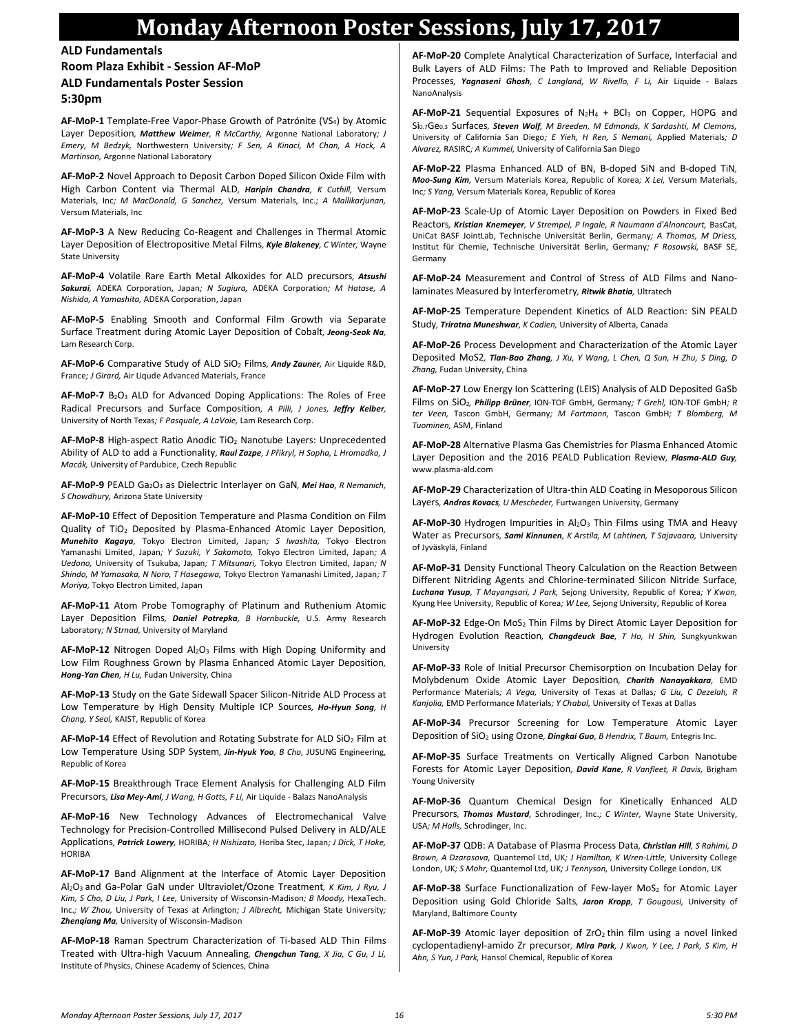# Monday Afternoon Poster Sessions, July 17, 2017

## ALD Fundamentals
### Room Plaza Exhibit - Session AF-MoP
### ALD Fundamentals Poster Session
### 5:30pm

**AF-MoP-1** Template-Free Vapor-Phase Growth of Patrónite ($VS_4$) by Atomic Layer Deposition, ***Matthew Weimer**, R McCarthy,* Argonne National Laboratory*; J Emery, M Bedzyk,* Northwestern University*; F Sen, A Kinaci, M Chan, A Hock, A Martinson,* Argonne National Laboratory

**AF-MoP-2** Novel Approach to Deposit Carbon Doped Silicon Oxide Film with High Carbon Content via Thermal ALD, ***Haripin Chandra**, K Cuthill,* Versum Materials, Inc*; M MacDonald, G Sanchez,* Versum Materials, Inc.*; A Mallikarjunan,* Versum Materials, Inc

**AF-MoP-3** A New Reducing Co-Reagent and Challenges in Thermal Atomic Layer Deposition of Electropositive Metal Films, ***Kyle Blakeney**, C Winter,* Wayne State University

**AF-MoP-4** Volatile Rare Earth Metal Alkoxides for ALD precursors, ***Atsushi Sakurai**,* ADEKA Corporation, Japan*; N Sugiura,* ADEKA Corporation*; M Hatase, A Nishida, A Yamashita,* ADEKA Corporation, Japan

**AF-MoP-5** Enabling Smooth and Conformal Film Growth via Separate Surface Treatment during Atomic Layer Deposition of Cobalt, ***Jeong-Seok Na**,* Lam Research Corp.

**AF-MoP-6** Comparative Study of ALD $SiO_2$ Films, ***Andy Zauner**,* Air Liquide R&D, France*; J Girard,* Air Liqude Advanced Materials, France

**AF-MoP-7** $B_2O_3$ ALD for Advanced Doping Applications: The Roles of Free Radical Precursors and Surface Composition, *A Pilli, J Jones, **Jeffry Kelber**,* University of North Texas*; F Pasquale, A LaVoie,* Lam Research Corp.

**AF-MoP-8** High-aspect Ratio Anodic $TiO_2$ Nanotube Layers: Unprecedented Ability of ALD to add a Functionality, ***Raul Zazpe**, J Přikryl, H Sopha, L Hromadko, J Macák,* University of Pardubice, Czech Republic

**AF-MoP-9** PEALD $Ga_2O_3$ as Dielectric Interlayer on GaN, ***Mei Hao**, R Nemanich, S Chowdhury,* Arizona State University

**AF-MoP-10** Effect of Deposition Temperature and Plasma Condition on Film Quality of $TiO_2$ Deposited by Plasma-Enhanced Atomic Layer Deposition, ***Munehito Kagaya**,* Tokyo Electron Limited, Japan*; S Iwashita,* Tokyo Electron Yamanashi Limited, Japan*; Y Suzuki, Y Sakamoto,* Tokyo Electron Limited, Japan*; A Uedono,* University of Tsukuba, Japan*; T Mitsunari,* Tokyo Electron Limited, Japan*; N Shindo, M Yamasaka, N Noro, T Hasegawa,* Tokyo Electron Yamanashi Limited, Japan*; T Moriya,* Tokyo Electron Limited, Japan

**AF-MoP-11** Atom Probe Tomography of Platinum and Ruthenium Atomic Layer Deposition Films, ***Daniel Potrepka**, B Hornbuckle,* U.S. Army Research Laboratory*; N Strnad,* University of Maryland

**AF-MoP-12** Nitrogen Doped $Al_2O_3$ Films with High Doping Uniformity and Low Film Roughness Grown by Plasma Enhanced Atomic Layer Deposition, ***Hong-Yan Chen**, H Lu,* Fudan University, China

**AF-MoP-13** Study on the Gate Sidewall Spacer Silicon-Nitride ALD Process at Low Temperature by High Density Multiple ICP Sources, ***Ho-Hyun Song**, H Chang, Y Seol,* KAIST, Republic of Korea

**AF-MoP-14** Effect of Revolution and Rotating Substrate for ALD $SiO_2$ Film at Low Temperature Using SDP System, ***Jin-Hyuk Yoo**, B Cho,* JUSUNG Engineering, Republic of Korea

**AF-MoP-15** Breakthrough Trace Element Analysis for Challenging ALD Film Precursors, ***Lisa Mey-Ami**, J Wang, H Gotts, F Li,* Air Liquide - Balazs NanoAnalysis

**AF-MoP-16** New Technology Advances of Electromechanical Valve Technology for Precision-Controlled Millisecond Pulsed Delivery in ALD/ALE Applications, ***Patrick Lowery**,* HORIBA*; H Nishizato,* Horiba Stec, Japan*; J Dick, T Hoke,* HORIBA

**AF-MoP-17** Band Alignment at the Interface of Atomic Layer Deposition $Al_2O_3$ and Ga-Polar GaN under Ultraviolet/Ozone Treatment, *K Kim, J Ryu, J Kim, S Cho, D Liu, J Park, I Lee,* University of Wisconsin-Madison*; B Moody,* HexaTech. Inc.*; W Zhou,* University of Texas at Arlington*; J Albrecht,* Michigan State University*; **Zhenqiang Ma**,* University of Wisconsin-Madison

**AF-MoP-18** Raman Spectrum Characterization of Ti-based ALD Thin Films Treated with Ultra-high Vacuum Annealing, ***Chengchun Tang**, X Jia, C Gu, J Li,* Institute of Physics, Chinese Academy of Sciences, China

**AF-MoP-20** Complete Analytical Characterization of Surface, Interfacial and Bulk Layers of ALD Films: The Path to Improved and Reliable Deposition Processes, ***Yagnaseni Ghosh**, C Langland, W Rivello, F Li,* Air Liquide - Balazs NanoAnalysis

**AF-MoP-21** Sequential Exposures of $N_2H_4$ + $BCl_3$ on Copper, HOPG and $Si_{0.7}Ge_{0.3}$ Surfaces, ***Steven Wolf**, M Breeden, M Edmonds, K Sardashti, M Clemons,* University of California San Diego*; E Yieh, H Ren, S Nemani,* Applied Materials*; D Alvarez,* RASIRC*; A Kummel,* University of California San Diego

**AF-MoP-22** Plasma Enhanced ALD of BN, B-doped SiN and B-doped TiN, ***Moo-Sung Kim**,* Versum Materials Korea, Republic of Korea*; X Lei,* Versum Materials, Inc*; S Yang,* Versum Materials Korea, Republic of Korea

**AF-MoP-23** Scale-Up of Atomic Layer Deposition on Powders in Fixed Bed Reactors, ***Kristian Knemeyer**, V Strempel, P Ingale, R Naumann d'Alnoncourt,* BasCat, UniCat BASF JointLab, Technische Universität Berlin, Germany*; A Thomas, M Driess,* Institut für Chemie, Technische Universität Berlin, Germany*; F Rosowski,* BASF SE, Germany

**AF-MoP-24** Measurement and Control of Stress of ALD Films and Nano-laminates Measured by Interferometry, ***Ritwik Bhatia**,* Ultratech

**AF-MoP-25** Temperature Dependent Kinetics of ALD Reaction: SiN PEALD Study, ***Triratna Muneshwar**, K Cadien,* University of Alberta, Canada

**AF-MoP-26** Process Development and Characterization of the Atomic Layer Deposited MoS2, ***Tian-Bao Zhang**, J Xu, Y Wang, L Chen, Q Sun, H Zhu, S Ding, D Zhang,* Fudan University, China

**AF-MoP-27** Low Energy Ion Scattering (LEIS) Analysis of ALD Deposited GaSb Films on $SiO_2$, ***Philipp Brüner**,* ION-TOF GmbH, Germany*; T Grehl,* ION-TOF GmbH*; R ter Veen,* Tascon GmbH, Germany*; M Fartmann,* Tascon GmbH*; T Blomberg, M Tuominen,* ASM, Finland

**AF-MoP-28** Alternative Plasma Gas Chemistries for Plasma Enhanced Atomic Layer Deposition and the 2016 PEALD Publication Review, ***Plasma-ALD Guy**,* www.plasma-ald.com

**AF-MoP-29** Characterization of Ultra-thin ALD Coating in Mesoporous Silicon Layers, ***Andras Kovacs**, U Mescheder,* Furtwangen University, Germany

**AF-MoP-30** Hydrogen Impurities in $Al_2O_3$ Thin Films using TMA and Heavy Water as Precursors, ***Sami Kinnunen**, K Arstila, M Lahtinen, T Sajavaara,* University of Jyväskylä, Finland

**AF-MoP-31** Density Functional Theory Calculation on the Reaction Between Different Nitriding Agents and Chlorine-terminated Silicon Nitride Surface, ***Luchana Yusup**, T Mayangsari, J Park,* Sejong University, Republic of Korea*; Y Kwon,* Kyung Hee University, Republic of Korea*; W Lee,* Sejong University, Republic of Korea

**AF-MoP-32** Edge-On $MoS_2$ Thin Films by Direct Atomic Layer Deposition for Hydrogen Evolution Reaction, ***Changdeuck Bae**, T Ho, H Shin,* Sungkyunkwan University

**AF-MoP-33** Role of Initial Precursor Chemisorption on Incubation Delay for Molybdenum Oxide Atomic Layer Deposition, ***Charith Nanayakkara**,* EMD Performance Materials*; A Vega,* University of Texas at Dallas*; G Liu, C Dezelah, R Kanjolia,* EMD Performance Materials*; Y Chabal,* University of Texas at Dallas

**AF-MoP-34** Precursor Screening for Low Temperature Atomic Layer Deposition of $SiO_2$ using Ozone, ***Dingkai Guo**, B Hendrix, T Baum,* Entegris Inc.

**AF-MoP-35** Surface Treatments on Vertically Aligned Carbon Nanotube Forests for Atomic Layer Deposition, ***David Kane**, R Vanfleet, R Davis,* Brigham Young University

**AF-MoP-36** Quantum Chemical Design for Kinetically Enhanced ALD Precursors, ***Thomas Mustard**,* Schrodinger, Inc.*; C Winter,* Wayne State University, USA*; M Halls,* Schrodinger, Inc.

**AF-MoP-37** QDB: A Database of Plasma Process Data, ***Christian Hill**, S Rahimi, D Brown, A Dzarasova,* Quantemol Ltd, UK*; J Hamilton, K Wren-Little,* University College London, UK*; S Mohr,* Quantemol Ltd, UK*; J Tennyson,* University College London, UK

**AF-MoP-38** Surface Functionalization of Few-layer $MoS_2$ for Atomic Layer Deposition using Gold Chloride Salts, ***Jaron Kropp**, T Gougousi,* University of Maryland, Baltimore County

**AF-MoP-39** Atomic layer deposition of $ZrO_2$ thin film using a novel linked cyclopentadienyl-amido Zr precursor, ***Mira Park**, J Kwon, Y Lee, J Park, S Kim, H Ahn, S Yun, J Park,* Hansol Chemical, Republic of Korea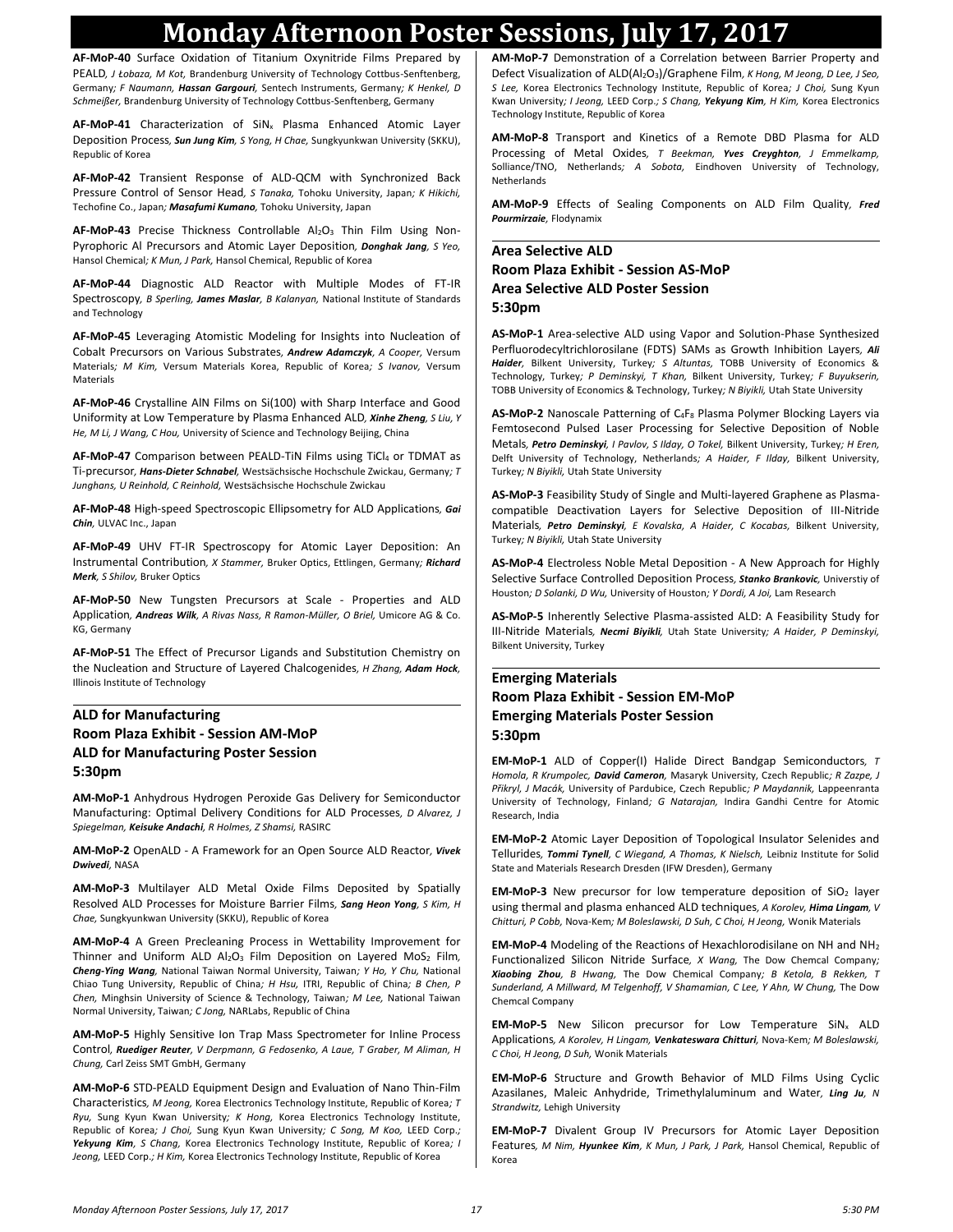# Monday Afternoon Poster Sessions, July 17, 2017

**AF-MoP-40** Surface Oxidation of Titanium Oxynitride Films Prepared by PEALD, *J Łobaza, M Kot,* Brandenburg University of Technology Cottbus-Senftenberg, Germany*; F Naumann, **Hassan Gargouri**,* Sentech Instruments, Germany*; K Henkel, D Schmeißer,* Brandenburg University of Technology Cottbus-Senftenberg, Germany

**AF-MoP-41** Characterization of $SiN_x$ Plasma Enhanced Atomic Layer Deposition Process, ***Sun Jung Kim**, S Yong, H Chae,* Sungkyunkwan University (SKKU), Republic of Korea

**AF-MoP-42** Transient Response of ALD-QCM with Synchronized Back Pressure Control of Sensor Head, *S Tanaka,* Tohoku University, Japan*; K Hikichi,* Techofine Co., Japan*; **Masafumi Kumano**,* Tohoku University, Japan

**AF-MoP-43** Precise Thickness Controllable $Al_2O_3$ Thin Film Using Non-Pyrophoric Al Precursors and Atomic Layer Deposition, ***Donghak Jang**, S Yeo,* Hansol Chemical*; K Mun, J Park,* Hansol Chemical, Republic of Korea

**AF-MoP-44** Diagnostic ALD Reactor with Multiple Modes of FT-IR Spectroscopy, *B Sperling, **James Maslar**, B Kalanyan,* National Institute of Standards and Technology

**AF-MoP-45** Leveraging Atomistic Modeling for Insights into Nucleation of Cobalt Precursors on Various Substrates, ***Andrew Adamczyk**, A Cooper,* Versum Materials*; M Kim,* Versum Materials Korea, Republic of Korea*; S Ivanov,* Versum Materials

**AF-MoP-46** Crystalline AlN Films on Si(100) with Sharp Interface and Good Uniformity at Low Temperature by Plasma Enhanced ALD, ***Xinhe Zheng**, S Liu, Y He, M Li, J Wang, C Hou,* University of Science and Technology Beijing, China

**AF-MoP-47** Comparison between PEALD-TiN Films using $TiCl_4$ or TDMAT as Ti-precursor, ***Hans-Dieter Schnabel**,* Westsächsische Hochschule Zwickau, Germany*; T Junghans, U Reinhold, C Reinhold,* Westsächsische Hochschule Zwickau

**AF-MoP-48** High-speed Spectroscopic Ellipsometry for ALD Applications, ***Gai Chin**,* ULVAC Inc., Japan

**AF-MoP-49** UHV FT-IR Spectroscopy for Atomic Layer Deposition: An Instrumental Contribution, *X Stammer,* Bruker Optics, Ettlingen, Germany*; **Richard Merk**, S Shilov,* Bruker Optics

**AF-MoP-50** New Tungsten Precursors at Scale - Properties and ALD Application, ***Andreas Wilk**, A Rivas Nass, R Ramon-Müller, O Briel,* Umicore AG & Co. KG, Germany

**AF-MoP-51** The Effect of Precursor Ligands and Substitution Chemistry on the Nucleation and Structure of Layered Chalcogenides, *H Zhang, **Adam Hock**,* Illinois Institute of Technology

## ALD for Manufacturing
## Room Plaza Exhibit - Session AM-MoP
## ALD for Manufacturing Poster Session
## 5:30pm

**AM-MoP-1** Anhydrous Hydrogen Peroxide Gas Delivery for Semiconductor Manufacturing: Optimal Delivery Conditions for ALD Processes, *D Alvarez, J Spiegelman, **Keisuke Andachi**, R Holmes, Z Shamsi,* RASIRC

**AM-MoP-2** OpenALD - A Framework for an Open Source ALD Reactor, ***Vivek Dwivedi**,* NASA

**AM-MoP-3** Multilayer ALD Metal Oxide Films Deposited by Spatially Resolved ALD Processes for Moisture Barrier Films, ***Sang Heon Yong**, S Kim, H Chae,* Sungkyunkwan University (SKKU), Republic of Korea

**AM-MoP-4** A Green Precleaning Process in Wettability Improvement for Thinner and Uniform ALD $Al_2O_3$ Film Deposition on Layered $MoS_2$ Film, ***Cheng-Ying Wang**,* National Taiwan Normal University, Taiwan*; Y Ho, Y Chu,* National Chiao Tung University, Republic of China*; H Hsu,* ITRI, Republic of China*; B Chen, P Chen,* Minghsin University of Science & Technology, Taiwan*; M Lee,* National Taiwan Normal University, Taiwan*; C Jong,* NARLabs, Republic of China

**AM-MoP-5** Highly Sensitive Ion Trap Mass Spectrometer for Inline Process Control, ***Ruediger Reuter**, V Derpmann, G Fedosenko, A Laue, T Graber, M Aliman, H Chung,* Carl Zeiss SMT GmbH, Germany

**AM-MoP-6** STD-PEALD Equipment Design and Evaluation of Nano Thin-Film Characteristics, *M Jeong,* Korea Electronics Technology Institute, Republic of Korea*; T Ryu,* Sung Kyun Kwan University*; K Hong,* Korea Electronics Technology Institute, Republic of Korea*; J Choi,* Sung Kyun Kwan University*; C Song, M Koo,* LEED Corp.*; **Yekyung Kim**, S Chang,* Korea Electronics Technology Institute, Republic of Korea*; I Jeong,* LEED Corp.*; H Kim,* Korea Electronics Technology Institute, Republic of Korea

**AM-MoP-7** Demonstration of a Correlation between Barrier Property and Defect Visualization of ALD($Al_2O_3$)/Graphene Film, *K Hong, M Jeong, D Lee, J Seo, S Lee,* Korea Electronics Technology Institute, Republic of Korea*; J Choi,* Sung Kyun Kwan University*; I Jeong,* LEED Corp.*; S Chang, **Yekyung Kim**, H Kim,* Korea Electronics Technology Institute, Republic of Korea

**AM-MoP-8** Transport and Kinetics of a Remote DBD Plasma for ALD Processing of Metal Oxides, *T Beekman, **Yves Creyghton**, J Emmelkamp,* Solliance/TNO, Netherlands*; A Sobota,* Eindhoven University of Technology, Netherlands

**AM-MoP-9** Effects of Sealing Components on ALD Film Quality, ***Fred Pourmirzaie**,* Flodynamix

## Area Selective ALD
## Room Plaza Exhibit - Session AS-MoP
## Area Selective ALD Poster Session
## 5:30pm

**AS-MoP-1** Area-selective ALD using Vapor and Solution-Phase Synthesized Perfluorodecyltrichlorosilane (FDTS) SAMs as Growth Inhibition Layers, ***Ali Haider**,* Bilkent University, Turkey*; S Altuntas,* TOBB University of Economics & Technology, Turkey*; P Deminskyi, T Khan,* Bilkent University, Turkey*; F Buyukserin,* TOBB University of Economics & Technology, Turkey*; N Biyikli,* Utah State University

**AS-MoP-2** Nanoscale Patterning of $C_4F_8$ Plasma Polymer Blocking Layers via Femtosecond Pulsed Laser Processing for Selective Deposition of Noble Metals, ***Petro Deminskyi**, I Pavlov, S Ilday, O Tokel,* Bilkent University, Turkey*; H Eren,* Delft University of Technology, Netherlands*; A Haider, F Ilday,* Bilkent University, Turkey*; N Biyikli,* Utah State University

**AS-MoP-3** Feasibility Study of Single and Multi-layered Graphene as Plasma-compatible Deactivation Layers for Selective Deposition of III-Nitride Materials, ***Petro Deminskyi**, E Kovalska, A Haider, C Kocabas,* Bilkent University, Turkey*; N Biyikli,* Utah State University

**AS-MoP-4** Electroless Noble Metal Deposition - A New Approach for Highly Selective Surface Controlled Deposition Process, ***Stanko Brankovic**,* Universtiy of Houston*; D Solanki, D Wu,* University of Houston*; Y Dordi, A Joi,* Lam Research

**AS-MoP-5** Inherently Selective Plasma-assisted ALD: A Feasibility Study for III-Nitride Materials, ***Necmi Biyikli**,* Utah State University*; A Haider, P Deminskyi,* Bilkent University, Turkey

## Emerging Materials
## Room Plaza Exhibit - Session EM-MoP
## Emerging Materials Poster Session
## 5:30pm

**EM-MoP-1** ALD of Copper(I) Halide Direct Bandgap Semiconductors, *T Homola, R Krumpolec, **David Cameron**,* Masaryk University, Czech Republic*; R Zazpe, J Přikryl, J Macák,* University of Pardubice, Czech Republic*; P Maydannik,* Lappeenranta University of Technology, Finland*; G Natarajan,* Indira Gandhi Centre for Atomic Research, India

**EM-MoP-2** Atomic Layer Deposition of Topological Insulator Selenides and Tellurides, ***Tommi Tynell**, C Wiegand, A Thomas, K Nielsch,* Leibniz Institute for Solid State and Materials Research Dresden (IFW Dresden), Germany

**EM-MoP-3** New precursor for low temperature deposition of $SiO_2$ layer using thermal and plasma enhanced ALD techniques, *A Korolev, **Hima Lingam**, V Chitturi, P Cobb,* Nova-Kem*; M Boleslawski, D Suh, C Choi, H Jeong,* Wonik Materials

**EM-MoP-4** Modeling of the Reactions of Hexachlorodisilane on NH and $NH_2$ Functionalized Silicon Nitride Surface, *X Wang,* The Dow Chemcal Company*; **Xiaobing Zhou**, B Hwang,* The Dow Chemcal Company*; B Ketola, B Rekken, T Sunderland, A Millward, M Telgenhoff, V Shamamian, C Lee, Y Ahn, W Chung,* The Dow Chemcal Company

**EM-MoP-5** New Silicon precursor for Low Temperature $SiN_x$ ALD Applications, *A Korolev, H Lingam, **Venkateswara Chitturi**,* Nova-Kem*; M Boleslawski, C Choi, H Jeong, D Suh,* Wonik Materials

**EM-MoP-6** Structure and Growth Behavior of MLD Films Using Cyclic Azasilanes, Maleic Anhydride, Trimethylaluminum and Water, ***Ling Ju**, N Strandwitz,* Lehigh University

**EM-MoP-7** Divalent Group IV Precursors for Atomic Layer Deposition Features, *M Nim, **Hyunkee Kim**, K Mun, J Park, J Park,* Hansol Chemical, Republic of Korea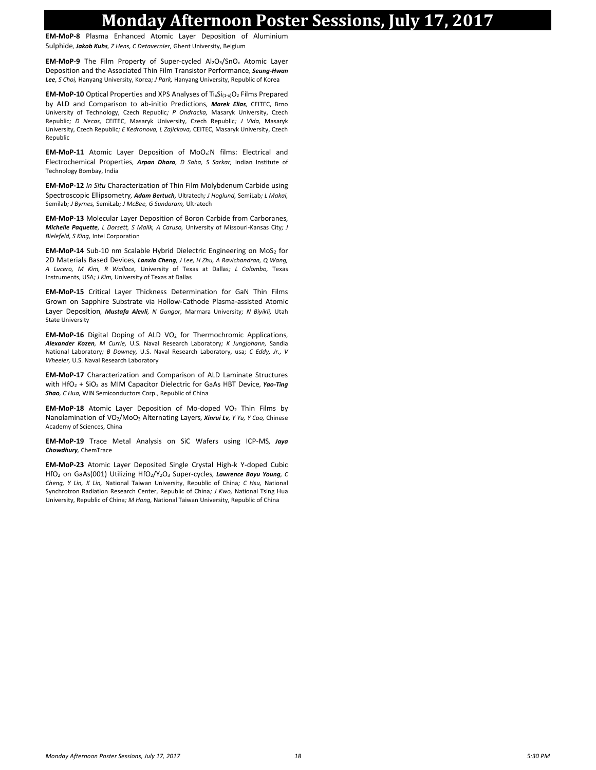# Monday Afternoon Poster Sessions, July 17, 2017

**EM-MoP-8** Plasma Enhanced Atomic Layer Deposition of Aluminium Sulphide, ***Jakob Kuhs***, *Z Hens, C Detavernier,* Ghent University, Belgium

**EM-MoP-9** The Film Property of Super-cycled $Al_2O_3/SnO_x$ Atomic Layer Deposition and the Associated Thin Film Transistor Performance, ***Seung-Hwan Lee***, *S Choi,* Hanyang University, Korea*; J Park,* Hanyang University, Republic of Korea

**EM-MoP-10** Optical Properties and XPS Analyses of $Ti_xSi_{(1-x)}O_2$ Films Prepared by ALD and Comparison to ab-initio Predictions, ***Marek Elias***, CEITEC, Brno University of Technology, Czech Republic*; P Ondracka,* Masaryk University, Czech Republic*; D Necas,* CEITEC, Masaryk University, Czech Republic*; J Vida,* Masaryk University, Czech Republic*; E Kedronova, L Zajickova,* CEITEC, Masaryk University, Czech Republic

**EM-MoP-11** Atomic Layer Deposition of $MoO_x$:N films: Electrical and Electrochemical Properties, ***Arpan Dhara***, *D Saha, S Sarkar,* Indian Institute of Technology Bombay, India

**EM-MoP-12** *In Situ* Characterization of Thin Film Molybdenum Carbide using Spectroscopic Ellipsometry, ***Adam Bertuch***, Ultratech*; J Hoglund,* SemiLab*; L Makai,* Semilab*; J Byrnes,* SemiLab*; J McBee, G Sundaram,* Ultratech

**EM-MoP-13** Molecular Layer Deposition of Boron Carbide from Carboranes, ***Michelle Paquette***, *L Dorsett, S Malik, A Caruso,* University of Missouri-Kansas City*; J Bielefeld, S King,* Intel Corporation

**EM-MoP-14** Sub-10 nm Scalable Hybrid Dielectric Engineering on $MoS_2$ for 2D Materials Based Devices, ***Lanxia Cheng***, *J Lee, H Zhu, A Ravichandran, Q Wang, A Lucero, M Kim, R Wallace,* University of Texas at Dallas*; L Colombo,* Texas Instruments, USA*; J Kim,* University of Texas at Dallas

**EM-MoP-15** Critical Layer Thickness Determination for GaN Thin Films Grown on Sapphire Substrate via Hollow-Cathode Plasma-assisted Atomic Layer Deposition, ***Mustafa Alevli***, *N Gungor,* Marmara University*; N Biyikli,* Utah State University

**EM-MoP-16** Digital Doping of ALD $VO_2$ for Thermochromic Applications, ***Alexander Kozen***, *M Currie,* U.S. Naval Research Laboratory*; K Jungjohann,* Sandia National Laboratory*; B Downey,* U.S. Naval Research Laboratory, usa*; C Eddy, Jr., V Wheeler,* U.S. Naval Research Laboratory

**EM-MoP-17** Characterization and Comparison of ALD Laminate Structures with $HfO_2$ + $SiO_2$ as MIM Capacitor Dielectric for GaAs HBT Device, ***Yao-Ting Shao***, *C Hua,* WIN Semiconductors Corp., Republic of China

**EM-MoP-18** Atomic Layer Deposition of Mo-doped $VO_2$ Thin Films by Nanolamination of $VO_2/MoO_3$ Alternating Layers, ***Xinrui Lv***, *Y Yu, Y Cao,* Chinese Academy of Sciences, China

**EM-MoP-19** Trace Metal Analysis on SiC Wafers using ICP-MS, ***Jaya Chowdhury***, ChemTrace

**EM-MoP-23** Atomic Layer Deposited Single Crystal High-k Y-doped Cubic $HfO_2$ on GaAs(001) Utilizing $HfO_2/Y_2O_3$ Super-cycles, ***Lawrence Boyu Young***, *C Cheng, Y Lin, K Lin,* National Taiwan University, Republic of China*; C Hsu,* National Synchrotron Radiation Research Center, Republic of China*; J Kwo,* National Tsing Hua University, Republic of China*; M Hong,* National Taiwan University, Republic of China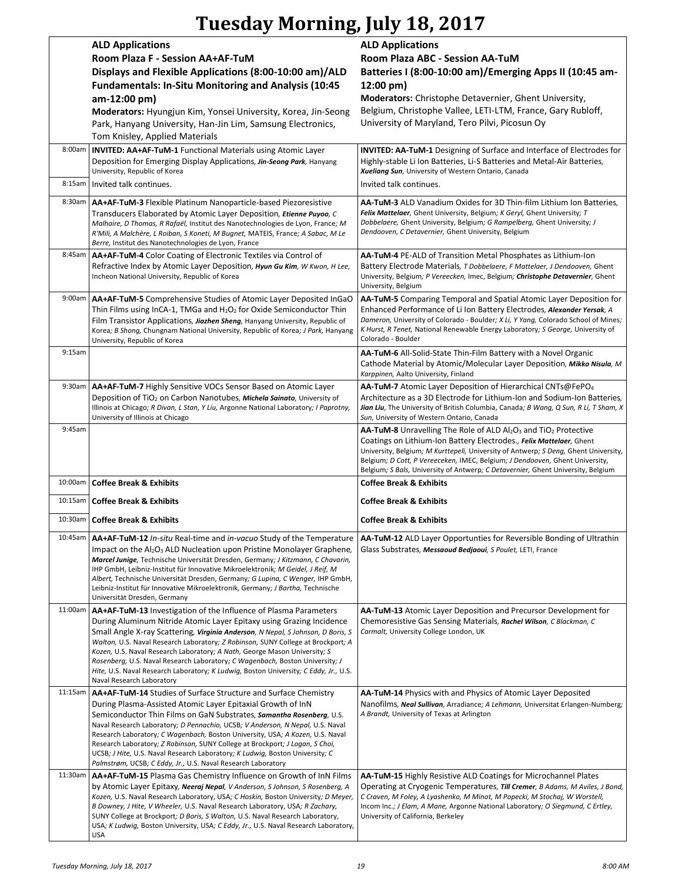# Tuesday Morning, July 18, 2017

| | **ALD Applications**<br>**Room Plaza F - Session AA+AF-TuM**<br>**Displays and Flexible Applications (8:00-10:00 am)/ALD Fundamentals: In-Situ Monitoring and Analysis (10:45 am-12:00 pm)**<br>**Moderators:** Hyungjun Kim, Yonsei University, Korea, Jin-Seong Park, Hanyang University, Han-Jin Lim, Samsung Electronics, Tom Knisley, Applied Materials | **ALD Applications**<br>**Room Plaza ABC - Session AA-TuM**<br>**Batteries I (8:00-10:00 am)/Emerging Apps II (10:45 am-12:00 pm)**<br>**Moderators:** Christophe Detavernier, Ghent University, Belgium, Christophe Vallee, LETI-LTM, France, Gary Rubloff, University of Maryland, Tero Pilvi, Picosun Oy |
|---|---|---|
| 8:00am | **INVITED: AA+AF-TuM-1** Functional Materials using Atomic Layer Deposition for Emerging Display Applications, ***Jin-Seong Park***, Hanyang University, Republic of Korea | **INVITED: AA-TuM-1** Designing of Surface and Interface of Electrodes for Highly-stable Li Ion Batteries, Li-S Batteries and Metal-Air Batteries, ***Xueliang Sun***, University of Western Ontario, Canada |
| 8:15am | Invited talk continues. | Invited talk continues. |
| 8:30am | **AA+AF-TuM-3** Flexible Platinum Nanoparticle-based Piezoresistive Transducers Elaborated by Atomic Layer Deposition, ***Etienne Puyoo***, *C Malhaire, D Thomas, R Rafaël,* Institut des Nanotechnologies de Lyon, France*; M R'Mili, A Malchère, L Roiban, S Koneti, M Bugnet,* MATEIS, France*; A Sabac, M Le Berre,* Institut des Nanotechnologies de Lyon, France | **AA-TuM-3** ALD Vanadium Oxides for 3D Thin-film Lithium Ion Batteries, ***Felix Mattelaer***, Ghent University, Belgium*; K Geryl,* Ghent University*; T Dobbelaere,* Ghent University, Belgium*; G Rampelberg,* Ghent University*; J Dendooven, C Detavernier,* Ghent University, Belgium |
| 8:45am | **AA+AF-TuM-4** Color Coating of Electronic Textiles via Control of Refractive Index by Atomic Layer Deposition, ***Hyun Gu Kim***, *W Kwon, H Lee,* Incheon National University, Republic of Korea | **AA-TuM-4** PE-ALD of Transition Metal Phosphates as Lithium-Ion Battery Electrode Materials, *T Dobbelaere, F Mattelaer, J Dendooven,* Ghent University, Belgium*; P Vereecken,* Imec, Belgium*;* ***Christophe Detavernier***, Ghent University, Belgium |
| 9:00am | **AA+AF-TuM-5** Comprehensive Studies of Atomic Layer Deposited InGaO Thin Films using InCA-1, TMGa and $H_2O_2$ for Oxide Semiconductor Thin Film Transistor Applications, ***Jiazhen Sheng***, Hanyang University, Republic of Korea*; B Shong,* Chungnam National University, Republic of Korea*; J Park,* Hanyang University, Republic of Korea | **AA-TuM-5** Comparing Temporal and Spatial Atomic Layer Deposition for Enhanced Performance of Li Ion Battery Electrodes, ***Alexander Yersak***, *A Dameron,* University of Colorado - Boulder*; X Li, Y Yang,* Colorado School of Mines*; K Hurst, R Tenet,* National Renewable Energy Laboratory*; S George,* University of Colorado - Boulder |
| 9:15am | | **AA-TuM-6** All-Solid-State Thin-Film Battery with a Novel Organic Cathode Material by Atomic/Molecular Layer Deposition, ***Mikko Nisula***, *M Karppinen,* Aalto University, Finland |
| 9:30am | **AA+AF-TuM-7** Highly Sensitive VOCs Sensor Based on Atomic Layer Deposition of $TiO_2$ on Carbon Nanotubes, ***Michela Sainato***, University of Illinois at Chicago*; R Divan, L Stan, Y Liu,* Argonne National Laboratory*; I Paprotny,* University of Illinois at Chicago | **AA-TuM-7** Atomic Layer Deposition of Hierarchical CNTs@$FePO_4$ Architecture as a 3D Electrode for Lithium-Ion and Sodium-Ion Batteries, ***Jian Liu***, The University of British Columbia, Canada*; B Wang, Q Sun, R Li, T Sham, X Sun,* University of Western Ontario, Canada |
| 9:45am | | **AA-TuM-8** Unravelling The Role of ALD $Al_2O_3$ and $TiO_2$ Protective Coatings on Lithium-Ion Battery Electrodes., ***Felix Mattelaer***, Ghent University, Belgium*; M Kurttepeli,* University of Antwerp*; S Deng,* Ghent University, Belgium*; D Cott, P Vereeceken,* IMEC, Belgium*; J Dendooven,* Ghent University, Belgium*; S Bals,* University of Antwerp*; C Detavernier,* Ghent University, Belgium |
| 10:00am | **Coffee Break & Exhibits** | **Coffee Break & Exhibits** |
| 10:15am | **Coffee Break & Exhibits** | **Coffee Break & Exhibits** |
| 10:30am | **Coffee Break & Exhibits** | **Coffee Break & Exhibits** |
| 10:45am | **AA+AF-TuM-12** *In-situ* Real-time and *in-vacuo* Study of the Temperature Impact on the $Al_2O_3$ ALD Nucleation upon Pristine Monolayer Graphene, ***Marcel Junige***, Technische Universität Dresden, Germany*; J Kitzmann, C Chavarin,* IHP GmbH, Leibniz-Institut für Innovative Mikroelektronik*; M Geidel, J Reif, M Albert,* Technische Universität Dresden, Germany*; G Lupina, C Wenger,* IHP GmbH, Leibniz-Institut für Innovative Mikroelektronik, Germany*; J Bartha,* Technische Universität Dresden, Germany | **AA-TuM-12** ALD Layer Opportunties for Reversible Bonding of Ultrathin Glass Substrates, ***Messaoud Bedjaoui***, *S Poulet,* LETI, France |
| 11:00am | **AA+AF-TuM-13** Investigation of the Influence of Plasma Parameters During Aluminum Nitride Atomic Layer Epitaxy using Grazing Incidence Small Angle X-ray Scattering, ***Virginia Anderson***, *N Nepal, S Johnson, D Boris, S Walton,* U.S. Naval Research Laboratory*; Z Robinson,* SUNY College at Brockport*; A Kozen,* U.S. Naval Research Laboratory*; A Nath,* George Mason University*; S Rosenberg,* U.S. Naval Research Laboratory*; C Wagenbach,* Boston University*; J Hite,* U.S. Naval Research Laboratory*; K Ludwig,* Boston University*; C Eddy, Jr.,* U.S. Naval Research Laboratory | **AA-TuM-13** Atomic Layer Deposition and Precursor Development for Chemoresistive Gas Sensing Materials, ***Rachel Wilson***, *C Blackman, C Carmalt,* University College London, UK |
| 11:15am | **AA+AF-TuM-14** Studies of Surface Structure and Surface Chemistry During Plasma-Assisted Atomic Layer Epitaxial Growth of InN Semiconductor Thin Films on GaN Substrates, ***Samantha Rosenberg***, U.S. Naval Research Laboratory*; D Pennachio,* UCSB*; V Anderson, N Nepal,* U.S. Naval Research Laboratory*; C Wagenbach,* Boston University, USA*; A Kozen,* U.S. Naval Research Laboratory*; Z Robinson,* SUNY College at Brockport*; J Logan, S Choi,* UCSB*; J Hite,* U.S. Naval Research Laboratory*; K Ludwig,* Boston University*; C Palmstrøm,* UCSB*; C Eddy, Jr.,* U.S. Naval Research Laboratory | **AA-TuM-14** Physics with and Physics of Atomic Layer Deposited Nanofilms, ***Neal Sullivan***, Arradiance*; A Lehmann,* Universitat Erlangen-Numberg*; A Brandt,* University of Texas at Arlington |
| 11:30am | **AA+AF-TuM-15** Plasma Gas Chemistry Influence on Growth of InN Films by Atomic Layer Epitaxy, ***Neeraj Nepal***, *V Anderson, S Johnson, S Rosenberg, A Kozen,* U.S. Naval Research Laboratory, USA*; C Hoskin,* Boston University*; D Meyer, B Downey, J Hite, V Wheeler,* U.S. Naval Research Laboratory, USA*; R Zachary,* SUNY College at Brockport*; D Boris, S Walton,* U.S. Naval Research Laboratory, USA*; K Ludwig,* Boston University, USA*; C Eddy, Jr.,* U.S. Naval Research Laboratory, USA | **AA-TuM-15** Highly Resistive ALD Coatings for Microchannel Plates Operating at Cryogenic Temperatures, ***Till Cremer***, *B Adams, M Aviles, J Bond, C Craven, M Foley, A Lyashenko, M Minot, M Popecki, M Stochaj, W Worstell,* Incom Inc.*; J Elam, A Mane,* Argonne National Laboratory*; O Siegmund, C Ertley,* University of California, Berkeley |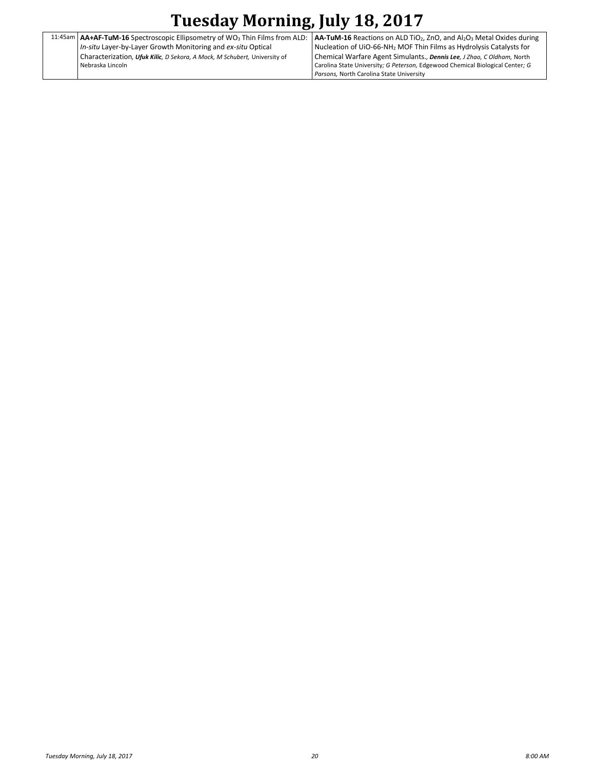# Tuesday Morning, July 18, 2017

| | | |
|---|---|---|
| 11:45am | **AA+AF-TuM-16** Spectroscopic Ellipsometry of $WO_3$ Thin Films from ALD: *In-situ* Layer-by-Layer Growth Monitoring and *ex-situ* Optical Characterization, ***Ufuk Kilic***, *D Sekora, A Mock, M Schubert,* University of Nebraska Lincoln | **AA-TuM-16** Reactions on ALD $TiO_2$, ZnO, and $Al_2O_3$ Metal Oxides during Nucleation of UiO-66-$NH_2$ MOF Thin Films as Hydrolysis Catalysts for Chemical Warfare Agent Simulants., ***Dennis Lee***, *J Zhao, C Oldham,* North Carolina State University; *G Peterson,* Edgewood Chemical Biological Center; *G Parsons,* North Carolina State University |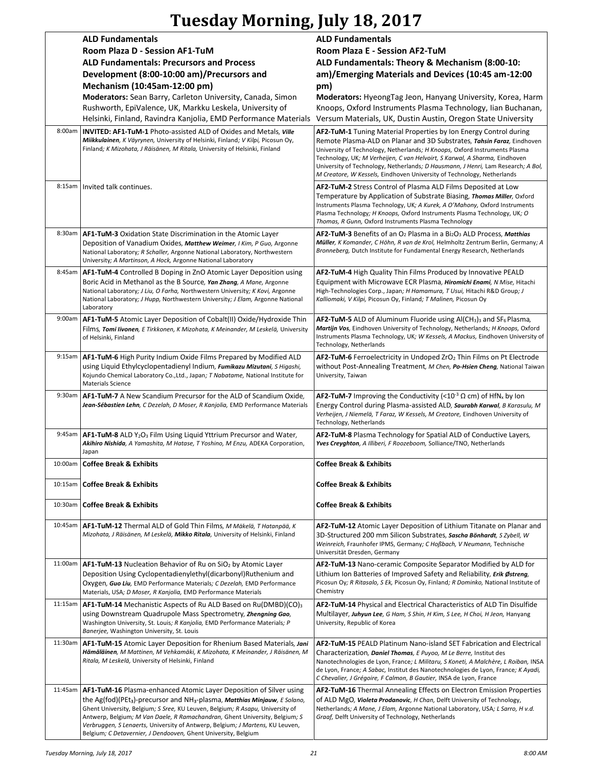# Tuesday Morning, July 18, 2017

| | **ALD Fundamentals**<br>**Room Plaza D - Session AF1-TuM**<br>**ALD Fundamentals: Precursors and Process Development (8:00-10:00 am)/Precursors and Mechanism (10:45am-12:00 pm)**<br>**Moderators:** Sean Barry, Carleton University, Canada, Simon Rushworth, EpiValence, UK, Markku Leskela, University of Helsinki, Finland, Ravindra Kanjolia, EMD Performance Materials | **ALD Fundamentals**<br>**Room Plaza E - Session AF2-TuM**<br>**ALD Fundamentals: Theory & Mechanism (8:00-10: am)/Emerging Materials and Devices (10:45 am-12:00 pm)**<br>**Moderators:** HyeongTag Jeon, Hanyang University, Korea, Harm Knoops, Oxford Instruments Plasma Technology, Iian Buchanan, Versum Materials, UK, Dustin Austin, Oregon State University |
|---|---|---|
| 8:00am | **INVITED: AF1-TuM-1** Photo-assisted ALD of Oxides and Metals, ***Ville Miikkulainen***, *K Väyrynen, University of Helsinki, Finland; V Kilpi, Picosun Oy, Finland; K Mizohata, J Räisänen, M Ritala, University of Helsinki, Finland* | **AF2-TuM-1** Tuning Material Properties by Ion Energy Control during Remote Plasma-ALD on Planar and 3D Substrates, ***Tahsin Faraz***, *Eindhoven University of Technology, Netherlands; H Knoops, Oxford Instruments Plasma Technology, UK; M Verheijen, C van Helvoirt, S Karwal, A Sharma, Eindhoven University of Technology, Netherlands; D Hausmann, J Henri, Lam Research; A Bol, M Creatore, W Kessels, Eindhoven University of Technology, Netherlands* |
| 8:15am | Invited talk continues. | **AF2-TuM-2** Stress Control of Plasma ALD Films Deposited at Low Temperature by Application of Substrate Biasing, ***Thomas Miller***, *Oxford Instruments Plasma Technology, UK; A Kurek, A O'Mahony, Oxford Instruments Plasma Technology; H Knoops, Oxford Instruments Plasma Technology, UK; O Thomas, R Gunn, Oxford Instruments Plasma Technology* |
| 8:30am | **AF1-TuM-3** Oxidation State Discrimination in the Atomic Layer Deposition of Vanadium Oxides, ***Matthew Weimer***, *I Kim, P Guo, Argonne National Laboratory; R Schaller, Argonne National Laboratory, Northwestern University; A Martinson, A Hock, Argonne National Laboratory* | **AF2-TuM-3** Benefits of an $O_2$ Plasma in a $Bi_2O_3$ ALD Process, ***Matthias Müller***, *K Komander, C Höhn, R van de Krol, Helmholtz Zentrum Berlin, Germany; A Bronneberg, Dutch Institute for Fundamental Energy Research, Netherlands* |
| 8:45am | **AF1-TuM-4** Controlled B Doping in ZnO Atomic Layer Deposition using Boric Acid in Methanol as the B Source, ***Yan Zhang***, *A Mane, Argonne National Laboratory; J Liu, O Farha, Northwestern University; K Kovi, Argonne National Laboratory; J Hupp, Northwestern University; J Elam, Argonne National Laboratory* | **AF2-TuM-4** High Quality Thin Films Produced by Innovative PEALD Equipment with Microwave ECR Plasma, ***Hiromichi Enami***, *N Mise, Hitachi High-Technologies Corp., Japan; H Hamamura, T Usui, Hitachi R&D Group; J Kalliomaki, V Kilpi, Picosun Oy, Finland; T Malinen, Picosun Oy* |
| 9:00am | **AF1-TuM-5** Atomic Layer Deposition of Cobalt(II) Oxide/Hydroxide Thin Films, ***Tomi Iivonen***, *E Tirkkonen, K Mizohata, K Meinander, M Leskelä, University of Helsinki, Finland* | **AF2-TuM-5** ALD of Aluminum Fluoride using $Al(CH_3)_3$ and $SF_6$ Plasma, ***Martijn Vos***, *Eindhoven University of Technology, Netherlands; H Knoops, Oxford Instruments Plasma Technology, UK; W Kessels, A Mackus, Eindhoven University of Technology, Netherlands* |
| 9:15am | **AF1-TuM-6** High Purity Indium Oxide Films Prepared by Modified ALD using Liquid Ethylcyclopentadienyl Indium, ***Fumikazu Mizutani***, *S Higashi, Kojundo Chemical Laboratory Co.,Ltd., Japan; T Nabatame, National Institute for Materials Science* | **AF2-TuM-6** Ferroelectricity in Undoped $ZrO_2$ Thin Films on Pt Electrode without Post-Annealing Treatment, *M Chen*, ***Po-Hsien Cheng***, *National Taiwan University, Taiwan* |
| 9:30am | **AF1-TuM-7** A New Scandium Precursor for the ALD of Scandium Oxide, ***Jean-Sébastien Lehn***, *C Dezelah, D Moser, R Kanjolia, EMD Performance Materials* | **AF2-TuM-7** Improving the Conductivity ($<10^{-3}$ Ω cm) of $HfN_x$ by Ion Energy Control during Plasma-assisted ALD, ***Saurabh Karwal***, *B Karasulu, M Verheijen, J Niemelä, T Faraz, W Kessels, M Creatore, Eindhoven University of Technology, Netherlands* |
| 9:45am | **AF1-TuM-8** ALD $Y_2O_3$ Film Using Liquid Yttrium Precursor and Water, ***Akihiro Nishida***, *A Yamashita, M Hatase, T Yoshino, M Enzu, ADEKA Corporation, Japan* | **AF2-TuM-8** Plasma Technology for Spatial ALD of Conductive Layers, ***Yves Creyghton***, *A Illiberi, F Roozeboom, Solliance/TNO, Netherlands* |
| 10:00am | **Coffee Break & Exhibits** | **Coffee Break & Exhibits** |
| 10:15am | **Coffee Break & Exhibits** | **Coffee Break & Exhibits** |
| 10:30am | **Coffee Break & Exhibits** | **Coffee Break & Exhibits** |
| 10:45am | **AF1-TuM-12** Thermal ALD of Gold Thin Films, *M Mäkelä, T Hatanpää, K Mizohata, J Räisänen, M Leskelä*, ***Mikko Ritala***, *University of Helsinki, Finland* | **AF2-TuM-12** Atomic Layer Deposition of Lithium Titanate on Planar and 3D-Structured 200 mm Silicon Substrates, ***Sascha Bönhardt***, *S Zybell, W Weinreich, Fraunhofer IPMS, Germany; C Hoßbach, V Neumann, Technische Universität Dresden, Germany* |
| 11:00am | **AF1-TuM-13** Nucleation Behavior of Ru on $SiO_2$ by Atomic Layer Deposition Using Cyclopentadienylethyl(dicarbonyl)Ruthenium and Oxygen, ***Guo Liu***, *EMD Performance Materials; C Dezelah, EMD Performance Materials, USA; D Moser, R Kanjolia, EMD Performance Materials* | **AF2-TuM-13** Nano-ceramic Composite Separator Modified by ALD for Lithium Ion Batteries of Improved Safety and Reliability, ***Erik Østreng***, *Picosun Oy; R Ritasalo, S Ek, Picosun Oy, Finland; R Dominko, National Institute of Chemistry* |
| 11:15am | **AF1-TuM-14** Mechanistic Aspects of Ru ALD Based on $Ru(DMBD)(CO)_3$ using Downstream Quadrupole Mass Spectrometry, ***Zhengning Gao***, *Washington University, St. Louis; R Kanjolia, EMD Performance Materials; P Banerjee, Washington University, St. Louis* | **AF2-TuM-14** Physical and Electrical Characteristics of ALD Tin Disulfide Multilayer, ***Juhyun Lee***, *G Ham, S Shin, H Kim, S Lee, H Choi, H Jeon, Hanyang University, Republic of Korea* |
| 11:30am | **AF1-TuM-15** Atomic Layer Deposition for Rhenium Based Materials, ***Jani Hämäläinen***, *M Mattinen, M Vehkamäki, K Mizohata, K Meinander, J Räisänen, M Ritala, M Leskelä, University of Helsinki, Finland* | **AF2-TuM-15** PEALD Platinum Nano-island SET Fabrication and Electrical Characterization, ***Daniel Thomas***, *E Puyoo, M Le Berre, Institut des Nanotechnologies de Lyon, France; L Militaru, S Koneti, A Malchère, L Roiban, INSA de Lyon, France; A Sabac, Institut des Nanotechnologies de Lyon, France; K Ayadi, C Chevalier, J Grégoire, F Calmon, B Gautier, INSA de Lyon, France* |
| 11:45am | **AF1-TuM-16** Plasma-enhanced Atomic Layer Deposition of Silver using the $Ag(fod)(PEt_3)$-precursor and $NH_3$-plasma, ***Matthias Minjauw***, *E Solano, Ghent University, Belgium; S Sree, KU Leuven, Belgium; R Asapu, University of Antwerp, Belgium; M Van Daele, R Ramachandran, Ghent University, Belgium; S Verbruggen, S Lenaerts, University of Antwerp, Belgium; J Martens, KU Leuven, Belgium; C Detavernier, J Dendooven, Ghent University, Belgium* | **AF2-TuM-16** Thermal Annealing Effects on Electron Emission Properties of ALD MgO, ***Violeta Prodanovic***, *H Chan, Delft University of Technology, Netherlands; A Mane, J Elam, Argonne National Laboratory, USA; J Sarro, H v.d. Graaf, Delft University of Technology, Netherlands* |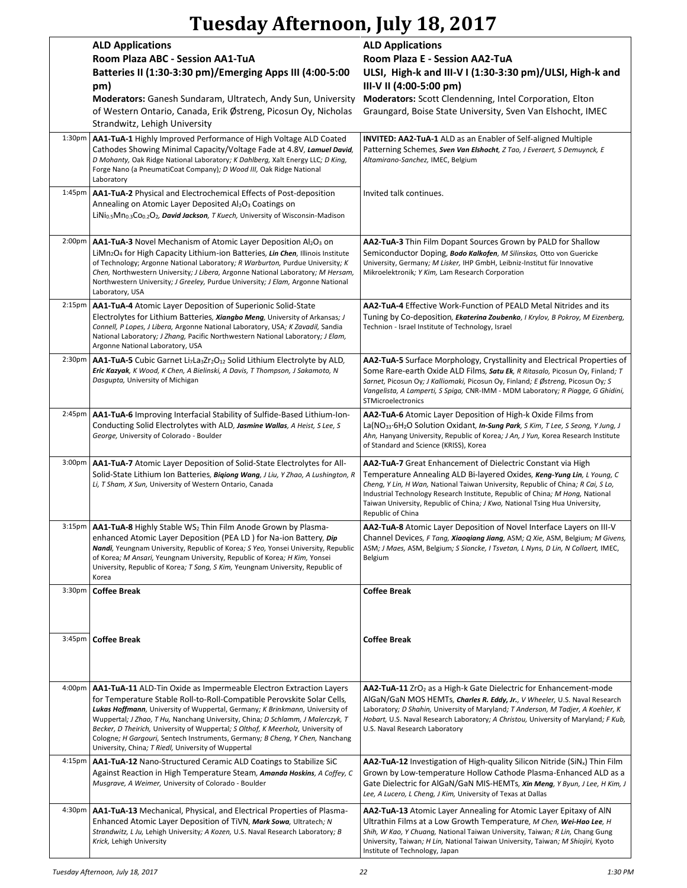# Tuesday Afternoon, July 18, 2017

| | **ALD Applications**<br>**Room Plaza ABC - Session AA1-TuA**<br>**Batteries II (1:30-3:30 pm)/Emerging Apps III (4:00-5:00 pm)**<br>**Moderators:** Ganesh Sundaram, Ultratech, Andy Sun, University of Western Ontario, Canada, Erik Østreng, Picosun Oy, Nicholas Strandwitz, Lehigh University | **ALD Applications**<br>**Room Plaza E - Session AA2-TuA**<br>**ULSI, High-k and III-V I (1:30-3:30 pm)/ULSI, High-k and III-V II (4:00-5:00 pm)**<br>**Moderators:** Scott Clendenning, Intel Corporation, Elton Graungard, Boise State University, Sven Van Elshocht, IMEC |
|---|---|---|
| 1:30pm | **AA1-TuA-1** Highly Improved Performance of High Voltage ALD Coated Cathodes Showing Minimal Capacity/Voltage Fade at 4.8V, ***Lamuel David***, *D Mohanty*, Oak Ridge National Laboratory; *K Dahlberg*, Xalt Energy LLC; *D King*, Forge Nano (a PneumatiCoat Company); *D Wood III*, Oak Ridge National Laboratory | **INVITED: AA2-TuA-1** ALD as an Enabler of Self-aligned Multiple Patterning Schemes, ***Sven Van Elshocht***, *Z Tao, J Everaert, S Demuynck, E Altamirano-Sanchez*, IMEC, Belgium |
| 1:45pm | **AA1-TuA-2** Physical and Electrochemical Effects of Post-deposition Annealing on Atomic Layer Deposited $Al_2O_3$ Coatings on $LiNi_{0.5}Mn_{0.3}Co_{0.2}O_2$, ***David Jackson***, *T Kuech*, University of Wisconsin-Madison | Invited talk continues. |
| 2:00pm | **AA1-TuA-3** Novel Mechanism of Atomic Layer Deposition $Al_2O_3$ on $LiMn_2O_4$ for High Capacity Lithium-ion Batteries, ***Lin Chen***, Illinois Institute of Technology; Argonne National Laboratory; *R Warburton*, Purdue University; *K Chen*, Northwestern University; *J Libera*, Argonne National Laboratory; *M Hersam*, Northwestern University; *J Greeley*, Purdue University; *J Elam*, Argonne National Laboratory, USA | **AA2-TuA-3** Thin Film Dopant Sources Grown by PALD for Shallow Semiconductor Doping, ***Bodo Kalkofen***, *M Silinskas*, Otto von Guericke University, Germany; *M Lisker*, IHP GmbH, Leibniz-Institut für Innovative Mikroelektronik; *Y Kim*, Lam Research Corporation |
| 2:15pm | **AA1-TuA-4** Atomic Layer Deposition of Superionic Solid-State Electrolytes for Lithium Batteries, ***Xiangbo Meng***, University of Arkansas; *J Connell, P Lopes, J Libera*, Argonne National Laboratory, USA; *K Zavadil*, Sandia National Laboratory; *J Zhang*, Pacific Northwestern National Laboratory; *J Elam*, Argonne National Laboratory, USA | **AA2-TuA-4** Effective Work-Function of PEALD Metal Nitrides and its Tuning by Co-deposition, ***Ekaterina Zoubenko***, *I Krylov, B Pokroy, M Eizenberg*, Technion - Israel Institute of Technology, Israel |
| 2:30pm | **AA1-TuA-5** Cubic Garnet $Li_7La_3Zr_2O_{12}$ Solid Lithium Electrolyte by ALD, ***Eric Kazyak***, *K Wood, K Chen, A Bielinski, A Davis, T Thompson, J Sakamoto, N Dasgupta*, University of Michigan | **AA2-TuA-5** Surface Morphology, Crystallinity and Electrical Properties of Some Rare-earth Oxide ALD Films, ***Satu Ek***, *R Ritasalo*, Picosun Oy, Finland; *T Sarnet*, Picosun Oy; *J Kalliomaki*, Picosun Oy, Finland; *E Østreng*, Picosun Oy; *S Vangelista, A Lamperti, S Spiga*, CNR-IMM - MDM Laboratory; *R Piagge, G Ghidini*, STMicroelectronics |
| 2:45pm | **AA1-TuA-6** Improving Interfacial Stability of Sulfide-Based Lithium-Ion-Conducting Solid Electrolytes with ALD, ***Jasmine Wallas***, *A Heist, S Lee, S George*, University of Colorado - Boulder | **AA2-TuA-6** Atomic Layer Deposition of High-k Oxide Films from $La(NO_3)_3 \cdot 6H_2O$ Solution Oxidant, ***In-Sung Park***, *S Kim, T Lee, S Seong, Y Jung, J Ahn*, Hanyang University, Republic of Korea; *J An, J Yun*, Korea Research Institute of Standard and Science (KRISS), Korea |
| 3:00pm | **AA1-TuA-7** Atomic Layer Deposition of Solid-State Electrolytes for All-Solid-State Lithium Ion Batteries, ***Biqiong Wang***, *J Liu, Y Zhao, A Lushington, R Li, T Sham, X Sun*, University of Western Ontario, Canada | **AA2-TuA-7** Great Enhancement of Dielectric Constant via High Temperature Annealing ALD Bi-layered Oxides, ***Keng-Yung Lin***, *L Young, C Cheng, Y Lin, H Wan*, National Taiwan University, Republic of China; *R Cai, S Lo*, Industrial Technology Research Institute, Republic of China; *M Hong*, National Taiwan University, Republic of China; *J Kwo*, National Tsing Hua University, Republic of China |
| 3:15pm | **AA1-TuA-8** Highly Stable $WS_2$ Thin Film Anode Grown by Plasma-enhanced Atomic Layer Deposition (PEA LD ) for Na-ion Battery, ***Dip Nandi***, Yeungnam University, Republic of Korea; *S Yeo*, Yonsei University, Republic of Korea; *M Ansari*, Yeungnam University, Republic of Korea; *H Kim*, Yonsei University, Republic of Korea; *T Song, S Kim*, Yeungnam University, Republic of Korea | **AA2-TuA-8** Atomic Layer Deposition of Novel Interface Layers on III-V Channel Devices, *F Tang*, ***Xiaoqiang Jiang***, ASM; *Q Xie*, ASM, Belgium; *M Givens*, ASM; *J Maes*, ASM, Belgium; *S Sioncke, I Tsvetan, L Nyns, D Lin, N Collaert*, IMEC, Belgium |
| 3:30pm | **Coffee Break** | **Coffee Break** |
| 3:45pm | **Coffee Break** | **Coffee Break** |
| 4:00pm | **AA1-TuA-11** ALD-Tin Oxide as Impermeable Electron Extraction Layers for Temperature Stable Roll-to-Roll-Compatible Perovskite Solar Cells, ***Lukas Hoffmann***, University of Wuppertal, Germany; *K Brinkmann*, University of Wuppertal; *J Zhao, T Hu*, Nanchang University, China; *D Schlamm, J Malerczyk, T Becker, D Theirich*, University of Wuppertal; *S Olthof, K Meerholz*, University of Cologne; *H Gargouri*, Sentech Instruments, Germany; *B Cheng, Y Chen*, Nanchang University, China; *T Riedl*, University of Wuppertal | **AA2-TuA-11** $ZrO_2$ as a High-k Gate Dielectric for Enhancement-mode AlGaN/GaN MOS HEMTs, ***Charles R. Eddy, Jr.***, *V Wheeler*, U.S. Naval Research Laboratory; *D Shahin*, University of Maryland; *T Anderson, M Tadjer, A Koehler, K Hobart*, U.S. Naval Research Laboratory; *A Christou*, University of Maryland; *F Kub*, U.S. Naval Research Laboratory |
| 4:15pm | **AA1-TuA-12** Nano-Structured Ceramic ALD Coatings to Stabilize SiC Against Reaction in High Temperature Steam, ***Amanda Hoskins***, *A Coffey, C Musgrave, A Weimer*, University of Colorado - Boulder | **AA2-TuA-12** Investigation of High-quality Silicon Nitride ($SiN_x$) Thin Film Grown by Low-temperature Hollow Cathode Plasma-Enhanced ALD as a Gate Dielectric for AlGaN/GaN MIS-HEMTs, ***Xin Meng***, *Y Byun, J Lee, H Kim, J Lee, A Lucero, L Cheng, J Kim*, University of Texas at Dallas |
| 4:30pm | **AA1-TuA-13** Mechanical, Physical, and Electrical Properties of Plasma-Enhanced Atomic Layer Deposition of TiVN, ***Mark Sowa***, Ultratech; *N Strandwitz, L Ju*, Lehigh University; *A Kozen*, U.S. Naval Research Laboratory; *B Krick*, Lehigh University | **AA2-TuA-13** Atomic Layer Annealing for Atomic Layer Epitaxy of AlN Ultrathin Films at a Low Growth Temperature, *M Chen*, ***Wei-Hao Lee***, *H Shih, W Kao, Y Chuang*, National Taiwan University, Taiwan; *R Lin*, Chang Gung University, Taiwan; *H Lin*, National Taiwan University, Taiwan; *M Shiojiri*, Kyoto Institute of Technology, Japan |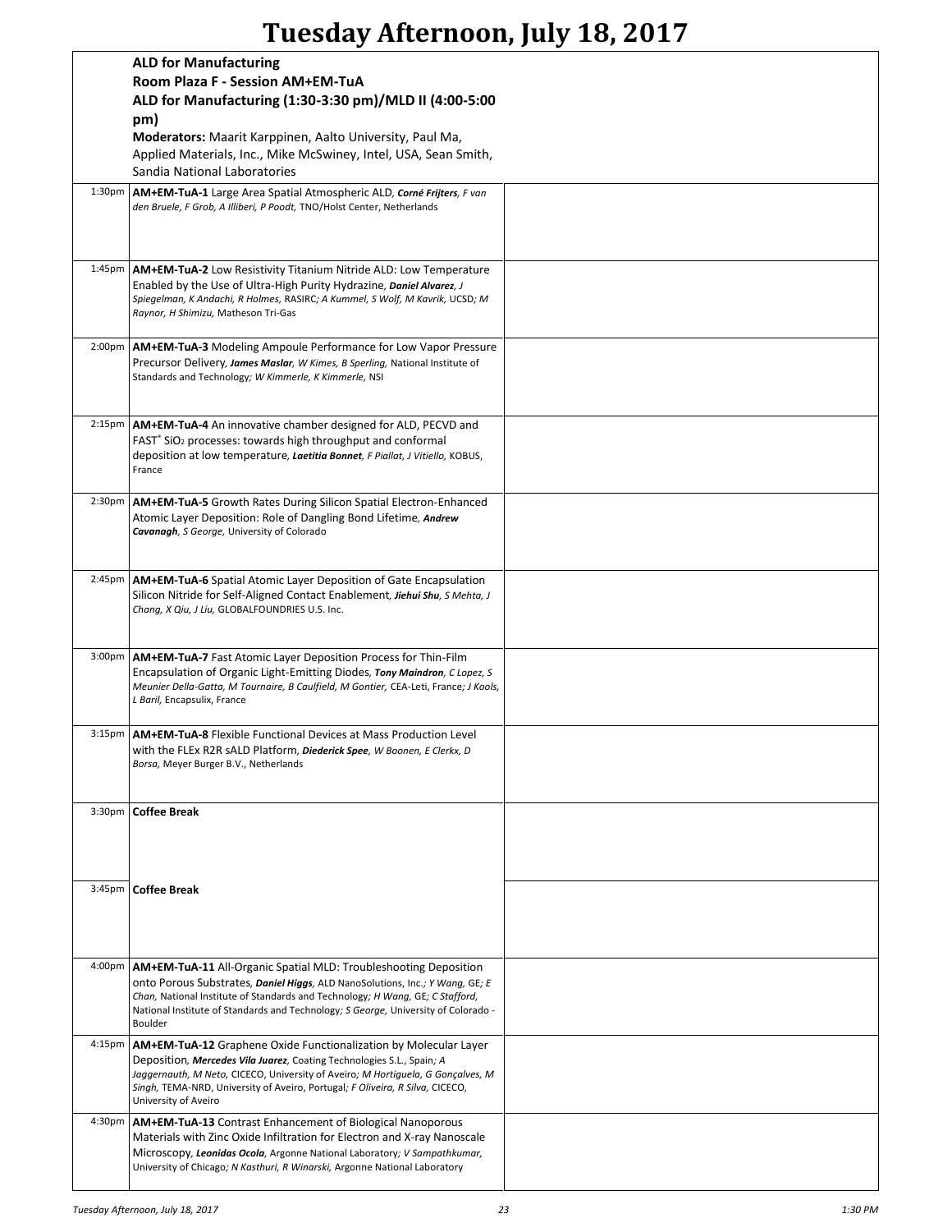# Tuesday Afternoon, July 18, 2017

## ALD for Manufacturing

### Room Plaza F - Session AM+EM-TuA

### ALD for Manufacturing (1:30-3:30 pm)/MLD II (4:00-5:00 pm)

**Moderators:** Maarit Karppinen, Aalto University, Paul Ma, Applied Materials, Inc., Mike McSwiney, Intel, USA, Sean Smith, Sandia National Laboratories

1:30pm **AM+EM-TuA-1** Large Area Spatial Atmospheric ALD, ***Corné Frijters**, F van den Bruele, F Grob, A Illiberi, P Poodt,* TNO/Holst Center, Netherlands

1:45pm **AM+EM-TuA-2** Low Resistivity Titanium Nitride ALD: Low Temperature Enabled by the Use of Ultra-High Purity Hydrazine, ***Daniel Alvarez**, J Spiegelman, K Andachi, R Holmes,* RASIRC*; A Kummel, S Wolf, M Kavrik,* UCSD*; M Raynor, H Shimizu,* Matheson Tri-Gas

2:00pm **AM+EM-TuA-3** Modeling Ampoule Performance for Low Vapor Pressure Precursor Delivery, ***James Maslar**, W Kimes, B Sperling,* National Institute of Standards and Technology*; W Kimmerle, K Kimmerle,* NSI

2:15pm **AM+EM-TuA-4** An innovative chamber designed for ALD, PECVD and FAST® $SiO_2$ processes: towards high throughput and conformal deposition at low temperature, ***Laetitia Bonnet**, F Piallat, J Vitiello,* KOBUS, France

2:30pm **AM+EM-TuA-5** Growth Rates During Silicon Spatial Electron-Enhanced Atomic Layer Deposition: Role of Dangling Bond Lifetime, ***Andrew Cavanagh**, S George,* University of Colorado

2:45pm **AM+EM-TuA-6** Spatial Atomic Layer Deposition of Gate Encapsulation Silicon Nitride for Self-Aligned Contact Enablement, ***Jiehui Shu**, S Mehta, J Chang, X Qiu, J Liu,* GLOBALFOUNDRIES U.S. Inc.

3:00pm **AM+EM-TuA-7** Fast Atomic Layer Deposition Process for Thin-Film Encapsulation of Organic Light-Emitting Diodes, ***Tony Maindron**, C Lopez, S Meunier Della-Gatta, M Tournaire, B Caulfield, M Gontier,* CEA-Leti, France*; J Kools, L Baril,* Encapsulix, France

3:15pm **AM+EM-TuA-8** Flexible Functional Devices at Mass Production Level with the FLEx R2R sALD Platform, ***Diederick Spee**, W Boonen, E Clerkx, D Borsa,* Meyer Burger B.V., Netherlands

3:30pm **Coffee Break**

3:45pm **Coffee Break**

4:00pm **AM+EM-TuA-11** All-Organic Spatial MLD: Troubleshooting Deposition onto Porous Substrates, ***Daniel Higgs**,* ALD NanoSolutions, Inc.*; Y Wang,* GE*; E Chan,* National Institute of Standards and Technology*; H Wang,* GE*; C Stafford,* National Institute of Standards and Technology*; S George,* University of Colorado - Boulder

4:15pm **AM+EM-TuA-12** Graphene Oxide Functionalization by Molecular Layer Deposition, ***Mercedes Vila Juarez**,* Coating Technologies S.L., Spain*; A Jaggernauth, M Neto,* CICECO, University of Aveiro*; M Hortiguela, G Gonçalves, M Singh,* TEMA-NRD, University of Aveiro, Portugal*; F Oliveira, R Silva,* CICECO, University of Aveiro

4:30pm **AM+EM-TuA-13** Contrast Enhancement of Biological Nanoporous Materials with Zinc Oxide Infiltration for Electron and X-ray Nanoscale Microscopy, ***Leonidas Ocola**,* Argonne National Laboratory*; V Sampathkumar,* University of Chicago*; N Kasthuri, R Winarski,* Argonne National Laboratory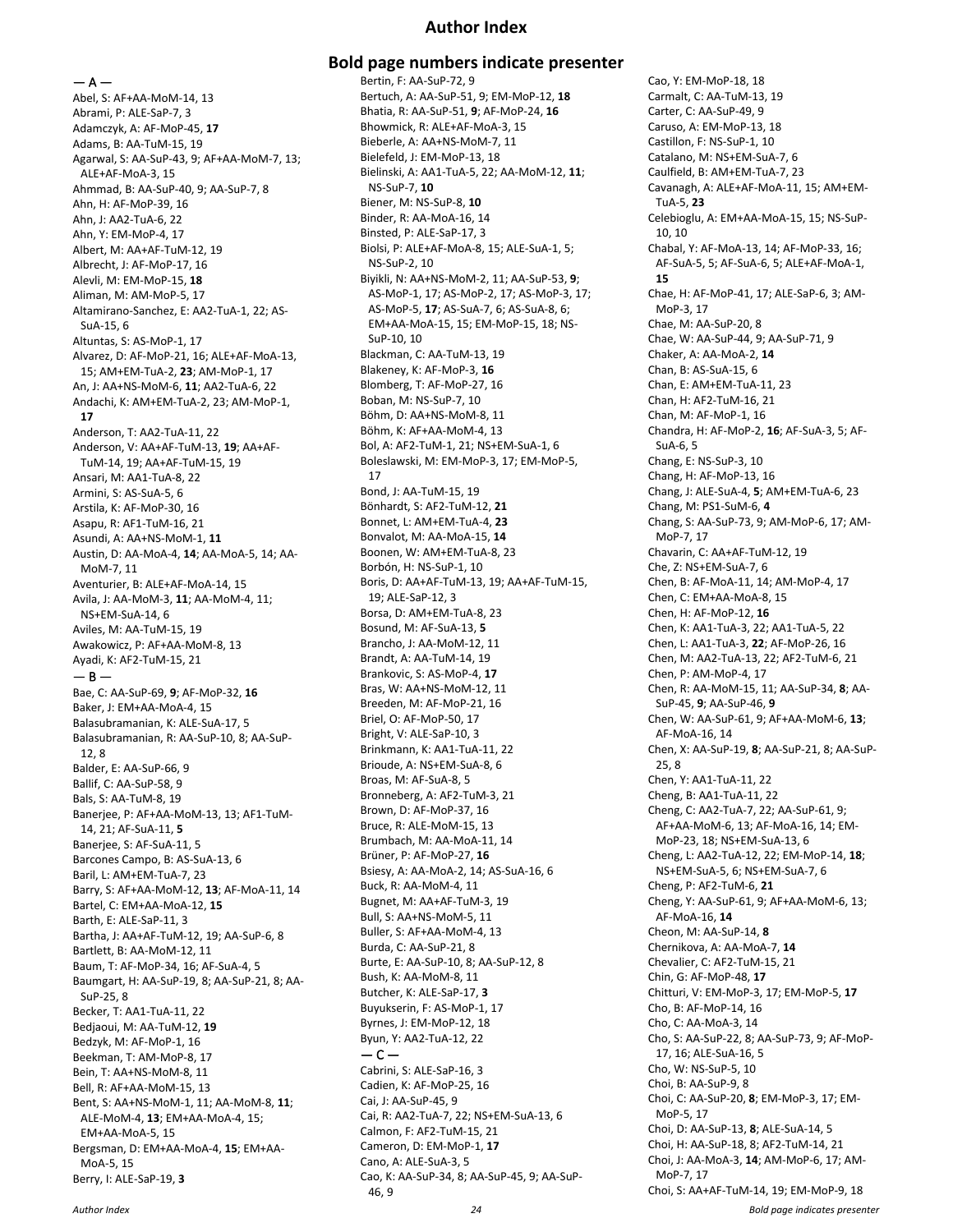# Author Index

## Bold page numbers indicate presenter

— A —

Abel, S: AF+AA-MoM-14, 13
Abrami, P: ALE-SaP-7, 3
Adamczyk, A: AF-MoP-45, **17**
Adams, B: AA-TuM-15, 19
Agarwal, S: AA-SuP-43, 9; AF+AA-MoM-7, 13; ALE+AF-MoA-3, 15
Ahmmad, B: AA-SuP-40, 9; AA-SuP-7, 8
Ahn, H: AF-MoP-39, 16
Ahn, J: AA2-TuA-6, 22
Ahn, Y: EM-MoP-4, 17
Albert, M: AA+AF-TuM-12, 19
Albrecht, J: AF-MoP-17, 16
Alevli, M: EM-MoP-15, **18**
Aliman, M: AM-MoP-5, 17
Altamirano-Sanchez, E: AA2-TuA-1, 22; AS-SuA-15, 6
Altuntas, S: AS-MoP-1, 17
Alvarez, D: AF-MoP-21, 16; ALE+AF-MoA-13, 15; AM+EM-TuA-2, **23**; AM-MoP-1, 17
An, J: AA+NS-MoM-6, **11**; AA2-TuA-6, 22
Andachi, K: AM+EM-TuA-2, 23; AM-MoP-1, **17**
Anderson, T: AA2-TuA-11, 22
Anderson, V: AA+AF-TuM-13, **19**; AA+AF-TuM-14, 19; AA+AF-TuM-15, 19
Ansari, M: AA1-TuA-8, 22
Armini, S: AS-SuA-5, 6
Arstila, K: AF-MoP-30, 16
Asapu, R: AF1-TuM-16, 21
Asundi, A: AA+NS-MoM-1, **11**
Austin, D: AA-MoA-4, **14**; AA-MoA-5, 14; AA-MoM-7, 11
Aventurier, B: ALE+AF-MoA-14, 15
Avila, J: AA-MoM-3, **11**; AA-MoM-4, 11; NS+EM-SuA-14, 6
Aviles, M: AA-TuM-15, 19
Awakowicz, P: AF+AA-MoM-8, 13
Ayadi, K: AF2-TuM-15, 21

— B —

Bae, C: AA-SuP-69, **9**; AF-MoP-32, **16**
Baker, J: EM+AA-MoA-4, 15
Balasubramanian, K: ALE-SuA-17, 5
Balasubramanian, R: AA-SuP-10, 8; AA-SuP-12, 8
Balder, E: AA-SuP-66, 9
Ballif, C: AA-SuP-58, 9
Bals, S: AA-TuM-8, 19
Banerjee, P: AF+AA-MoM-13, 13; AF1-TuM-14, 21; AF-SuA-11, **5**
Banerjee, S: AF-SuA-11, 5
Barcones Campo, B: AS-SuA-13, 6
Baril, L: AM+EM-TuA-7, 23
Barry, S: AF+AA-MoM-12, **13**; AF-MoA-11, 14
Bartel, C: EM+AA-MoA-12, **15**
Barth, E: ALE-SaP-11, 3
Bartha, J: AA+AF-TuM-12, 19; AA-SuP-6, 8
Bartlett, B: AA-MoM-12, 11
Baum, T: AF-MoP-34, 16; AF-SuA-4, 5
Baumgart, H: AA-SuP-19, 8; AA-SuP-21, 8; AA-SuP-25, 8
Becker, T: AA1-TuA-11, 22
Bedjaoui, M: AA-TuM-12, **19**
Bedzyk, M: AF-MoP-1, 16
Beekman, T: AM-MoP-8, 17
Bein, T: AA+NS-MoM-8, 11
Bell, R: AF+AA-MoM-15, 13
Bent, S: AA+NS-MoM-1, 11; AA-MoM-8, **11**; ALE-MoM-4, **13**; EM+AA-MoA-4, 15; EM+AA-MoA-5, 15
Bergsman, D: EM+AA-MoA-4, **15**; EM+AA-MoA-5, 15
Berry, I: ALE-SaP-19, **3**
Bertin, F: AA-SuP-72, 9
Bertuch, A: AA-SuP-51, 9; EM-MoP-12, **18**
Bhatia, R: AA-SuP-51, **9**; AF-MoP-24, **16**
Bhowmick, R: ALE+AF-MoA-3, 15
Bieberle, A: AA+NS-MoM-7, 11
Bielefeld, J: EM-MoP-13, 18
Bielinski, A: AA1-TuA-5, 22; AA-MoM-12, **11**; NS-SuP-7, **10**
Biener, M: NS-SuP-8, **10**
Binder, R: AA-MoA-16, 14
Binsted, P: ALE-SaP-17, 3
Biolsi, P: ALE+AF-MoA-8, 15; ALE-SuA-1, 5; NS-SuP-2, 10
Biyikli, N: AA+NS-MoM-2, 11; AA-SuP-53, **9**; AS-MoP-1, 17; AS-MoP-2, 17; AS-MoP-3, 17; AS-MoP-5, **17**; AS-SuA-7, 6; AS-SuA-8, 6; EM+AA-MoA-15, 15; EM-MoP-15, 18; NS-SuP-10, 10
Blackman, C: AA-TuM-13, 19
Blakeney, K: AF-MoP-3, **16**
Blomberg, T: AF-MoP-27, 16
Boban, M: NS-SuP-7, 10
Böhm, D: AA+NS-MoM-8, 11
Böhm, K: AF+AA-MoM-4, 13
Bol, A: AF2-TuM-1, 21; NS+EM-SuA-1, 6
Boleslawski, M: EM-MoP-3, 17; EM-MoP-5, 17
Bond, J: AA-TuM-15, 19
Bönhardt, S: AF2-TuM-12, **21**
Bonnet, L: AM+EM-TuA-4, **23**
Bonvalot, M: AA-MoA-15, **14**
Boonen, W: AM+EM-TuA-8, 23
Borbón, H: NS-SuP-1, 10
Boris, D: AA+AF-TuM-13, 19; AA+AF-TuM-15, 19; ALE-SaP-12, 3
Borsa, D: AM+EM-TuA-8, 23
Bosund, M: AF-SuA-13, **5**
Brancho, J: AA-MoM-12, 11
Brandt, A: AA-TuM-14, 19
Brankovic, S: AS-MoP-4, **17**
Bras, W: AA+NS-MoM-12, 11
Breeden, M: AF-MoP-21, 16
Briel, O: AF-MoP-50, 17
Bright, V: ALE-SaP-10, 3
Brinkmann, K: AA1-TuA-11, 22
Brioude, A: NS+EM-SuA-8, 6
Broas, M: AF-SuA-8, 5
Bronneberg, A: AF2-TuM-3, 21
Brown, D: AF-MoP-37, 16
Bruce, R: ALE-MoM-15, 13
Brumbach, M: AA-MoA-11, 14
Brüner, P: AF-MoP-27, **16**
Bsiesy, A: AA-MoA-2, 14; AS-SuA-16, 6
Buck, R: AA-MoM-4, 11
Bugnet, M: AA+AF-TuM-3, 19
Bull, S: AA+NS-MoM-5, 11
Buller, S: AF+AA-MoM-4, 13
Burda, C: AA-SuP-21, 8
Burte, E: AA-SuP-10, 8; AA-SuP-12, 8
Bush, K: AA-MoM-8, 11
Butcher, K: ALE-SaP-17, **3**
Buyukserin, F: AS-MoP-1, 17
Byrnes, J: EM-MoP-12, 18
Byun, Y: AA2-TuA-12, 22

— C —

Cabrini, S: ALE-SaP-16, 3
Cadien, K: AF-MoP-25, 16
Cai, J: AA-SuP-45, 9
Cai, R: AA2-TuA-7, 22; NS+EM-SuA-13, 6
Calmon, F: AF2-TuM-15, 21
Cameron, D: EM-MoP-1, **17**
Cano, A: ALE-SuA-3, 5
Cao, K: AA-SuP-34, 8; AA-SuP-45, 9; AA-SuP-46, 9
Cao, Y: EM-MoP-18, 18
Carmalt, C: AA-TuM-13, 19
Carter, C: AA-SuP-49, 9
Caruso, A: EM-MoP-13, 18
Castillon, F: NS-SuP-1, 10
Catalano, M: NS+EM-SuA-7, 6
Caulfield, B: AM+EM-TuA-7, 23
Cavanagh, A: ALE+AF-MoA-11, 15; AM+EM-TuA-5, **23**
Celebioglu, A: EM+AA-MoA-15, 15; NS-SuP-10, 10
Chabal, Y: AF-MoA-13, 14; AF-MoP-33, 16; AF-SuA-5, 5; AF-SuA-6, 5; ALE+AF-MoA-1, **15**
Chae, H: AF-MoP-41, 17; ALE-SaP-6, 3; AM-MoP-3, 17
Chae, M: AA-SuP-20, 8
Chae, W: AA-SuP-44, 9; AA-SuP-71, 9
Chaker, A: AA-MoA-2, **14**
Chan, B: AS-SuA-15, 6
Chan, E: AM+EM-TuA-11, 23
Chan, H: AF2-TuM-16, 21
Chan, M: AF-MoP-1, 16
Chandra, H: AF-MoP-2, **16**; AF-SuA-3, 5; AF-SuA-6, 5
Chang, E: NS-SuP-3, 10
Chang, H: AF-MoP-13, 16
Chang, J: ALE-SuA-4, **5**; AM+EM-TuA-6, 23
Chang, M: PS1-SuM-6, **4**
Chang, S: AA-SuP-73, 9; AM-MoP-6, 17; AM-MoP-7, 17
Chavarin, C: AA+AF-TuM-12, 19
Che, Z: NS+EM-SuA-7, 6
Chen, B: AF-MoA-11, 14; AM-MoP-4, 17
Chen, C: EM+AA-MoA-8, 15
Chen, H: AF-MoP-12, **16**
Chen, K: AA1-TuA-3, 22; AA1-TuA-5, 22
Chen, L: AA1-TuA-3, **22**; AF-MoP-26, 16
Chen, M: AA2-TuA-13, 22; AF2-TuM-6, 21
Chen, P: AM-MoP-4, 17
Chen, R: AA-MoM-15, 11; AA-SuP-34, **8**; AA-SuP-45, **9**; AA-SuP-46, **9**
Chen, W: AA-SuP-61, 9; AF+AA-MoM-6, **13**; AF-MoA-16, 14
Chen, X: AA-SuP-19, **8**; AA-SuP-21, 8; AA-SuP-25, 8
Chen, Y: AA1-TuA-11, 22
Cheng, B: AA1-TuA-11, 22
Cheng, C: AA2-TuA-7, 22; AA-SuP-61, 9; AF+AA-MoM-6, 13; AF-MoA-16, 14; EM-MoP-23, 18; NS+EM-SuA-13, 6
Cheng, L: AA2-TuA-12, 22; EM-MoP-14, **18**; NS+EM-SuA-5, 6; NS+EM-SuA-7, 6
Cheng, P: AF2-TuM-6, **21**
Cheng, Y: AA-SuP-61, 9; AF+AA-MoM-6, 13; AF-MoA-16, **14**
Cheon, M: AA-SuP-14, **8**
Chernikova, A: AA-MoA-7, **14**
Chevalier, C: AF2-TuM-15, 21
Chin, G: AF-MoP-48, **17**
Chitturi, V: EM-MoP-3, 17; EM-MoP-5, **17**
Cho, B: AF-MoP-14, 16
Cho, C: AA-MoA-3, 14
Cho, S: AA-SuP-22, 8; AA-SuP-73, 9; AF-MoP-17, 16; ALE-SuA-16, 5
Cho, W: NS-SuP-5, 10
Choi, B: AA-SuP-9, 8
Choi, C: AA-SuP-20, **8**; EM-MoP-3, 17; EM-MoP-5, 17
Choi, D: AA-SuP-13, **8**; ALE-SuA-14, 5
Choi, H: AA-SuP-18, 8; AF2-TuM-14, 21
Choi, J: AA-MoA-3, **14**; AM-MoP-6, 17; AM-MoP-7, 17
Choi, S: AA+AF-TuM-14, 19; EM-MoP-9, 18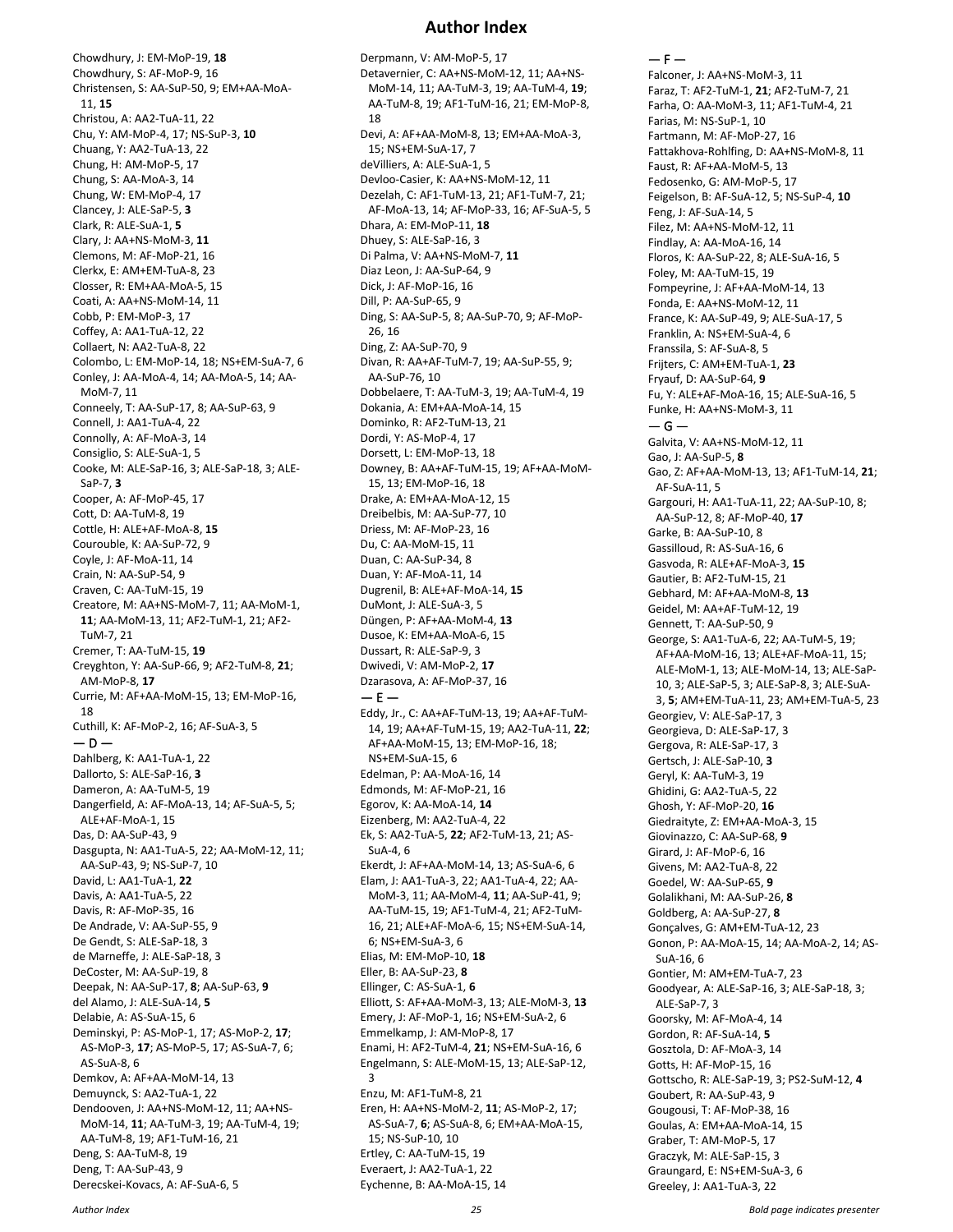# Author Index

Chowdhury, J: EM-MoP-19, **18**
Chowdhury, S: AF-MoP-9, 16
Christensen, S: AA-SuP-50, 9; EM+AA-MoA-11, **15**
Christou, A: AA2-TuA-11, 22
Chu, Y: AM-MoP-4, 17; NS-SuP-3, **10**
Chuang, Y: AA2-TuA-13, 22
Chung, H: AM-MoP-5, 17
Chung, S: AA-MoA-3, 14
Chung, W: EM-MoP-4, 17
Clancey, J: ALE-SaP-5, **3**
Clark, R: ALE-SuA-1, **5**
Clary, J: AA+NS-MoM-3, **11**
Clemons, M: AF-MoP-21, 16
Clerkx, E: AM+EM-TuA-8, 23
Closser, R: EM+AA-MoA-5, 15
Coati, A: AA+NS-MoM-12, 11
Cobb, P: EM-MoP-3, 17
Coffey, A: AA1-TuA-12, 22
Collaert, N: AA2-TuA-8, 22
Colombo, L: EM-MoP-14, 18; NS+EM-SuA-7, 6
Conley, J: AA-MoA-4, 14; AA-MoA-5, 14; AA-MoM-7, 11
Conneely, T: AA-SuP-17, 8; AA-SuP-63, 9
Connell, J: AA1-TuA-4, 22
Connolly, A: AF-MoA-3, 14
Consiglio, S: ALE-SuA-1, 5
Cooke, M: ALE-SaP-16, 3; ALE-SaP-18, 3; ALE-SaP-7, **3**
Cooper, A: AF-MoP-45, 17
Cott, D: AA-TuM-8, 19
Cottle, H: ALE+AF-MoA-8, **15**
Courouble, K: AA-SuP-72, 9
Coyle, J: AF-MoA-11, 14
Crain, N: AA-SuP-54, 9
Craven, C: AA-TuM-15, 19
Creatore, M: AA+NS-MoM-7, 11; AA-MoM-1, **11**; AA-MoM-13, 11; AF2-TuM-1, 21; AF2-TuM-7, 21
Cremer, T: AA-TuM-15, **19**
Creyghton, Y: AA-SuP-66, 9; AF2-TuM-8, **21**; AM-MoP-8, **17**
Currie, M: AF+AA-MoM-15, 13; EM-MoP-16, 18
Cuthill, K: AF-MoP-2, 16; AF-SuA-3, 5

— D —

Dahlberg, K: AA1-TuA-1, 22
Dallorto, S: ALE-SaP-16, **3**
Dameron, A: AA-TuM-5, 19
Dangerfield, A: AF-MoA-13, 14; AF-SuA-5, 5; ALE+AF-MoA-1, 15
Das, D: AA-SuP-43, 9
Dasgupta, N: AA1-TuA-5, 22; AA-MoM-12, 11; AA-SuP-43, 9; NS-SuP-7, 10
David, L: AA1-TuA-1, **22**
Davis, A: AA1-TuA-5, 22
Davis, R: AF-MoP-35, 16
De Andrade, V: AA-SuP-55, 9
De Gendt, S: ALE-SaP-18, 3
de Marneffe, J: ALE-SaP-18, 3
DeCoster, M: AA-SuP-19, 8
Deepak, N: AA-SuP-17, **8**; AA-SuP-63, **9**
del Alamo, J: ALE-SuA-14, **5**
Delabie, A: AS-SuA-15, 6
Deminskyi, P: AS-MoP-1, 17; AS-MoP-2, **17**; AS-MoP-3, **17**; AS-MoP-5, 17; AS-SuA-7, 6; AS-SuA-8, 6
Demkov, A: AF+AA-MoM-14, 13
Demuynck, S: AA2-TuA-1, 22
Dendooven, J: AA+NS-MoM-12, 11; AA+NS-MoM-14, **11**; AA-TuM-3, 19; AA-TuM-4, 19; AA-TuM-8, 19; AF1-TuM-16, 21
Deng, S: AA-TuM-8, 19
Deng, T: AA-SuP-43, 9
Derecskei-Kovacs, A: AF-SuA-6, 5
Derpmann, V: AM-MoP-5, 17
Detavernier, C: AA+NS-MoM-12, 11; AA+NS-MoM-14, 11; AA-TuM-3, 19; AA-TuM-4, **19**; AA-TuM-8, 19; AF1-TuM-16, 21; EM-MoP-8, 18
Devi, A: AF+AA-MoM-8, 13; EM+AA-MoA-3, 15; NS+EM-SuA-17, 7
deVilliers, A: ALE-SuA-1, 5
Devloo-Casier, K: AA+NS-MoM-12, 11
Dezelah, C: AF1-TuM-13, 21; AF1-TuM-7, 21; AF-MoA-13, 14; AF-MoP-33, 16; AF-SuA-5, 5
Dhara, A: EM-MoP-11, **18**
Dhuey, S: ALE-SaP-16, 3
Di Palma, V: AA+NS-MoM-7, **11**
Diaz Leon, J: AA-SuP-64, 9
Dick, J: AF-MoP-16, 16
Dill, P: AA-SuP-65, 9
Ding, S: AA-SuP-5, 8; AA-SuP-70, 9; AF-MoP-26, 16
Ding, Z: AA-SuP-70, 9
Divan, R: AA+AF-TuM-7, 19; AA-SuP-55, 9; AA-SuP-76, 10
Dobbelaere, T: AA-TuM-3, 19; AA-TuM-4, 19
Dokania, A: EM+AA-MoA-14, 15
Dominko, R: AF2-TuM-13, 21
Dordi, Y: AS-MoP-4, 17
Dorsett, L: EM-MoP-13, 18
Downey, B: AA+AF-TuM-15, 19; AF+AA-MoM-15, 13; EM-MoP-16, 18
Drake, A: EM+AA-MoA-12, 15
Dreibelbis, M: AA-SuP-77, 10
Driess, M: AF-MoP-23, 16
Du, C: AA-MoM-15, 11
Duan, C: AA-SuP-34, 8
Duan, Y: AF-MoA-11, 14
Dugrenil, B: ALE+AF-MoA-14, **15**
DuMont, J: ALE-SuA-3, 5
Düngen, P: AF+AA-MoM-4, **13**
Dusoe, K: EM+AA-MoA-6, 15
Dussart, R: ALE-SaP-9, 3
Dwivedi, V: AM-MoP-2, **17**
Dzarasova, A: AF-MoP-37, 16

— E —

Eddy, Jr., C: AA+AF-TuM-13, 19; AA+AF-TuM-14, 19; AA+AF-TuM-15, 19; AA2-TuA-11, **22**; AF+AA-MoM-15, 13; EM-MoP-16, 18; NS+EM-SuA-15, 6
Edelman, P: AA-MoA-16, 14
Edmonds, M: AF-MoP-21, 16
Egorov, K: AA-MoA-14, **14**
Eizenberg, M: AA2-TuA-4, 22
Ek, S: AA2-TuA-5, **22**; AF2-TuM-13, 21; AS-SuA-4, 6
Ekerdt, J: AF+AA-MoM-14, 13; AS-SuA-6, 6
Elam, J: AA1-TuA-3, 22; AA1-TuA-4, 22; AA-MoM-3, 11; AA-MoM-4, **11**; AA-SuP-41, 9; AA-TuM-15, 19; AF1-TuM-4, 21; AF2-TuM-16, 21; ALE+AF-MoA-6, 15; NS+EM-SuA-14, 6; NS+EM-SuA-3, 6
Elias, M: EM-MoP-10, **18**
Eller, B: AA-SuP-23, **8**
Ellinger, C: AS-SuA-1, **6**
Elliott, S: AF+AA-MoM-3, 13; ALE-MoM-3, **13**
Emery, J: AF-MoP-1, 16; NS+EM-SuA-2, 6
Emmelkamp, J: AM-MoP-8, 17
Enami, H: AF2-TuM-4, **21**; NS+EM-SuA-16, 6
Engelmann, S: ALE-MoM-15, 13; ALE-SaP-12, 3
Enzu, M: AF1-TuM-8, 21
Eren, H: AA+NS-MoM-2, **11**; AS-MoP-2, 17; AS-SuA-7, **6**; AS-SuA-8, 6; EM+AA-MoA-15, 15; NS-SuP-10, 10
Ertley, C: AA-TuM-15, 19
Everaert, J: AA2-TuA-1, 22
Eychenne, B: AA-MoA-15, 14

— F —

Falconer, J: AA+NS-MoM-3, 11
Faraz, T: AF2-TuM-1, **21**; AF2-TuM-7, 21
Farha, O: AA-MoM-3, 11; AF1-TuM-4, 21
Farias, M: NS-SuP-1, 10
Fartmann, M: AF-MoP-27, 16
Fattakhova-Rohlfing, D: AA+NS-MoM-8, 11
Faust, R: AF+AA-MoM-5, 13
Fedosenko, G: AM-MoP-5, 17
Feigelson, B: AF-SuA-12, 5; NS-SuP-4, **10**
Feng, J: AF-SuA-14, 5
Filez, M: AA+NS-MoM-12, 11
Findlay, A: AA-MoA-16, 14
Floros, K: AA-SuP-22, 8; ALE-SuA-16, 5
Foley, M: AA-TuM-15, 19
Fompeyrine, J: AF+AA-MoM-14, 13
Fonda, E: AA+NS-MoM-12, 11
France, K: AA-SuP-49, 9; ALE-SuA-17, 5
Franklin, A: NS+EM-SuA-4, 6
Franssila, S: AF-SuA-8, 5
Frijters, C: AM+EM-TuA-1, **23**
Fryauf, D: AA-SuP-64, **9**
Fu, Y: ALE+AF-MoA-16, 15; ALE-SuA-16, 5
Funke, H: AA+NS-MoM-3, 11

— G —

Galvita, V: AA+NS-MoM-12, 11
Gao, J: AA-SuP-5, **8**
Gao, Z: AF+AA-MoM-13, 13; AF1-TuM-14, **21**; AF-SuA-11, 5
Gargouri, H: AA1-TuA-11, 22; AA-SuP-10, 8; AA-SuP-12, 8; AF-MoP-40, **17**
Garke, B: AA-SuP-10, 8
Gassilloud, R: AS-SuA-16, 6
Gasvoda, R: ALE+AF-MoA-3, **15**
Gautier, B: AF2-TuM-15, 21
Gebhard, M: AF+AA-MoM-8, **13**
Geidel, M: AA+AF-TuM-12, 19
Gennett, T: AA-SuP-50, 9
George, S: AA1-TuA-6, 22; AA-TuM-5, 19; AF+AA-MoM-16, 13; ALE+AF-MoA-11, 15; ALE-MoM-1, 13; ALE-MoM-14, 13; ALE-SaP-10, 3; ALE-SaP-5, 3; ALE-SaP-8, 3; ALE-SuA-3, **5**; AM+EM-TuA-11, 23; AM+EM-TuA-5, 23
Georgiev, V: ALE-SaP-17, 3
Georgieva, D: ALE-SaP-17, 3
Gergova, R: ALE-SaP-17, 3
Gertsch, J: ALE-SaP-10, **3**
Geryl, K: AA-TuM-3, 19
Ghidini, G: AA2-TuA-5, 22
Ghosh, Y: AF-MoP-20, **16**
Giedraityte, Z: EM+AA-MoA-3, 15
Giovinazzo, C: AA-SuP-68, **9**
Girard, J: AF-MoP-6, 16
Givens, M: AA2-TuA-8, 22
Goedel, W: AA-SuP-65, **9**
Golalikhani, M: AA-SuP-26, **8**
Goldberg, A: AA-SuP-27, **8**
Gonçalves, G: AM+EM-TuA-12, 23
Gonon, P: AA-MoA-15, 14; AA-MoA-2, 14; AS-SuA-16, 6
Gontier, M: AM+EM-TuA-7, 23
Goodyear, A: ALE-SaP-16, 3; ALE-SaP-18, 3; ALE-SaP-7, 3
Goorsky, M: AF-MoA-4, 14
Gordon, R: AF-SuA-14, **5**
Gosztola, D: AF-MoA-3, 14
Gotts, H: AF-MoP-15, 16
Gottscho, R: ALE-SaP-19, 3; PS2-SuM-12, **4**
Goubert, R: AA-SuP-43, 9
Gougousi, T: AF-MoP-38, 16
Goulas, A: EM+AA-MoA-14, 15
Graber, T: AM-MoP-5, 17
Graczyk, M: ALE-SaP-15, 3
Graungard, E: NS+EM-SuA-3, 6
Greeley, J: AA1-TuA-3, 22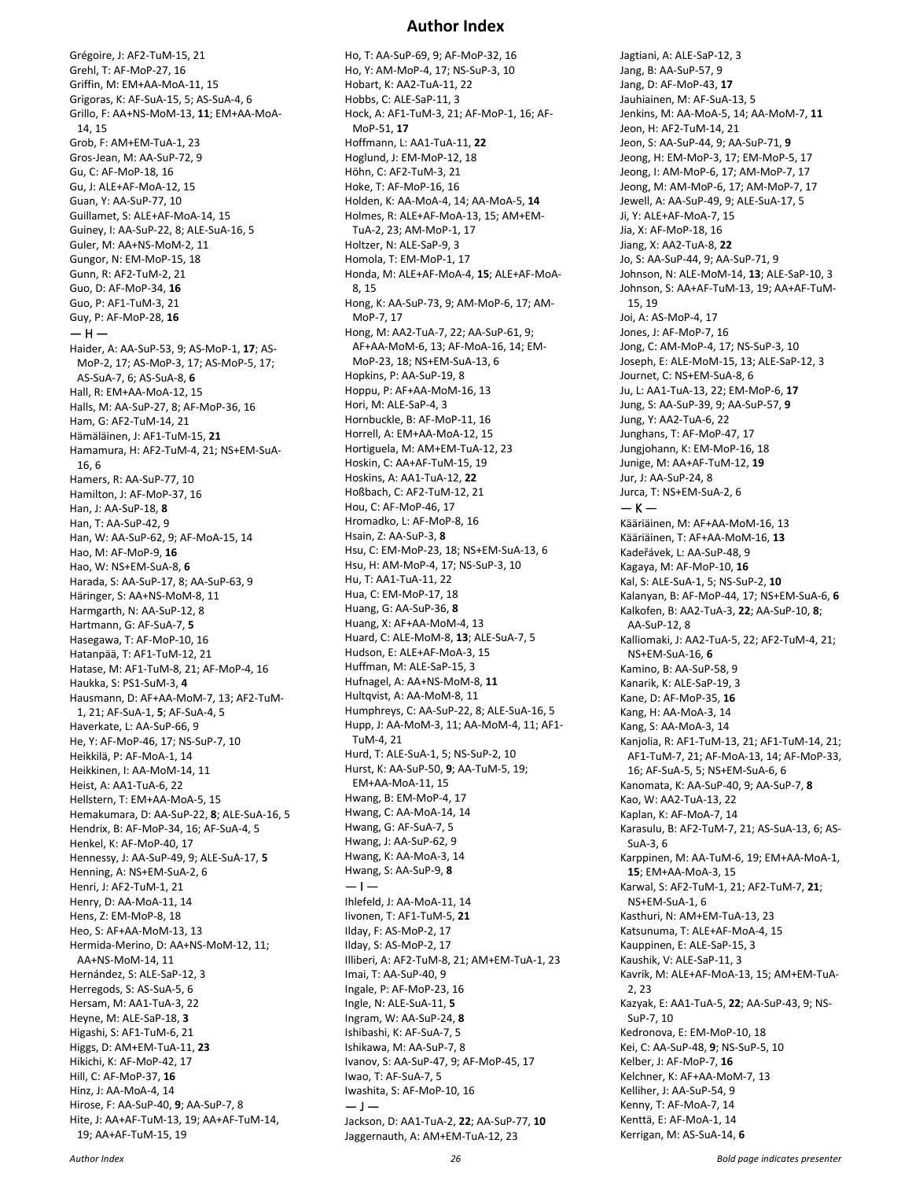# Author Index

Grégoire, J: AF2-TuM-15, 21
Grehl, T: AF-MoP-27, 16
Griffin, M: EM+AA-MoA-11, 15
Grigoras, K: AF-SuA-15, 5; AS-SuA-4, 6
Grillo, F: AA+NS-MoM-13, **11**; EM+AA-MoA-14, 15
Grob, F: AM+EM-TuA-1, 23
Gros-Jean, M: AA-SuP-72, 9
Gu, C: AF-MoP-18, 16
Gu, J: ALE+AF-MoA-12, 15
Guan, Y: AA-SuP-77, 10
Guillamet, S: ALE+AF-MoA-14, 15
Guiney, I: AA-SuP-22, 8; ALE-SuA-16, 5
Guler, M: AA+NS-MoM-2, 11
Gungor, N: EM-MoP-15, 18
Gunn, R: AF2-TuM-2, 21
Guo, D: AF-MoP-34, **16**
Guo, P: AF1-TuM-3, 21
Guy, P: AF-MoP-28, **16**

— H —

Haider, A: AA-SuP-53, 9; AS-MoP-1, **17**; AS-MoP-2, 17; AS-MoP-3, 17; AS-MoP-5, 17; AS-SuA-7, 6; AS-SuA-8, **6**
Hall, R: EM+AA-MoA-12, 15
Halls, M: AA-SuP-27, 8; AF-MoP-36, 16
Ham, G: AF2-TuM-14, 21
Hämäläinen, J: AF1-TuM-15, **21**
Hamamura, H: AF2-TuM-4, 21; NS+EM-SuA-16, 6
Hamers, R: AA-SuP-77, 10
Hamilton, J: AF-MoP-37, 16
Han, J: AA-SuP-18, **8**
Han, T: AA-SuP-42, 9
Han, W: AA-SuP-62, 9; AF-MoA-15, 14
Hao, M: AF-MoP-9, **16**
Hao, W: NS+EM-SuA-8, **6**
Harada, S: AA-SuP-17, 8; AA-SuP-63, 9
Häringer, S: AA+NS-MoM-8, 11
Harmgarth, N: AA-SuP-12, 8
Hartmann, G: AF-SuA-7, **5**
Hasegawa, T: AF-MoP-10, 16
Hatanpää, T: AF1-TuM-12, 21
Hatase, M: AF1-TuM-8, 21; AF-MoP-4, 16
Haukka, S: PS1-SuM-3, **4**
Hausmann, D: AF+AA-MoM-7, 13; AF2-TuM-1, 21; AF-SuA-1, **5**; AF-SuA-4, 5
Haverkate, L: AA-SuP-66, 9
He, Y: AF-MoP-46, 17; NS-SuP-7, 10
Heikkilä, P: AF-MoA-1, 14
Heikkinen, I: AA-MoM-14, 11
Heist, A: AA1-TuA-6, 22
Hellstern, T: EM+AA-MoA-5, 15
Hemakumara, D: AA-SuP-22, **8**; ALE-SuA-16, 5
Hendrix, B: AF-MoP-34, 16; AF-SuA-4, 5
Henkel, K: AF-MoP-40, 17
Hennessy, J: AA-SuP-49, 9; ALE-SuA-17, **5**
Henning, A: NS+EM-SuA-2, 6
Henri, J: AF2-TuM-1, 21
Henry, D: AA-MoA-11, 14
Hens, Z: EM-MoP-8, 18
Heo, S: AF+AA-MoM-13, 13
Hermida-Merino, D: AA+NS-MoM-12, 11; AA+NS-MoM-14, 11
Hernández, S: ALE-SaP-12, 3
Herregods, S: AS-SuA-5, 6
Hersam, M: AA1-TuA-3, 22
Heyne, M: ALE-SaP-18, **3**
Higashi, S: AF1-TuM-6, 21
Higgs, D: AM+EM-TuA-11, **23**
Hikichi, K: AF-MoP-42, 17
Hill, C: AF-MoP-37, **16**
Hinz, J: AA-MoA-4, 14
Hirose, F: AA-SuP-40, **9**; AA-SuP-7, 8
Hite, J: AA+AF-TuM-13, 19; AA+AF-TuM-14, 19; AA+AF-TuM-15, 19
Ho, T: AA-SuP-69, 9; AF-MoP-32, 16
Ho, Y: AM-MoP-4, 17; NS-SuP-3, 10
Hobart, K: AA2-TuA-11, 22
Hobbs, C: ALE-SaP-11, 3
Hock, A: AF1-TuM-3, 21; AF-MoP-1, 16; AF-MoP-51, **17**
Hoffmann, L: AA1-TuA-11, **22**
Hoglund, J: EM-MoP-12, 18
Höhn, C: AF2-TuM-3, 21
Hoke, T: AF-MoP-16, 16
Holden, K: AA-MoA-4, 14; AA-MoA-5, **14**
Holmes, R: ALE+AF-MoA-13, 15; AM+EM-TuA-2, 23; AM-MoP-1, 17
Holtzer, N: ALE-SaP-9, 3
Homola, T: EM-MoP-1, 17
Honda, M: ALE+AF-MoA-4, **15**; ALE+AF-MoA-8, 15
Hong, K: AA-SuP-73, 9; AM-MoP-6, 17; AM-MoP-7, 17
Hong, M: AA2-TuA-7, 22; AA-SuP-61, 9; AF+AA-MoM-6, 13; AF-MoA-16, 14; EM-MoP-23, 18; NS+EM-SuA-13, 6
Hopkins, P: AA-SuP-19, 8
Hoppu, P: AF+AA-MoM-16, 13
Hori, M: ALE-SaP-4, 3
Hornbuckle, B: AF-MoP-11, 16
Horrell, A: EM+AA-MoA-12, 15
Hortiguela, M: AM+EM-TuA-12, 23
Hoskin, C: AA+AF-TuM-15, 19
Hoskins, A: AA1-TuA-12, **22**
Hoßbach, C: AF2-TuM-12, 21
Hou, C: AF-MoP-46, 17
Hromadko, L: AF-MoP-8, 16
Hsain, Z: AA-SuP-3, **8**
Hsu, C: EM-MoP-23, 18; NS+EM-SuA-13, 6
Hsu, H: AM-MoP-4, 17; NS-SuP-3, 10
Hu, T: AA1-TuA-11, 22
Hua, C: EM-MoP-17, 18
Huang, G: AA-SuP-36, **8**
Huang, X: AF+AA-MoM-4, 13
Huard, C: ALE-MoM-8, **13**; ALE-SuA-7, 5
Hudson, E: ALE+AF-MoA-3, 15
Huffman, M: ALE-SaP-15, 3
Hufnagel, A: AA+NS-MoM-8, **11**
Hultqvist, A: AA-MoM-8, 11
Humphreys, C: AA-SuP-22, 8; ALE-SuA-16, 5
Hupp, J: AA-MoM-3, 11; AA-MoM-4, 11; AF1-TuM-4, 21
Hurd, T: ALE-SuA-1, 5; NS-SuP-2, 10
Hurst, K: AA-SuP-50, **9**; AA-TuM-5, 19; EM+AA-MoA-11, 15
Hwang, B: EM-MoP-4, 17
Hwang, C: AA-MoA-14, 14
Hwang, G: AF-SuA-7, 5
Hwang, J: AA-SuP-62, 9
Hwang, K: AA-MoA-3, 14
Hwang, S: AA-SuP-9, **8**

— I —

Ihlefeld, J: AA-MoA-11, 14
Iivonen, T: AF1-TuM-5, **21**
Ilday, F: AS-MoP-2, 17
Ilday, S: AS-MoP-2, 17
Illiberi, A: AF2-TuM-8, 21; AM+EM-TuA-1, 23
Imai, T: AA-SuP-40, 9
Ingale, P: AF-MoP-23, 16
Ingle, N: ALE-SuA-11, **5**
Ingram, W: AA-SuP-24, **8**
Ishibashi, K: AF-SuA-7, 5
Ishikawa, M: AA-SuP-7, 8
Ivanov, S: AA-SuP-47, 9; AF-MoP-45, 17
Iwao, T: AF-SuA-7, 5
Iwashita, S: AF-MoP-10, 16

— J —

Jackson, D: AA1-TuA-2, **22**; AA-SuP-77, **10**
Jaggernauth, A: AM+EM-TuA-12, 23
Jagtiani, A: ALE-SaP-12, 3
Jang, B: AA-SuP-57, 9
Jang, D: AF-MoP-43, **17**
Jauhiainen, M: AF-SuA-13, 5
Jenkins, M: AA-MoA-5, 14; AA-MoM-7, **11**
Jeon, H: AF2-TuM-14, 21
Jeon, S: AA-SuP-44, 9; AA-SuP-71, **9**
Jeong, H: EM-MoP-3, 17; EM-MoP-5, 17
Jeong, I: AM-MoP-6, 17; AM-MoP-7, 17
Jeong, M: AM-MoP-6, 17; AM-MoP-7, 17
Jewell, A: AA-SuP-49, 9; ALE-SuA-17, 5
Ji, Y: ALE+AF-MoA-7, 15
Jia, X: AF-MoP-18, 16
Jiang, X: AA2-TuA-8, **22**
Jo, S: AA-SuP-44, 9; AA-SuP-71, 9
Johnson, N: ALE-MoM-14, **13**; ALE-SaP-10, 3
Johnson, S: AA+AF-TuM-13, 19; AA+AF-TuM-15, 19
Joi, A: AS-MoP-4, 17
Jones, J: AF-MoP-7, 16
Jong, C: AM-MoP-4, 17; NS-SuP-3, 10
Joseph, E: ALE-MoM-15, 13; ALE-SaP-12, 3
Journet, C: NS+EM-SuA-6, 6
Ju, L: AA1-TuA-13, 22; EM-MoP-6, **17**
Jung, S: AA-SuP-39, 9; AA-SuP-57, **9**
Jung, Y: AA2-TuA-6, 22
Junghans, T: AF-MoP-47, 17
Jungjohann, K: EM-MoP-16, 18
Junige, M: AA+AF-TuM-12, **19**
Jur, J: AA-SuP-24, 8
Jurca, T: NS+EM-SuA-2, 6

— K —

Kääriäinen, M: AF+AA-MoM-16, 13
Kääriäinen, T: AF+AA-MoM-16, **13**
Kadeřávek, L: AA-SuP-48, 9
Kagaya, M: AF-MoP-10, **16**
Kal, S: ALE-SuA-1, 5; NS-SuP-2, **10**
Kalanyan, B: AF-MoP-44, 17; NS+EM-SuA-6, **6**
Kalkofen, B: AA2-TuA-3, **22**; AA-SuP-10, **8**; AA-SuP-12, 8
Kalliomaki, J: AA2-TuA-5, 22; AF2-TuM-4, 21; NS+EM-SuA-16, **6**
Kamino, B: AA-SuP-58, 9
Kanarik, K: ALE-SaP-19, 3
Kane, D: AF-MoP-35, **16**
Kang, H: AA-MoA-3, 14
Kang, S: AA-MoA-3, 14
Kanjolia, R: AF1-TuM-13, 21; AF1-TuM-14, 21; AF1-TuM-7, 21; AF-MoA-13, 14; AF-MoP-33, 16; AF-SuA-5, 5; NS+EM-SuA-6, 6
Kanomata, K: AA-SuP-40, 9; AA-SuP-7, **8**
Kao, W: AA2-TuA-13, 22
Kaplan, K: AF-MoA-7, 14
Karasulu, B: AF2-TuM-7, 21; AS-SuA-13, 6; AS-SuA-3, 6
Karppinen, M: AA-TuM-6, 19; EM+AA-MoA-1, **15**; EM+AA-MoA-3, 15
Karwal, S: AF2-TuM-1, 21; AF2-TuM-7, **21**; NS+EM-SuA-1, 6
Kasthuri, N: AM+EM-TuA-13, 23
Katsunuma, T: ALE+AF-MoA-4, 15
Kauppinen, E: ALE-SaP-15, 3
Kaushik, V: ALE-SaP-11, 3
Kavrik, M: ALE+AF-MoA-13, 15; AM+EM-TuA-2, 23
Kazyak, E: AA1-TuA-5, **22**; AA-SuP-43, 9; NS-SuP-7, 10
Kedronova, E: EM-MoP-10, 18
Kei, C: AA-SuP-48, **9**; NS-SuP-5, 10
Kelber, J: AF-MoP-7, **16**
Kelchner, K: AF+AA-MoM-7, 13
Kelliher, J: AA-SuP-54, 9
Kenny, T: AF-MoA-7, 14
Kenttä, E: AF-MoA-1, 14
Kerrigan, M: AS-SuA-14, **6**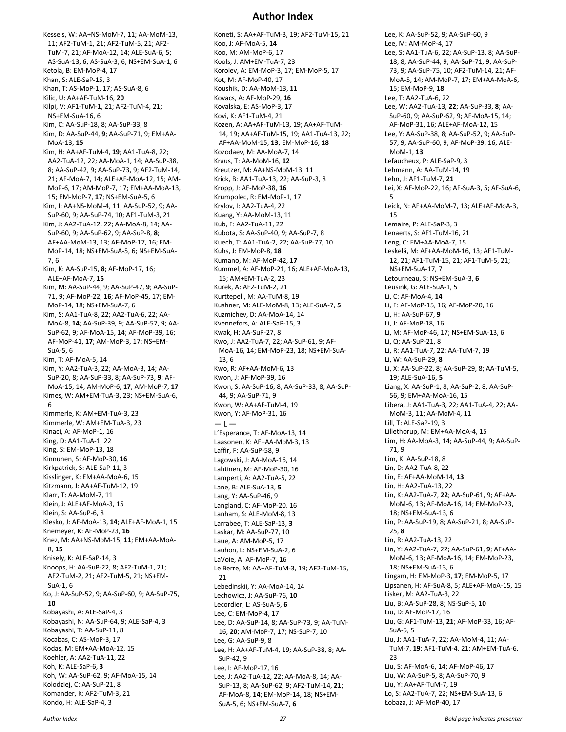# Author Index

Kessels, W: AA+NS-MoM-7, 11; AA-MoM-13, 11; AF2-TuM-1, 21; AF2-TuM-5, 21; AF2-TuM-7, 21; AF-MoA-12, 14; ALE-SuA-6, 5; AS-SuA-13, 6; AS-SuA-3, 6; NS+EM-SuA-1, 6
Ketola, B: EM-MoP-4, 17
Khan, S: ALE-SaP-15, 3
Khan, T: AS-MoP-1, 17; AS-SuA-8, 6
Kilic, U: AA+AF-TuM-16, **20**
Kilpi, V: AF1-TuM-1, 21; AF2-TuM-4, 21; NS+EM-SuA-16, 6
Kim, C: AA-SuP-18, 8; AA-SuP-33, 8
Kim, D: AA-SuP-44, **9**; AA-SuP-71, 9; EM+AA-MoA-13, **15**
Kim, H: AA+AF-TuM-4, **19**; AA1-TuA-8, 22; AA2-TuA-12, 22; AA-MoA-1, 14; AA-SuP-38, 8; AA-SuP-42, 9; AA-SuP-73, 9; AF2-TuM-14, 21; AF-MoA-7, 14; ALE+AF-MoA-12, 15; AM-MoP-6, 17; AM-MoP-7, 17; EM+AA-MoA-13, 15; EM-MoP-7, **17**; NS+EM-SuA-5, 6
Kim, I: AA+NS-MoM-4, 11; AA-SuP-52, 9; AA-SuP-60, 9; AA-SuP-74, 10; AF1-TuM-3, 21
Kim, J: AA2-TuA-12, 22; AA-MoA-8, 14; AA-SuP-60, 9; AA-SuP-62, 9; AA-SuP-8, **8**; AF+AA-MoM-13, 13; AF-MoP-17, 16; EM-MoP-14, 18; NS+EM-SuA-5, 6; NS+EM-SuA-7, 6
Kim, K: AA-SuP-15, **8**; AF-MoP-17, 16; ALE+AF-MoA-7, **15**
Kim, M: AA-SuP-44, 9; AA-SuP-47, **9**; AA-SuP-71, 9; AF-MoP-22, **16**; AF-MoP-45, 17; EM-MoP-14, 18; NS+EM-SuA-7, 6
Kim, S: AA1-TuA-8, 22; AA2-TuA-6, 22; AA-MoA-8, **14**; AA-SuP-39, 9; AA-SuP-57, 9; AA-SuP-62, 9; AF-MoA-15, 14; AF-MoP-39, 16; AF-MoP-41, **17**; AM-MoP-3, 17; NS+EM-SuA-5, 6
Kim, T: AF-MoA-5, 14
Kim, Y: AA2-TuA-3, 22; AA-MoA-3, 14; AA-SuP-20, 8; AA-SuP-33, 8; AA-SuP-73, **9**; AF-MoA-15, 14; AM-MoP-6, 17; AM-MoP-7, **17**
Kimes, W: AM+EM-TuA-3, 23; NS+EM-SuA-6, 6
Kimmerle, K: AM+EM-TuA-3, 23
Kimmerle, W: AM+EM-TuA-3, 23
Kinaci, A: AF-MoP-1, 16
King, D: AA1-TuA-1, 22
King, S: EM-MoP-13, 18
Kinnunen, S: AF-MoP-30, **16**
Kirkpatrick, S: ALE-SaP-11, 3
Kisslinger, K: EM+AA-MoA-6, 15
Kitzmann, J: AA+AF-TuM-12, 19
Klarr, T: AA-MoM-7, 11
Klein, J: ALE+AF-MoA-3, 15
Klein, S: AA-SuP-6, 8
Klesko, J: AF-MoA-13, **14**; ALE+AF-MoA-1, 15
Knemeyer, K: AF-MoP-23, **16**
Knez, M: AA+NS-MoM-15, **11**; EM+AA-MoA-8, **15**
Knisely, K: ALE-SaP-14, 3
Knoops, H: AA-SuP-22, 8; AF2-TuM-1, 21; AF2-TuM-2, 21; AF2-TuM-5, 21; NS+EM-SuA-1, 6
Ko, J: AA-SuP-52, 9; AA-SuP-60, 9; AA-SuP-75, **10**
Kobayashi, A: ALE-SaP-4, 3
Kobayashi, N: AA-SuP-64, 9; ALE-SaP-4, 3
Kobayashi, T: AA-SuP-11, 8
Kocabas, C: AS-MoP-3, 17
Kodas, M: EM+AA-MoA-12, 15
Koehler, A: AA2-TuA-11, 22
Koh, K: ALE-SaP-6, **3**
Koh, W: AA-SuP-62, 9; AF-MoA-15, 14
Kolodziej, C: AA-SuP-21, 8
Komander, K: AF2-TuM-3, 21
Kondo, H: ALE-SaP-4, 3
Koneti, S: AA+AF-TuM-3, 19; AF2-TuM-15, 21
Koo, J: AF-MoA-5, **14**
Koo, M: AM-MoP-6, 17
Kools, J: AM+EM-TuA-7, 23
Korolev, A: EM-MoP-3, 17; EM-MoP-5, 17
Kot, M: AF-MoP-40, 17
Koushik, D: AA-MoM-13, **11**
Kovacs, A: AF-MoP-29, **16**
Kovalska, E: AS-MoP-3, 17
Kovi, K: AF1-TuM-4, 21
Kozen, A: AA+AF-TuM-13, 19; AA+AF-TuM-14, 19; AA+AF-TuM-15, 19; AA1-TuA-13, 22; AF+AA-MoM-15, **13**; EM-MoP-16, **18**
Kozodaev, M: AA-MoA-7, 14
Kraus, T: AA-MoM-16, **12**
Kreutzer, M: AA+NS-MoM-13, 11
Krick, B: AA1-TuA-13, 22; AA-SuP-3, 8
Kropp, J: AF-MoP-38, **16**
Krumpolec, R: EM-MoP-1, 17
Krylov, I: AA2-TuA-4, 22
Kuang, Y: AA-MoM-13, 11
Kub, F: AA2-TuA-11, 22
Kubota, S: AA-SuP-40, 9; AA-SuP-7, 8
Kuech, T: AA1-TuA-2, 22; AA-SuP-77, 10
Kuhs, J: EM-MoP-8, **18**
Kumano, M: AF-MoP-42, **17**
Kummel, A: AF-MoP-21, 16; ALE+AF-MoA-13, 15; AM+EM-TuA-2, 23
Kurek, A: AF2-TuM-2, 21
Kurttepeli, M: AA-TuM-8, 19
Kushner, M: ALE-MoM-8, 13; ALE-SuA-7, **5**
Kuzmichev, D: AA-MoA-14, 14
Kvennefors, A: ALE-SaP-15, 3
Kwak, H: AA-SuP-27, 8
Kwo, J: AA2-TuA-7, 22; AA-SuP-61, 9; AF-MoA-16, 14; EM-MoP-23, 18; NS+EM-SuA-13, 6
Kwo, R: AF+AA-MoM-6, 13
Kwon, J: AF-MoP-39, 16
Kwon, S: AA-SuP-16, 8; AA-SuP-33, 8; AA-SuP-44, 9; AA-SuP-71, 9
Kwon, W: AA+AF-TuM-4, 19
Kwon, Y: AF-MoP-31, 16

## — L —

L'Esperance, T: AF-MoA-13, 14
Laasonen, K: AF+AA-MoM-3, 13
Laffir, F: AA-SuP-58, 9
Lagowski, J: AA-MoA-16, 14
Lahtinen, M: AF-MoP-30, 16
Lamperti, A: AA2-TuA-5, 22
Lane, B: ALE-SuA-13, **5**
Lang, Y: AA-SuP-46, 9
Langland, C: AF-MoP-20, 16
Lanham, S: ALE-MoM-8, 13
Larrabee, T: ALE-SaP-13, **3**
Laskar, M: AA-SuP-77, 10
Laue, A: AM-MoP-5, 17
Lauhon, L: NS+EM-SuA-2, 6
LaVoie, A: AF-MoP-7, 16
Le Berre, M: AA+AF-TuM-3, 19; AF2-TuM-15, 21
Lebedinskii, Y: AA-MoA-14, 14
Lechowicz, J: AA-SuP-76, **10**
Lecordier, L: AS-SuA-5, **6**
Lee, C: EM-MoP-4, 17
Lee, D: AA-SuP-14, 8; AA-SuP-73, 9; AA-TuM-16, **20**; AM-MoP-7, 17; NS-SuP-7, 10
Lee, G: AA-SuP-9, 8
Lee, H: AA+AF-TuM-4, 19; AA-SuP-38, 8; AA-SuP-42, 9
Lee, I: AF-MoP-17, 16
Lee, J: AA2-TuA-12, 22; AA-MoA-8, 14; AA-SuP-13, 8; AA-SuP-62, 9; AF2-TuM-14, **21**; AF-MoA-8, **14**; EM-MoP-14, 18; NS+EM-SuA-5, 6; NS+EM-SuA-7, **6**
Lee, K: AA-SuP-52, 9; AA-SuP-60, 9
Lee, M: AM-MoP-4, 17
Lee, S: AA1-TuA-6, 22; AA-SuP-13, 8; AA-SuP-18, 8; AA-SuP-44, 9; AA-SuP-71, 9; AA-SuP-73, 9; AA-SuP-75, 10; AF2-TuM-14, 21; AF-MoA-5, 14; AM-MoP-7, 17; EM+AA-MoA-6, 15; EM-MoP-9, **18**
Lee, T: AA2-TuA-6, 22
Lee, W: AA2-TuA-13, **22**; AA-SuP-33, **8**; AA-SuP-60, 9; AA-SuP-62, 9; AF-MoA-15, 14; AF-MoP-31, 16; ALE+AF-MoA-12, 15
Lee, Y: AA-SuP-38, 8; AA-SuP-52, 9; AA-SuP-57, 9; AA-SuP-60, 9; AF-MoP-39, 16; ALE-MoM-1, **13**
Lefaucheux, P: ALE-SaP-9, 3
Lehmann, A: AA-TuM-14, 19
Lehn, J: AF1-TuM-7, **21**
Lei, X: AF-MoP-22, 16; AF-SuA-3, 5; AF-SuA-6, 5
Leick, N: AF+AA-MoM-7, 13; ALE+AF-MoA-3, 15
Lemaire, P: ALE-SaP-3, 3
Lenaerts, S: AF1-TuM-16, 21
Leng, C: EM+AA-MoA-7, 15
Leskelä, M: AF+AA-MoM-16, 13; AF1-TuM-12, 21; AF1-TuM-15, 21; AF1-TuM-5, 21; NS+EM-SuA-17, 7
Letourneau, S: NS+EM-SuA-3, **6**
Leusink, G: ALE-SuA-1, 5
Li, C: AF-MoA-4, **14**
Li, F: AF-MoP-15, 16; AF-MoP-20, 16
Li, H: AA-SuP-67, **9**
Li, J: AF-MoP-18, 16
Li, M: AF-MoP-46, 17; NS+EM-SuA-13, 6
Li, Q: AA-SuP-21, 8
Li, R: AA1-TuA-7, 22; AA-TuM-7, 19
Li, W: AA-SuP-29, **8**
Li, X: AA-SuP-22, 8; AA-SuP-29, 8; AA-TuM-5, 19; ALE-SuA-16, **5**
Liang, X: AA-SuP-1, 8; AA-SuP-2, 8; AA-SuP-56, 9; EM+AA-MoA-16, 15
Libera, J: AA1-TuA-3, 22; AA1-TuA-4, 22; AA-MoM-3, 11; AA-MoM-4, 11
Lill, T: ALE-SaP-19, 3
Lillethorup, M: EM+AA-MoA-4, 15
Lim, H: AA-MoA-3, 14; AA-SuP-44, 9; AA-SuP-71, 9
Lim, K: AA-SuP-18, 8
Lin, D: AA2-TuA-8, 22
Lin, E: AF+AA-MoM-14, **13**
Lin, H: AA2-TuA-13, 22
Lin, K: AA2-TuA-7, **22**; AA-SuP-61, 9; AF+AA-MoM-6, 13; AF-MoA-16, 14; EM-MoP-23, 18; NS+EM-SuA-13, 6
Lin, P: AA-SuP-19, 8; AA-SuP-21, 8; AA-SuP-25, **8**
Lin, R: AA2-TuA-13, 22
Lin, Y: AA2-TuA-7, 22; AA-SuP-61, **9**; AF+AA-MoM-6, 13; AF-MoA-16, 14; EM-MoP-23, 18; NS+EM-SuA-13, 6
Lingam, H: EM-MoP-3, **17**; EM-MoP-5, 17
Lipsanen, H: AF-SuA-8, 5; ALE+AF-MoA-15, 15
Lisker, M: AA2-TuA-3, 22
Liu, B: AA-SuP-28, 8; NS-SuP-5, **10**
Liu, D: AF-MoP-17, 16
Liu, G: AF1-TuM-13, **21**; AF-MoP-33, 16; AF-SuA-5, 5
Liu, J: AA1-TuA-7, 22; AA-MoM-4, 11; AA-TuM-7, **19**; AF1-TuM-4, 21; AM+EM-TuA-6, 23
Liu, S: AF-MoA-6, 14; AF-MoP-46, 17
Liu, W: AA-SuP-5, 8; AA-SuP-70, 9
Liu, Y: AA+AF-TuM-7, 19
Lo, S: AA2-TuA-7, 22; NS+EM-SuA-13, 6
Łobaza, J: AF-MoP-40, 17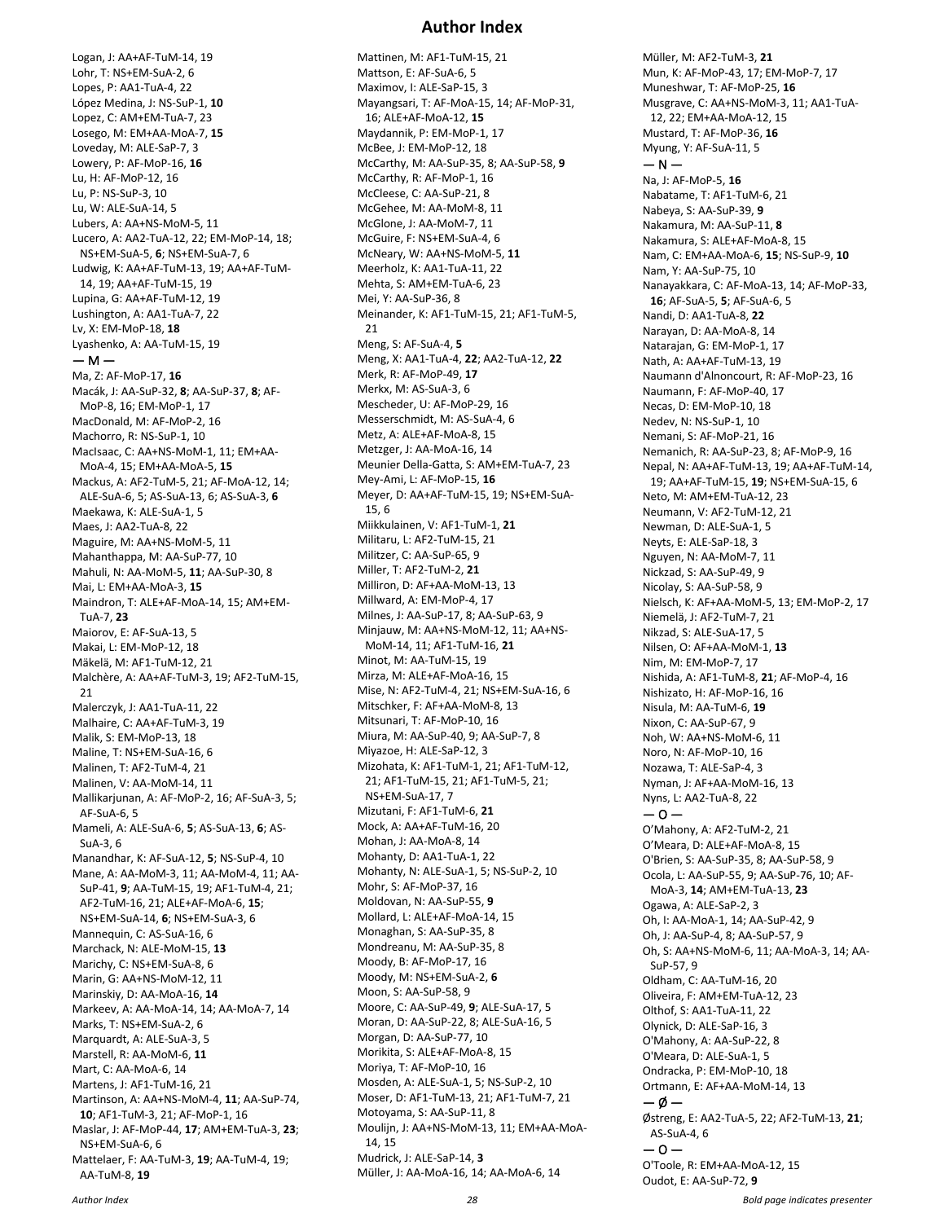# Author Index

Logan, J: AA+AF-TuM-14, 19
Lohr, T: NS+EM-SuA-2, 6
Lopes, P: AA1-TuA-4, 22
López Medina, J: NS-SuP-1, **10**
Lopez, C: AM+EM-TuA-7, 23
Losego, M: EM+AA-MoA-7, **15**
Loveday, M: ALE-SaP-7, 3
Lowery, P: AF-MoP-16, **16**
Lu, H: AF-MoP-12, 16
Lu, P: NS-SuP-3, 10
Lu, W: ALE-SuA-14, 5
Lubers, A: AA+NS-MoM-5, 11
Lucero, A: AA2-TuA-12, 22; EM-MoP-14, 18; NS+EM-SuA-5, **6**; NS+EM-SuA-7, 6
Ludwig, K: AA+AF-TuM-13, 19; AA+AF-TuM-14, 19; AA+AF-TuM-15, 19
Lupina, G: AA+AF-TuM-12, 19
Lushington, A: AA1-TuA-7, 22
Lv, X: EM-MoP-18, **18**
Lyashenko, A: AA-TuM-15, 19

— M —

Ma, Z: AF-MoP-17, **16**
Macák, J: AA-SuP-32, **8**; AA-SuP-37, **8**; AF-MoP-8, 16; EM-MoP-1, 17
MacDonald, M: AF-MoP-2, 16
Machorro, R: NS-SuP-1, 10
MacIsaac, C: AA+NS-MoM-1, 11; EM+AA-MoA-4, 15; EM+AA-MoA-5, **15**
Mackus, A: AF2-TuM-5, 21; AF-MoA-12, 14; ALE-SuA-6, 5; AS-SuA-13, 6; AS-SuA-3, **6**
Maekawa, K: ALE-SuA-1, 5
Maes, J: AA2-TuA-8, 22
Maguire, M: AA+NS-MoM-5, 11
Mahanthappa, M: AA-SuP-77, 10
Mahuli, N: AA-MoM-5, **11**; AA-SuP-30, 8
Mai, L: EM+AA-MoA-3, **15**
Maindron, T: ALE+AF-MoA-14, 15; AM+EM-TuA-7, **23**
Maiorov, E: AF-SuA-13, 5
Makai, L: EM-MoP-12, 18
Mäkelä, M: AF1-TuM-12, 21
Malchère, A: AA+AF-TuM-3, 19; AF2-TuM-15, 21
Malerczyk, J: AA1-TuA-11, 22
Malhaire, C: AA+AF-TuM-3, 19
Malik, S: EM-MoP-13, 18
Maline, T: NS+EM-SuA-16, 6
Malinen, T: AF2-TuM-4, 21
Malinen, V: AA-MoM-14, 11
Mallikarjunan, A: AF-MoP-2, 16; AF-SuA-3, 5; AF-SuA-6, 5
Mameli, A: ALE-SuA-6, **5**; AS-SuA-13, **6**; AS-SuA-3, 6
Manandhar, K: AF-SuA-12, **5**; NS-SuP-4, 10
Mane, A: AA-MoM-3, 11; AA-MoM-4, 11; AA-SuP-41, **9**; AA-TuM-15, 19; AF1-TuM-4, 21; AF2-TuM-16, 21; ALE+AF-MoA-6, **15**; NS+EM-SuA-14, **6**; NS+EM-SuA-3, 6
Mannequin, C: AS-SuA-16, 6
Marchack, N: ALE-MoM-15, **13**
Marichy, C: NS+EM-SuA-8, 6
Marin, G: AA+NS-MoM-12, 11
Marinskiy, D: AA-MoA-16, **14**
Markeev, A: AA-MoA-14, 14; AA-MoA-7, 14
Marks, T: NS+EM-SuA-2, 6
Marquardt, A: ALE-SuA-3, 5
Marstell, R: AA-MoM-6, **11**
Mart, C: AA-MoA-6, 14
Martens, J: AF1-TuM-16, 21
Martinson, A: AA+NS-MoM-4, **11**; AA-SuP-74, **10**; AF1-TuM-3, 21; AF-MoP-1, 16
Maslar, J: AF-MoP-44, **17**; AM+EM-TuA-3, **23**; NS+EM-SuA-6, 6
Mattelaer, F: AA-TuM-3, **19**; AA-TuM-4, 19; AA-TuM-8, **19**
Mattinen, M: AF1-TuM-15, 21
Mattson, E: AF-SuA-6, 5
Maximov, I: ALE-SaP-15, 3
Mayangsari, T: AF-MoA-15, 14; AF-MoP-31, 16; ALE+AF-MoA-12, **15**
Maydannik, P: EM-MoP-1, 17
McBee, J: EM-MoP-12, 18
McCarthy, M: AA-SuP-35, 8; AA-SuP-58, **9**
McCarthy, R: AF-MoP-1, 16
McCleese, C: AA-SuP-21, 8
McGehee, M: AA-MoM-8, 11
McGlone, J: AA-MoM-7, 11
McGuire, F: NS+EM-SuA-4, 6
McNeary, W: AA+NS-MoM-5, **11**
Meerholz, K: AA1-TuA-11, 22
Mehta, S: AM+EM-TuA-6, 23
Mei, Y: AA-SuP-36, 8
Meinander, K: AF1-TuM-15, 21; AF1-TuM-5, 21
Meng, S: AF-SuA-4, **5**
Meng, X: AA1-TuA-4, **22**; AA2-TuA-12, **22**
Merk, R: AF-MoP-49, **17**
Merkx, M: AS-SuA-3, 6
Mescheder, U: AF-MoP-29, 16
Messerschmidt, M: AS-SuA-4, 6
Metz, A: ALE+AF-MoA-8, 15
Metzger, J: AA-MoA-16, 14
Meunier Della-Gatta, S: AM+EM-TuA-7, 23
Mey-Ami, L: AF-MoP-15, **16**
Meyer, D: AA+AF-TuM-15, 19; NS+EM-SuA-15, 6
Miikkulainen, V: AF1-TuM-1, **21**
Militaru, L: AF2-TuM-15, 21
Militzer, C: AA-SuP-65, 9
Miller, T: AF2-TuM-2, **21**
Milliron, D: AF+AA-MoM-13, 13
Millward, A: EM-MoP-4, 17
Milnes, J: AA-SuP-17, 8; AA-SuP-63, 9
Minjauw, M: AA+NS-MoM-12, 11; AA+NS-MoM-14, 11; AF1-TuM-16, **21**
Minot, M: AA-TuM-15, 19
Mirza, M: ALE+AF-MoA-16, 15
Mise, N: AF2-TuM-4, 21; NS+EM-SuA-16, 6
Mitschker, F: AF+AA-MoM-8, 13
Mitsunari, T: AF-MoP-10, 16
Miura, M: AA-SuP-40, 9; AA-SuP-7, 8
Miyazoe, H: ALE-SaP-12, 3
Mizohata, K: AF1-TuM-1, 21; AF1-TuM-12, 21; AF1-TuM-15, 21; AF1-TuM-5, 21; NS+EM-SuA-17, 7
Mizutani, F: AF1-TuM-6, **21**
Mock, A: AA+AF-TuM-16, 20
Mohan, J: AA-MoA-8, 14
Mohanty, D: AA1-TuA-1, 22
Mohanty, N: ALE-SuA-1, 5; NS-SuP-2, 10
Mohr, S: AF-MoP-37, 16
Moldovan, N: AA-SuP-55, **9**
Mollard, L: ALE+AF-MoA-14, 15
Monaghan, S: AA-SuP-35, 8
Mondreanu, M: AA-SuP-35, 8
Moody, B: AF-MoP-17, 16
Moody, M: NS+EM-SuA-2, **6**
Moon, S: AA-SuP-58, 9
Moore, C: AA-SuP-49, **9**; ALE-SuA-17, 5
Moran, D: AA-SuP-22, 8; ALE-SuA-16, 5
Morgan, D: AA-SuP-77, 10
Morikita, S: ALE+AF-MoA-8, 15
Moriya, T: AF-MoP-10, 16
Mosden, A: ALE-SuA-1, 5; NS-SuP-2, 10
Moser, D: AF1-TuM-13, 21; AF1-TuM-7, 21
Motoyama, S: AA-SuP-11, 8
Moulijn, J: AA+NS-MoM-13, 11; EM+AA-MoA-14, 15
Mudrick, J: ALE-SaP-14, **3**
Müller, J: AA-MoA-16, 14; AA-MoA-6, 14
Müller, M: AF2-TuM-3, **21**
Mun, K: AF-MoP-43, 17; EM-MoP-7, 17
Muneshwar, T: AF-MoP-25, **16**
Musgrave, C: AA+NS-MoM-3, 11; AA1-TuA-12, 22; EM+AA-MoA-12, 15
Mustard, T: AF-MoP-36, **16**
Myung, Y: AF-SuA-11, 5

— N —

Na, J: AF-MoP-5, **16**
Nabatame, T: AF1-TuM-6, 21
Nabeya, S: AA-SuP-39, **9**
Nakamura, M: AA-SuP-11, **8**
Nakamura, S: ALE+AF-MoA-8, 15
Nam, C: EM+AA-MoA-6, **15**; NS-SuP-9, **10**
Nam, Y: AA-SuP-75, 10
Nanayakkara, C: AF-MoA-13, 14; AF-MoP-33, **16**; AF-SuA-5, **5**; AF-SuA-6, 5
Nandi, D: AA1-TuA-8, **22**
Narayan, D: AA-MoA-8, 14
Natarajan, G: EM-MoP-1, 17
Nath, A: AA+AF-TuM-13, 19
Naumann d'Alnoncourt, R: AF-MoP-23, 16
Naumann, F: AF-MoP-40, 17
Necas, D: EM-MoP-10, 18
Nedev, N: NS-SuP-1, 10
Nemani, S: AF-MoP-21, 16
Nemanich, R: AA-SuP-23, 8; AF-MoP-9, 16
Nepal, N: AA+AF-TuM-13, 19; AA+AF-TuM-14, 19; AA+AF-TuM-15, **19**; NS+EM-SuA-15, 6
Neto, M: AM+EM-TuA-12, 23
Neumann, V: AF2-TuM-12, 21
Newman, D: ALE-SuA-1, 5
Neyts, E: ALE-SaP-18, 3
Nguyen, N: AA-MoM-7, 11
Nickzad, S: AA-SuP-49, 9
Nicolay, S: AA-SuP-58, 9
Nielsch, K: AF+AA-MoM-5, 13; EM-MoP-2, 17
Niemelä, J: AF2-TuM-7, 21
Nikzad, S: ALE-SuA-17, 5
Nilsen, O: AF+AA-MoM-1, **13**
Nim, M: EM-MoP-7, 17
Nishida, A: AF1-TuM-8, **21**; AF-MoP-4, 16
Nishizato, H: AF-MoP-16, 16
Nisula, M: AA-TuM-6, **19**
Nixon, C: AA-SuP-67, 9
Noh, W: AA+NS-MoM-6, 11
Noro, N: AF-MoP-10, 16
Nozawa, T: ALE-SaP-4, 3
Nyman, J: AF+AA-MoM-16, 13
Nyns, L: AA2-TuA-8, 22

— O —

O'Mahony, A: AF2-TuM-2, 21
O'Meara, D: ALE+AF-MoA-8, 15
O'Brien, S: AA-SuP-35, 8; AA-SuP-58, 9
Ocola, L: AA-SuP-55, 9; AA-SuP-76, 10; AF-MoA-3, **14**; AM+EM-TuA-13, **23**
Ogawa, A: ALE-SaP-2, 3
Oh, I: AA-MoA-1, 14; AA-SuP-42, 9
Oh, J: AA-SuP-4, 8; AA-SuP-57, 9
Oh, S: AA+NS-MoM-6, 11; AA-MoA-3, 14; AA-SuP-57, 9
Oldham, C: AA-TuM-16, 20
Oliveira, F: AM+EM-TuA-12, 23
Olthof, S: AA1-TuA-11, 22
Olynick, D: ALE-SaP-16, 3
O'Mahony, A: AA-SuP-22, 8
O'Meara, D: ALE-SuA-1, 5
Ondracka, P: EM-MoP-10, 18
Ortmann, E: AF+AA-MoM-14, 13

— Ø —

Østreng, E: AA2-TuA-5, 22; AF2-TuM-13, **21**; AS-SuA-4, 6

— O —

O'Toole, R: EM+AA-MoA-12, 15
Oudot, E: AA-SuP-72, **9**

*Bold page indicates presenter*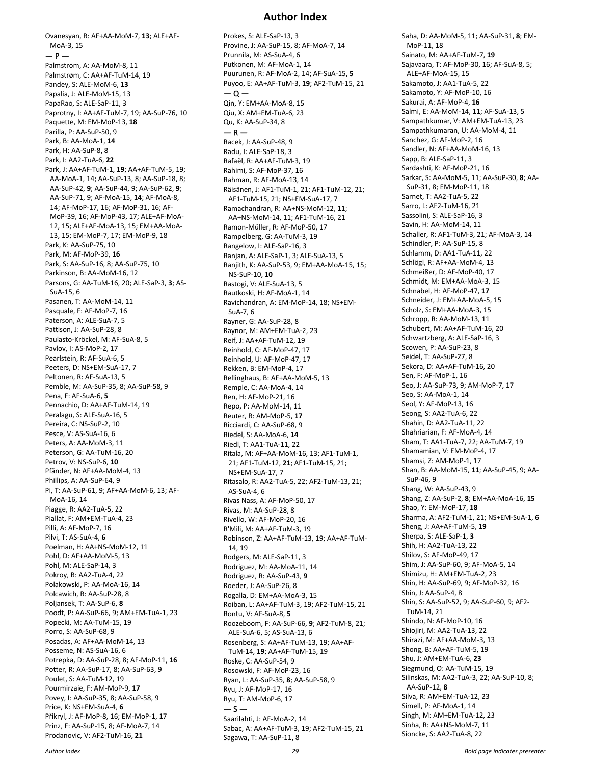# Author Index

Ovanesyan, R: AF+AA-MoM-7, **13**; ALE+AF-MoA-3, 15

— P —

Palmstrom, A: AA-MoM-8, 11
Palmstrøm, C: AA+AF-TuM-14, 19
Pandey, S: ALE-MoM-6, **13**
Papalia, J: ALE-MoM-15, 13
PapaRao, S: ALE-SaP-11, 3
Paprotny, I: AA+AF-TuM-7, 19; AA-SuP-76, 10
Paquette, M: EM-MoP-13, **18**
Parilla, P: AA-SuP-50, 9
Park, B: AA-MoA-1, **14**
Park, H: AA-SuP-8, 8
Park, I: AA2-TuA-6, **22**
Park, J: AA+AF-TuM-1, **19**; AA+AF-TuM-5, 19; AA-MoA-1, 14; AA-SuP-13, 8; AA-SuP-18, 8; AA-SuP-42, **9**; AA-SuP-44, 9; AA-SuP-62, **9**; AA-SuP-71, 9; AF-MoA-15, **14**; AF-MoA-8, 14; AF-MoP-17, 16; AF-MoP-31, 16; AF-MoP-39, 16; AF-MoP-43, 17; ALE+AF-MoA-12, 15; ALE+AF-MoA-13, 15; EM+AA-MoA-13, 15; EM-MoP-7, 17; EM-MoP-9, 18
Park, K: AA-SuP-75, 10
Park, M: AF-MoP-39, **16**
Park, S: AA-SuP-16, 8; AA-SuP-75, 10
Parkinson, B: AA-MoM-16, 12
Parsons, G: AA-TuM-16, 20; ALE-SaP-3, **3**; AS-SuA-15, 6
Pasanen, T: AA-MoM-14, 11
Pasquale, F: AF-MoP-7, 16
Paterson, A: ALE-SuA-7, 5
Pattison, J: AA-SuP-28, 8
Paulasto-Kröckel, M: AF-SuA-8, 5
Pavlov, I: AS-MoP-2, 17
Pearlstein, R: AF-SuA-6, 5
Peeters, D: NS+EM-SuA-17, 7
Peltonen, R: AF-SuA-13, 5
Pemble, M: AA-SuP-35, 8; AA-SuP-58, 9
Pena, F: AF-SuA-6, **5**
Pennachio, D: AA+AF-TuM-14, 19
Peralagu, S: ALE-SuA-16, 5
Pereira, C: NS-SuP-2, 10
Pesce, V: AS-SuA-16, 6
Peters, A: AA-MoM-3, 11
Peterson, G: AA-TuM-16, 20
Petrov, V: NS-SuP-6, **10**
Pfänder, N: AF+AA-MoM-4, 13
Phillips, A: AA-SuP-64, 9
Pi, T: AA-SuP-61, 9; AF+AA-MoM-6, 13; AF-MoA-16, 14
Piagge, R: AA2-TuA-5, 22
Piallat, F: AM+EM-TuA-4, 23
Pilli, A: AF-MoP-7, 16
Pilvi, T: AS-SuA-4, **6**
Poelman, H: AA+NS-MoM-12, 11
Pohl, D: AF+AA-MoM-5, 13
Pohl, M: ALE-SaP-14, 3
Pokroy, B: AA2-TuA-4, 22
Polakowski, P: AA-MoA-16, 14
Polcawich, R: AA-SuP-28, 8
Poljansek, T: AA-SuP-6, **8**
Poodt, P: AA-SuP-66, 9; AM+EM-TuA-1, 23
Popecki, M: AA-TuM-15, 19
Porro, S: AA-SuP-68, 9
Posadas, A: AF+AA-MoM-14, 13
Posseme, N: AS-SuA-16, 6
Potrepka, D: AA-SuP-28, 8; AF-MoP-11, **16**
Potter, R: AA-SuP-17, 8; AA-SuP-63, 9
Poulet, S: AA-TuM-12, 19
Pourmirzaie, F: AM-MoP-9, **17**
Povey, I: AA-SuP-35, 8; AA-SuP-58, 9
Price, K: NS+EM-SuA-4, **6**
Příkryl, J: AF-MoP-8, 16; EM-MoP-1, 17
Prinz, F: AA-SuP-15, 8; AF-MoA-7, 14
Prodanovic, V: AF2-TuM-16, **21**
Prokes, S: ALE-SaP-13, 3
Provine, J: AA-SuP-15, 8; AF-MoA-7, 14
Prunnila, M: AS-SuA-4, 6
Putkonen, M: AF-MoA-1, 14
Puurunen, R: AF-MoA-2, 14; AF-SuA-15, **5**
Puyoo, E: AA+AF-TuM-3, **19**; AF2-TuM-15, 21

— Q —

Qin, Y: EM+AA-MoA-8, 15
Qiu, X: AM+EM-TuA-6, 23
Qu, K: AA-SuP-34, 8

— R —

Racek, J: AA-SuP-48, 9
Radu, I: ALE-SaP-18, 3
Rafaël, R: AA+AF-TuM-3, 19
Rahimi, S: AF-MoP-37, 16
Rahman, R: AF-MoA-13, 14
Räisänen, J: AF1-TuM-1, 21; AF1-TuM-12, 21; AF1-TuM-15, 21; NS+EM-SuA-17, 7
Ramachandran, R: AA+NS-MoM-12, **11**; AA+NS-MoM-14, 11; AF1-TuM-16, 21
Ramon-Müller, R: AF-MoP-50, 17
Rampelberg, G: AA-TuM-3, 19
Rangelow, I: ALE-SaP-16, 3
Ranjan, A: ALE-SaP-1, 3; ALE-SuA-13, 5
Ranjith, K: AA-SuP-53, 9; EM+AA-MoA-15, 15; NS-SuP-10, **10**
Rastogi, V: ALE-SuA-13, 5
Rautkoski, H: AF-MoA-1, 14
Ravichandran, A: EM-MoP-14, 18; NS+EM-SuA-7, 6
Rayner, G: AA-SuP-28, 8
Raynor, M: AM+EM-TuA-2, 23
Reif, J: AA+AF-TuM-12, 19
Reinhold, C: AF-MoP-47, 17
Reinhold, U: AF-MoP-47, 17
Rekken, B: EM-MoP-4, 17
Rellinghaus, B: AF+AA-MoM-5, 13
Remple, C: AA-MoA-4, 14
Ren, H: AF-MoP-21, 16
Repo, P: AA-MoM-14, 11
Reuter, R: AM-MoP-5, **17**
Ricciardi, C: AA-SuP-68, 9
Riedel, S: AA-MoA-6, **14**
Riedl, T: AA1-TuA-11, 22
Ritala, M: AF+AA-MoM-16, 13; AF1-TuM-1, 21; AF1-TuM-12, **21**; AF1-TuM-15, 21; NS+EM-SuA-17, 7
Ritasalo, R: AA2-TuA-5, 22; AF2-TuM-13, 21; AS-SuA-4, 6
Rivas Nass, A: AF-MoP-50, 17
Rivas, M: AA-SuP-28, 8
Rivello, W: AF-MoP-20, 16
R'Mili, M: AA+AF-TuM-3, 19
Robinson, Z: AA+AF-TuM-13, 19; AA+AF-TuM-14, 19
Rodgers, M: ALE-SaP-11, 3
Rodriguez, M: AA-MoA-11, 14
Rodriguez, R: AA-SuP-43, **9**
Roeder, J: AA-SuP-26, 8
Rogalla, D: EM+AA-MoA-3, 15
Roiban, L: AA+AF-TuM-3, 19; AF2-TuM-15, 21
Rontu, V: AF-SuA-8, **5**
Roozeboom, F: AA-SuP-66, **9**; AF2-TuM-8, 21; ALE-SuA-6, 5; AS-SuA-13, 6
Rosenberg, S: AA+AF-TuM-13, 19; AA+AF-TuM-14, **19**; AA+AF-TuM-15, 19
Roske, C: AA-SuP-54, 9
Rosowski, F: AF-MoP-23, 16
Ryan, L: AA-SuP-35, **8**; AA-SuP-58, 9
Ryu, J: AF-MoP-17, 16
Ryu, T: AM-MoP-6, 17

— S —

Saarilahti, J: AF-MoA-2, 14
Sabac, A: AA+AF-TuM-3, 19; AF2-TuM-15, 21
Sagawa, T: AA-SuP-11, 8
Saha, D: AA-MoM-5, 11; AA-SuP-31, **8**; EM-MoP-11, 18
Sainato, M: AA+AF-TuM-7, **19**
Sajavaara, T: AF-MoP-30, 16; AF-SuA-8, 5; ALE+AF-MoA-15, 15
Sakamoto, J: AA1-TuA-5, 22
Sakamoto, Y: AF-MoP-10, 16
Sakurai, A: AF-MoP-4, **16**
Salmi, E: AA-MoM-14, **11**; AF-SuA-13, 5
Sampathkumar, V: AM+EM-TuA-13, 23
Sampathkumaran, U: AA-MoM-4, 11
Sanchez, G: AF-MoP-2, 16
Sandler, N: AF+AA-MoM-16, 13
Sapp, B: ALE-SaP-11, 3
Sardashti, K: AF-MoP-21, 16
Sarkar, S: AA-MoM-5, 11; AA-SuP-30, **8**; AA-SuP-31, 8; EM-MoP-11, 18
Sarnet, T: AA2-TuA-5, 22
Sarro, L: AF2-TuM-16, 21
Sassolini, S: ALE-SaP-16, 3
Savin, H: AA-MoM-14, 11
Schaller, R: AF1-TuM-3, 21; AF-MoA-3, 14
Schindler, P: AA-SuP-15, 8
Schlamm, D: AA1-TuA-11, 22
Schlögl, R: AF+AA-MoM-4, 13
Schmeißer, D: AF-MoP-40, 17
Schmidt, M: EM+AA-MoA-3, 15
Schnabel, H: AF-MoP-47, **17**
Schneider, J: EM+AA-MoA-5, 15
Scholz, S: EM+AA-MoA-3, 15
Schropp, R: AA-MoM-13, 11
Schubert, M: AA+AF-TuM-16, 20
Schwartzberg, A: ALE-SaP-16, 3
Scowen, P: AA-SuP-23, 8
Seidel, T: AA-SuP-27, 8
Sekora, D: AA+AF-TuM-16, 20
Sen, F: AF-MoP-1, 16
Seo, J: AA-SuP-73, 9; AM-MoP-7, 17
Seo, S: AA-MoA-1, 14
Seol, Y: AF-MoP-13, 16
Seong, S: AA2-TuA-6, 22
Shahin, D: AA2-TuA-11, 22
Shahriarian, F: AF-MoA-4, 14
Sham, T: AA1-TuA-7, 22; AA-TuM-7, 19
Shamamian, V: EM-MoP-4, 17
Shamsi, Z: AM-MoP-1, 17
Shan, B: AA-MoM-15, **11**; AA-SuP-45, 9; AA-SuP-46, 9
Shang, W: AA-SuP-43, 9
Shang, Z: AA-SuP-2, **8**; EM+AA-MoA-16, **15**
Shao, Y: EM-MoP-17, **18**
Sharma, A: AF2-TuM-1, 21; NS+EM-SuA-1, **6**
Sheng, J: AA+AF-TuM-5, **19**
Sherpa, S: ALE-SaP-1, **3**
Shih, H: AA2-TuA-13, 22
Shilov, S: AF-MoP-49, 17
Shim, J: AA-SuP-60, 9; AF-MoA-5, 14
Shimizu, H: AM+EM-TuA-2, 23
Shin, H: AA-SuP-69, 9; AF-MoP-32, 16
Shin, J: AA-SuP-4, 8
Shin, S: AA-SuP-52, 9; AA-SuP-60, 9; AF2-TuM-14, 21
Shindo, N: AF-MoP-10, 16
Shiojiri, M: AA2-TuA-13, 22
Shirazi, M: AF+AA-MoM-3, 13
Shong, B: AA+AF-TuM-5, 19
Shu, J: AM+EM-TuA-6, **23**
Siegmund, O: AA-TuM-15, 19
Silinskas, M: AA2-TuA-3, 22; AA-SuP-10, 8; AA-SuP-12, **8**
Silva, R: AM+EM-TuA-12, 23
Simell, P: AF-MoA-1, 14
Singh, M: AM+EM-TuA-12, 23
Sinha, R: AA+NS-MoM-7, 11
Sioncke, S: AA2-TuA-8, 22

*Bold page indicates presenter*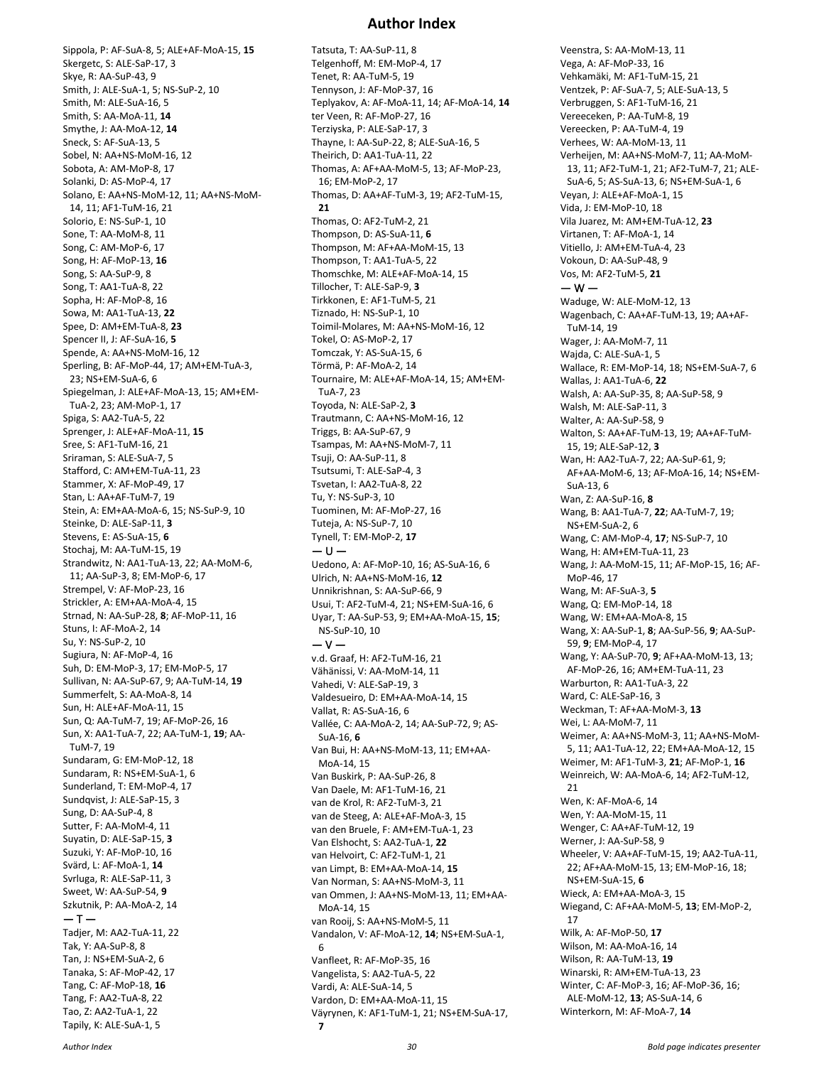# Author Index

Sippola, P: AF-SuA-8, 5; ALE+AF-MoA-15, **15**
Skergetc, S: ALE-SaP-17, 3
Skye, R: AA-SuP-43, 9
Smith, J: ALE-SuA-1, 5; NS-SuP-2, 10
Smith, M: ALE-SuA-16, 5
Smith, S: AA-MoA-11, **14**
Smythe, J: AA-MoA-12, **14**
Sneck, S: AF-SuA-13, 5
Sobel, N: AA+NS-MoM-16, 12
Sobota, A: AM-MoP-8, 17
Solanki, D: AS-MoP-4, 17
Solano, E: AA+NS-MoM-12, 11; AA+NS-MoM-14, 11; AF1-TuM-16, 21
Solorio, E: NS-SuP-1, 10
Sone, T: AA-MoM-8, 11
Song, C: AM-MoP-6, 17
Song, H: AF-MoP-13, **16**
Song, S: AA-SuP-9, 8
Song, T: AA1-TuA-8, 22
Sopha, H: AF-MoP-8, 16
Sowa, M: AA1-TuA-13, **22**
Spee, D: AM+EM-TuA-8, **23**
Spencer II, J: AF-SuA-16, **5**
Spende, A: AA+NS-MoM-16, 12
Sperling, B: AF-MoP-44, 17; AM+EM-TuA-3, 23; NS+EM-SuA-6, 6
Spiegelman, J: ALE+AF-MoA-13, 15; AM+EM-TuA-2, 23; AM-MoP-1, 17
Spiga, S: AA2-TuA-5, 22
Sprenger, J: ALE+AF-MoA-11, **15**
Sree, S: AF1-TuM-16, 21
Sriraman, S: ALE-SuA-7, 5
Stafford, C: AM+EM-TuA-11, 23
Stammer, X: AF-MoP-49, 17
Stan, L: AA+AF-TuM-7, 19
Stein, A: EM+AA-MoA-6, 15; NS-SuP-9, 10
Steinke, D: ALE-SaP-11, **3**
Stevens, E: AS-SuA-15, **6**
Stochaj, M: AA-TuM-15, 19
Strandwitz, N: AA1-TuA-13, 22; AA-MoM-6, 11; AA-SuP-3, 8; EM-MoP-6, 17
Strempel, V: AF-MoP-23, 16
Strickler, A: EM+AA-MoA-4, 15
Strnad, N: AA-SuP-28, **8**; AF-MoP-11, 16
Stuns, I: AF-MoA-2, 14
Su, Y: NS-SuP-2, 10
Sugiura, N: AF-MoP-4, 16
Suh, D: EM-MoP-3, 17; EM-MoP-5, 17
Sullivan, N: AA-SuP-67, 9; AA-TuM-14, **19**
Summerfelt, S: AA-MoA-8, 14
Sun, H: ALE+AF-MoA-11, 15
Sun, Q: AA-TuM-7, 19; AF-MoP-26, 16
Sun, X: AA1-TuA-7, 22; AA-TuM-1, **19**; AA-TuM-7, 19
Sundaram, G: EM-MoP-12, 18
Sundaram, R: NS+EM-SuA-1, 6
Sunderland, T: EM-MoP-4, 17
Sundqvist, J: ALE-SaP-15, 3
Sung, D: AA-SuP-4, 8
Sutter, F: AA-MoM-4, 11
Suyatin, D: ALE-SaP-15, **3**
Suzuki, Y: AF-MoP-10, 16
Svärd, L: AF-MoA-1, **14**
Svrluga, R: ALE-SaP-11, 3
Sweet, W: AA-SuP-54, **9**
Szkutnik, P: AA-MoA-2, 14

— T —

Tadjer, M: AA2-TuA-11, 22
Tak, Y: AA-SuP-8, 8
Tan, J: NS+EM-SuA-2, 6
Tanaka, S: AF-MoP-42, 17
Tang, C: AF-MoP-18, **16**
Tang, F: AA2-TuA-8, 22
Tao, Z: AA2-TuA-1, 22
Tapily, K: ALE-SuA-1, 5
Tatsuta, T: AA-SuP-11, 8
Telgenhoff, M: EM-MoP-4, 17
Tenet, R: AA-TuM-5, 19
Tennyson, J: AF-MoP-37, 16
Teplyakov, A: AF-MoA-11, 14; AF-MoA-14, **14**
ter Veen, R: AF-MoP-27, 16
Terziyska, P: ALE-SaP-17, 3
Thayne, I: AA-SuP-22, 8; ALE-SuA-16, 5
Theirich, D: AA1-TuA-11, 22
Thomas, A: AF+AA-MoM-5, 13; AF-MoP-23, 16; EM-MoP-2, 17
Thomas, D: AA+AF-TuM-3, 19; AF2-TuM-15, **21**
Thomas, O: AF2-TuM-2, 21
Thompson, D: AS-SuA-11, **6**
Thompson, M: AF+AA-MoM-15, 13
Thompson, T: AA1-TuA-5, 22
Thomschke, M: ALE+AF-MoA-14, 15
Tillocher, T: ALE-SaP-9, **3**
Tirkkonen, E: AF1-TuM-5, 21
Tiznado, H: NS-SuP-1, 10
Toimil-Molares, M: AA+NS-MoM-16, 12
Tokel, O: AS-MoP-2, 17
Tomczak, Y: AS-SuA-15, 6
Törmä, P: AF-MoA-2, 14
Tournaire, M: ALE+AF-MoA-14, 15; AM+EM-TuA-7, 23
Toyoda, N: ALE-SaP-2, **3**
Trautmann, C: AA+NS-MoM-16, 12
Triggs, B: AA-SuP-67, 9
Tsampas, M: AA+NS-MoM-7, 11
Tsuji, O: AA-SuP-11, 8
Tsutsumi, T: ALE-SaP-4, 3
Tsvetan, I: AA2-TuA-8, 22
Tu, Y: NS-SuP-3, 10
Tuominen, M: AF-MoP-27, 16
Tuteja, A: NS-SuP-7, 10
Tynell, T: EM-MoP-2, **17**

— U —

Uedono, A: AF-MoP-10, 16; AS-SuA-16, 6
Ulrich, N: AA+NS-MoM-16, **12**
Unnikrishnan, S: AA-SuP-66, 9
Usui, T: AF2-TuM-4, 21; NS+EM-SuA-16, 6
Uyar, T: AA-SuP-53, 9; EM+AA-MoA-15, **15**; NS-SuP-10, 10

— V —

v.d. Graaf, H: AF2-TuM-16, 21
Vähänissi, V: AA-MoM-14, 11
Vahedi, V: ALE-SaP-19, 3
Valdesueiro, D: EM+AA-MoA-14, 15
Vallat, R: AS-SuA-16, 6
Vallée, C: AA-MoA-2, 14; AA-SuP-72, 9; AS-SuA-16, **6**
Van Bui, H: AA+NS-MoM-13, 11; EM+AA-MoA-14, 15
Van Buskirk, P: AA-SuP-26, 8
Van Daele, M: AF1-TuM-16, 21
van de Krol, R: AF2-TuM-3, 21
van de Steeg, A: ALE+AF-MoA-3, 15
van den Bruele, F: AM+EM-TuA-1, 23
Van Elshocht, S: AA2-TuA-1, **22**
van Helvoirt, C: AF2-TuM-1, 21
van Limpt, B: EM+AA-MoA-14, **15**
Van Norman, S: AA+NS-MoM-3, 11
van Ommen, J: AA+NS-MoM-13, 11; EM+AA-MoA-14, 15
van Rooij, S: AA+NS-MoM-5, 11
Vandalon, V: AF-MoA-12, **14**; NS+EM-SuA-1, 6
Vanfleet, R: AF-MoP-35, 16
Vangelista, S: AA2-TuA-5, 22
Vardi, A: ALE-SuA-14, 5
Vardon, D: EM+AA-MoA-11, 15
Väyrynen, K: AF1-TuM-1, 21; NS+EM-SuA-17, **7**
Veenstra, S: AA-MoM-13, 11
Vega, A: AF-MoP-33, 16
Vehkamäki, M: AF1-TuM-15, 21
Ventzek, P: AF-SuA-7, 5; ALE-SuA-13, 5
Verbruggen, S: AF1-TuM-16, 21
Vereeceken, P: AA-TuM-8, 19
Vereecken, P: AA-TuM-4, 19
Verhees, W: AA-MoM-13, 11
Verheijen, M: AA+NS-MoM-7, 11; AA-MoM-13, 11; AF2-TuM-1, 21; AF2-TuM-7, 21; ALE-SuA-6, 5; AS-SuA-13, 6; NS+EM-SuA-1, 6
Veyan, J: ALE+AF-MoA-1, 15
Vida, J: EM-MoP-10, 18
Vila Juarez, M: AM+EM-TuA-12, **23**
Virtanen, T: AF-MoA-1, 14
Vitiello, J: AM+EM-TuA-4, 23
Vokoun, D: AA-SuP-48, 9
Vos, M: AF2-TuM-5, **21**

— W —

Waduge, W: ALE-MoM-12, 13
Wagenbach, C: AA+AF-TuM-13, 19; AA+AF-TuM-14, 19
Wager, J: AA-MoM-7, 11
Wajda, C: ALE-SuA-1, 5
Wallace, R: EM-MoP-14, 18; NS+EM-SuA-7, 6
Wallas, J: AA1-TuA-6, **22**
Walsh, A: AA-SuP-35, 8; AA-SuP-58, 9
Walsh, M: ALE-SaP-11, 3
Walter, A: AA-SuP-58, 9
Walton, S: AA+AF-TuM-13, 19; AA+AF-TuM-15, 19; ALE-SaP-12, **3**
Wan, H: AA2-TuA-7, 22; AA-SuP-61, 9; AF+AA-MoM-6, 13; AF-MoA-16, 14; NS+EM-SuA-13, 6
Wan, Z: AA-SuP-16, **8**
Wang, B: AA1-TuA-7, **22**; AA-TuM-7, 19; NS+EM-SuA-2, 6
Wang, C: AM-MoP-4, **17**; NS-SuP-7, 10
Wang, H: AM+EM-TuA-11, 23
Wang, J: AA-MoM-15, 11; AF-MoP-15, 16; AF-MoP-46, 17
Wang, M: AF-SuA-3, **5**
Wang, Q: EM-MoP-14, 18
Wang, W: EM+AA-MoA-8, 15
Wang, X: AA-SuP-1, **8**; AA-SuP-56, **9**; AA-SuP-59, **9**; EM-MoP-4, 17
Wang, Y: AA-SuP-70, **9**; AF+AA-MoM-13, 13; AF-MoP-26, 16; AM+EM-TuA-11, 23
Warburton, R: AA1-TuA-3, 22
Ward, C: ALE-SaP-16, 3
Weckman, T: AF+AA-MoM-3, **13**
Wei, L: AA-MoM-7, 11
Weimer, A: AA+NS-MoM-3, 11; AA+NS-MoM-5, 11; AA1-TuA-12, 22; EM+AA-MoA-12, 15
Weimer, M: AF1-TuM-3, **21**; AF-MoP-1, **16**
Weinreich, W: AA-MoA-6, 14; AF2-TuM-12, 21
Wen, K: AF-MoA-6, 14
Wen, Y: AA-MoM-15, 11
Wenger, C: AA+AF-TuM-12, 19
Werner, J: AA-SuP-58, 9
Wheeler, V: AA+AF-TuM-15, 19; AA2-TuA-11, 22; AF+AA-MoM-15, 13; EM-MoP-16, 18; NS+EM-SuA-15, **6**
Wieck, A: EM+AA-MoA-3, 15
Wiegand, C: AF+AA-MoM-5, **13**; EM-MoP-2, 17
Wilk, A: AF-MoP-50, **17**
Wilson, M: AA-MoA-16, 14
Wilson, R: AA-TuM-13, **19**
Winarski, R: AM+EM-TuA-13, 23
Winter, C: AF-MoP-3, 16; AF-MoP-36, 16; ALE-MoM-12, **13**; AS-SuA-14, 6
Winterkorn, M: AF-MoA-7, **14**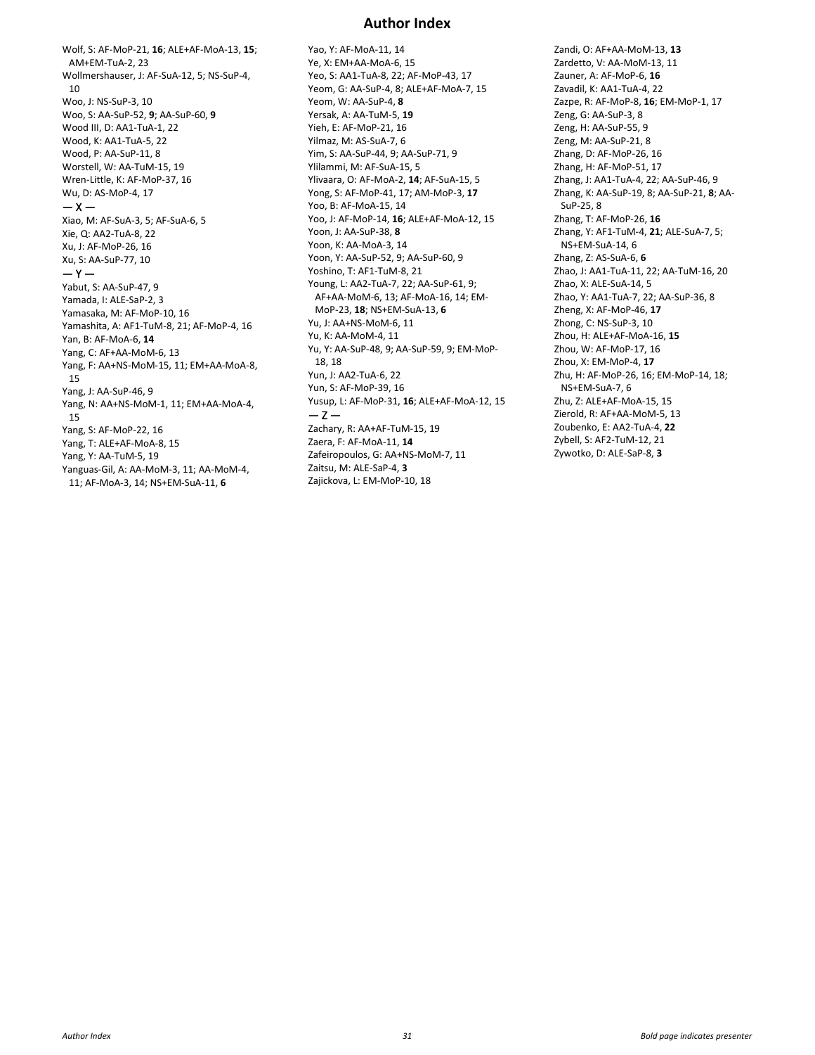# Author Index

Wolf, S: AF-MoP-21, **16**; ALE+AF-MoA-13, **15**; AM+EM-TuA-2, 23
Wollmershauser, J: AF-SuA-12, 5; NS-SuP-4, 10
Woo, J: NS-SuP-3, 10
Woo, S: AA-SuP-52, **9**; AA-SuP-60, **9**
Wood III, D: AA1-TuA-1, 22
Wood, K: AA1-TuA-5, 22
Wood, P: AA-SuP-11, 8
Worstell, W: AA-TuM-15, 19
Wren-Little, K: AF-MoP-37, 16
Wu, D: AS-MoP-4, 17

— X —

Xiao, M: AF-SuA-3, 5; AF-SuA-6, 5
Xie, Q: AA2-TuA-8, 22
Xu, J: AF-MoP-26, 16
Xu, S: AA-SuP-77, 10

— Y —

Yabut, S: AA-SuP-47, 9
Yamada, I: ALE-SaP-2, 3
Yamasaka, M: AF-MoP-10, 16
Yamashita, A: AF1-TuM-8, 21; AF-MoP-4, 16
Yan, B: AF-MoA-6, **14**
Yang, C: AF+AA-MoM-6, 13
Yang, F: AA+NS-MoM-15, 11; EM+AA-MoA-8, 15
Yang, J: AA-SuP-46, 9
Yang, N: AA+NS-MoM-1, 11; EM+AA-MoA-4, 15
Yang, S: AF-MoP-22, 16
Yang, T: ALE+AF-MoA-8, 15
Yang, Y: AA-TuM-5, 19
Yanguas-Gil, A: AA-MoM-3, 11; AA-MoM-4, 11; AF-MoA-3, 14; NS+EM-SuA-11, **6**
Yao, Y: AF-MoA-11, 14
Ye, X: EM+AA-MoA-6, 15
Yeo, S: AA1-TuA-8, 22; AF-MoP-43, 17
Yeom, G: AA-SuP-4, 8; ALE+AF-MoA-7, 15
Yeom, W: AA-SuP-4, **8**
Yersak, A: AA-TuM-5, **19**
Yieh, E: AF-MoP-21, 16
Yilmaz, M: AS-SuA-7, 6
Yim, S: AA-SuP-44, 9; AA-SuP-71, 9
Ylilammi, M: AF-SuA-15, 5
Ylivaara, O: AF-MoA-2, **14**; AF-SuA-15, 5
Yong, S: AF-MoP-41, 17; AM-MoP-3, **17**
Yoo, B: AF-MoA-15, 14
Yoo, J: AF-MoP-14, **16**; ALE+AF-MoA-12, 15
Yoon, J: AA-SuP-38, **8**
Yoon, K: AA-MoA-3, 14
Yoon, Y: AA-SuP-52, 9; AA-SuP-60, 9
Yoshino, T: AF1-TuM-8, 21
Young, L: AA2-TuA-7, 22; AA-SuP-61, 9; AF+AA-MoM-6, 13; AF-MoA-16, 14; EM-MoP-23, **18**; NS+EM-SuA-13, **6**
Yu, J: AA+NS-MoM-6, 11
Yu, K: AA-MoM-4, 11
Yu, Y: AA-SuP-48, 9; AA-SuP-59, 9; EM-MoP-18, 18
Yun, J: AA2-TuA-6, 22
Yun, S: AF-MoP-39, 16
Yusup, L: AF-MoP-31, **16**; ALE+AF-MoA-12, 15

— Z —

Zachary, R: AA+AF-TuM-15, 19
Zaera, F: AF-MoA-11, **14**
Zafeiropoulos, G: AA+NS-MoM-7, 11
Zaitsu, M: ALE-SaP-4, **3**
Zajickova, L: EM-MoP-10, 18
Zandi, O: AF+AA-MoM-13, **13**
Zardetto, V: AA-MoM-13, 11
Zauner, A: AF-MoP-6, **16**
Zavadil, K: AA1-TuA-4, 22
Zazpe, R: AF-MoP-8, **16**; EM-MoP-1, 17
Zeng, G: AA-SuP-3, 8
Zeng, H: AA-SuP-55, 9
Zeng, M: AA-SuP-21, 8
Zhang, D: AF-MoP-26, 16
Zhang, H: AF-MoP-51, 17
Zhang, J: AA1-TuA-4, 22; AA-SuP-46, 9
Zhang, K: AA-SuP-19, 8; AA-SuP-21, **8**; AA-SuP-25, 8
Zhang, T: AF-MoP-26, **16**
Zhang, Y: AF1-TuM-4, **21**; ALE-SuA-7, 5; NS+EM-SuA-14, 6
Zhang, Z: AS-SuA-6, **6**
Zhao, J: AA1-TuA-11, 22; AA-TuM-16, 20
Zhao, X: ALE-SuA-14, 5
Zhao, Y: AA1-TuA-7, 22; AA-SuP-36, 8
Zheng, X: AF-MoP-46, **17**
Zhong, C: NS-SuP-3, 10
Zhou, H: ALE+AF-MoA-16, **15**
Zhou, W: AF-MoP-17, 16
Zhou, X: EM-MoP-4, **17**
Zhu, H: AF-MoP-26, 16; EM-MoP-14, 18; NS+EM-SuA-7, 6
Zhu, Z: ALE+AF-MoA-15, 15
Zierold, R: AF+AA-MoM-5, 13
Zoubenko, E: AA2-TuA-4, **22**
Zybell, S: AF2-TuM-12, 21
Zywotko, D: ALE-SaP-8, **3**

*Bold page indicates presenter*